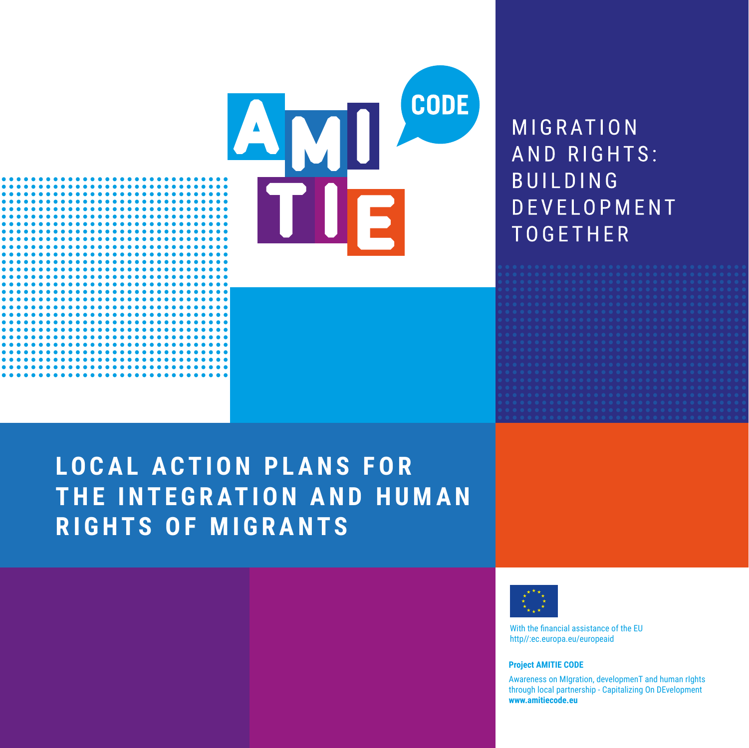AMITIE CODE

MIGRATION AND RIGHTS: BUILDING DEVELOPMENT TOGETHER

# LOCAL ACTION PLANS FOR THE INTEGRATION AND HUMAN RIGHTS OF MIGRANTS

With the financial assistance of the EU
http//:ec.europa.eu/europeaid

**Project AMITIE CODE**

Awareness on MIgration, developmenT and human rIghts through local partnership - Capitalizing On DEvelopment
**www.amitiecode.eu**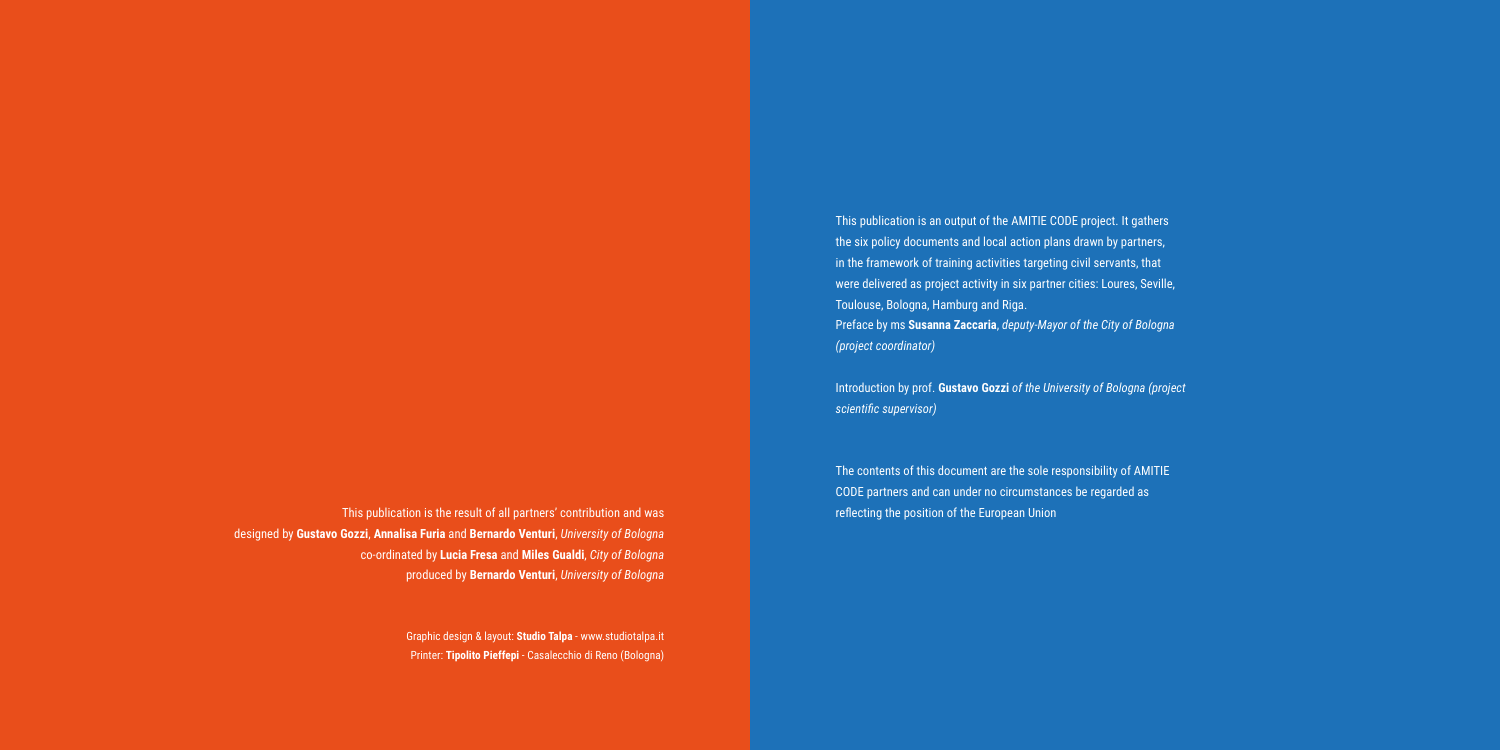This publication is the result of all partners' contribution and was designed by **Gustavo Gozzi**, **Annalisa Furia** and **Bernardo Venturi**, *University of Bologna*
co-ordinated by **Lucia Fresa** and **Miles Gualdi**, *City of Bologna*
produced by **Bernardo Venturi**, *University of Bologna*

Graphic design & layout: **Studio Talpa** - www.studiotalpa.it
Printer: **Tipolito Pieffepi** - Casalecchio di Reno (Bologna)

This publication is an output of the AMITIE CODE project. It gathers the six policy documents and local action plans drawn by partners, in the framework of training activities targeting civil servants, that were delivered as project activity in six partner cities: Loures, Seville, Toulouse, Bologna, Hamburg and Riga.
Preface by ms **Susanna Zaccaria**, *deputy-Mayor of the City of Bologna (project coordinator)*

Introduction by prof. **Gustavo Gozzi** *of the University of Bologna (project scientific supervisor)*

The contents of this document are the sole responsibility of AMITIE CODE partners and can under no circumstances be regarded as reflecting the position of the European Union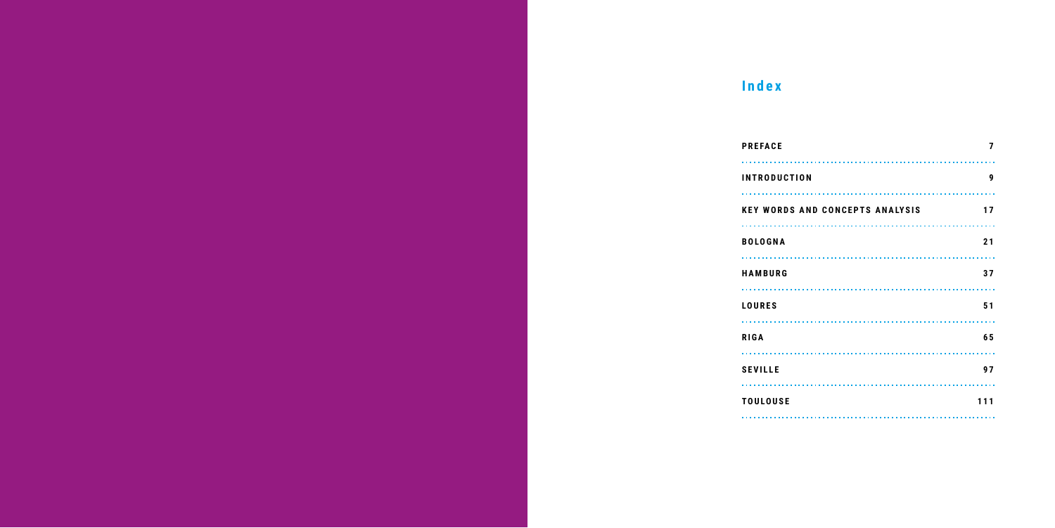# Index

| | |
|---|---|
| PREFACE | 7 |
| INTRODUCTION | 9 |
| KEY WORDS AND CONCEPTS ANALYSIS | 17 |
| BOLOGNA | 21 |
| HAMBURG | 37 |
| LOURES | 51 |
| RIGA | 65 |
| SEVILLE | 97 |
| TOULOUSE | 111 |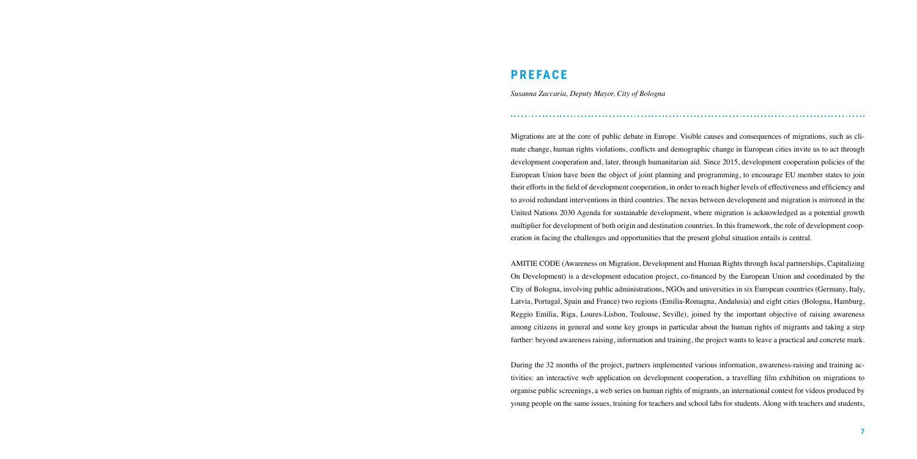# PREFACE

*Susanna Zaccaria, Deputy Mayor, City of Bologna*

Migrations are at the core of public debate in Europe. Visible causes and consequences of migrations, such as climate change, human rights violations, conflicts and demographic change in European cities invite us to act through development cooperation and, later, through humanitarian aid. Since 2015, development cooperation policies of the European Union have been the object of joint planning and programming, to encourage EU member states to join their efforts in the field of development cooperation, in order to reach higher levels of effectiveness and efficiency and to avoid redundant interventions in third countries. The nexus between development and migration is mirrored in the United Nations 2030 Agenda for sustainable development, where migration is acknowledged as a potential growth multiplier for development of both origin and destination countries. In this framework, the role of development cooperation in facing the challenges and opportunities that the present global situation entails is central.

AMITIE CODE (Awareness on Migration, Development and Human Rights through local partnerships, Capitalizing On Development) is a development education project, co-financed by the European Union and coordinated by the City of Bologna, involving public administrations, NGOs and universities in six European countries (Germany, Italy, Latvia, Portugal, Spain and France) two regions (Emilia-Romagna, Andalusia) and eight cities (Bologna, Hamburg, Reggio Emilia, Riga, Loures-Lisbon, Toulouse, Seville), joined by the important objective of raising awareness among citizens in general and some key groups in particular about the human rights of migrants and taking a step further: beyond awareness raising, information and training, the project wants to leave a practical and concrete mark.

During the 32 months of the project, partners implemented various information, awareness-raising and training activities: an interactive web application on development cooperation, a travelling film exhibition on migrations to organise public screenings, a web series on human rights of migrants, an international contest for videos produced by young people on the same issues, training for teachers and school labs for students. Along with teachers and students,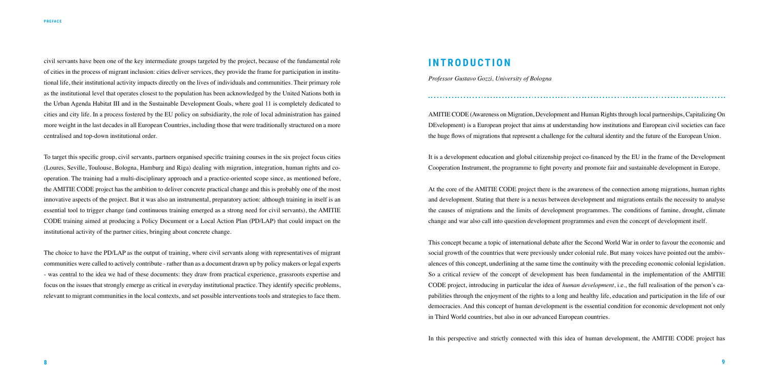civil servants have been one of the key intermediate groups targeted by the project, because of the fundamental role of cities in the process of migrant inclusion: cities deliver services, they provide the frame for participation in institutional life, their institutional activity impacts directly on the lives of individuals and communities. Their primary role as the institutional level that operates closest to the population has been acknowledged by the United Nations both in the Urban Agenda Habitat III and in the Sustainable Development Goals, where goal 11 is completely dedicated to cities and city life. In a process fostered by the EU policy on subsidiarity, the role of local administration has gained more weight in the last decades in all European Countries, including those that were traditionally structured on a more centralised and top-down institutional order.

To target this specific group, civil servants, partners organised specific training courses in the six project focus cities (Loures, Seville, Toulouse, Bologna, Hamburg and Riga) dealing with migration, integration, human rights and co-operation. The training had a multi-disciplinary approach and a practice-oriented scope since, as mentioned before, the AMITIE CODE project has the ambition to deliver concrete practical change and this is probably one of the most innovative aspects of the project. But it was also an instrumental, preparatory action: although training in itself is an essential tool to trigger change (and continuous training emerged as a strong need for civil servants), the AMITIE CODE training aimed at producing a Policy Document or a Local Action Plan (PD/LAP) that could impact on the institutional activity of the partner cities, bringing about concrete change.

The choice to have the PD/LAP as the output of training, where civil servants along with representatives of migrant communities were called to actively contribute - rather than as a document drawn up by policy makers or legal experts - was central to the idea we had of these documents: they draw from practical experience, grassroots expertise and focus on the issues that strongly emerge as critical in everyday institutional practice. They identify specific problems, relevant to migrant communities in the local contexts, and set possible interventions tools and strategies to face them.

# INTRODUCTION

*Professor Gustavo Gozzi, University of Bologna*

AMITIE CODE (Awareness on Migration, Development and Human Rights through local partnerships, Capitalizing On DEvelopment) is a European project that aims at understanding how institutions and European civil societies can face the huge flows of migrations that represent a challenge for the cultural identity and the future of the European Union.

It is a development education and global citizenship project co-financed by the EU in the frame of the Development Cooperation Instrument, the programme to fight poverty and promote fair and sustainable development in Europe.

At the core of the AMITIE CODE project there is the awareness of the connection among migrations, human rights and development. Stating that there is a nexus between development and migrations entails the necessity to analyse the causes of migrations and the limits of development programmes. The conditions of famine, drought, climate change and war also call into question development programmes and even the concept of development itself.

This concept became a topic of international debate after the Second World War in order to favour the economic and social growth of the countries that were previously under colonial rule. But many voices have pointed out the ambivalences of this concept, underlining at the same time the continuity with the preceding economic colonial legislation. So a critical review of the concept of development has been fundamental in the implementation of the AMITIE CODE project, introducing in particular the idea of *human development*, i.e., the full realisation of the person's capabilities through the enjoyment of the rights to a long and healthy life, education and participation in the life of our democracies. And this concept of human development is the essential condition for economic development not only in Third World countries, but also in our advanced European countries.

In this perspective and strictly connected with this idea of human development, the AMITIE CODE project has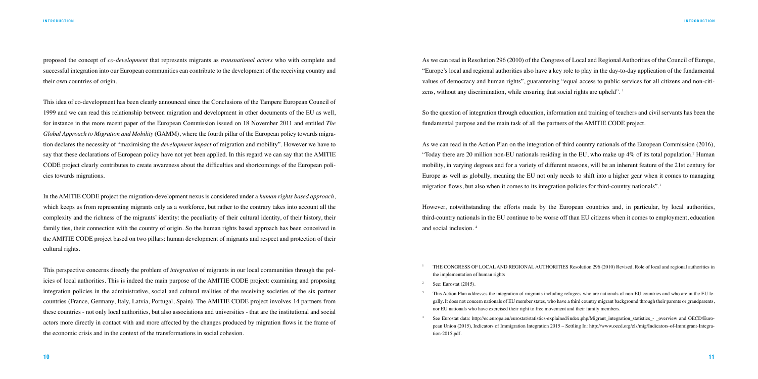proposed the concept of *co-development* that represents migrants as *transnational actors* who with complete and successful integration into our European communities can contribute to the development of the receiving country and their own countries of origin.

This idea of co-development has been clearly announced since the Conclusions of the Tampere European Council of 1999 and we can read this relationship between migration and development in other documents of the EU as well, for instance in the more recent paper of the European Commission issued on 18 November 2011 and entitled *The Global Approach to Migration and Mobility* (GAMM), where the fourth pillar of the European policy towards migration declares the necessity of "maximising the *development impact* of migration and mobility". However we have to say that these declarations of European policy have not yet been applied. In this regard we can say that the AMITIE CODE project clearly contributes to create awareness about the difficulties and shortcomings of the European policies towards migrations.

In the AMITIE CODE project the migration-development nexus is considered under a *human rights based approach*, which keeps us from representing migrants only as a workforce, but rather to the contrary takes into account all the complexity and the richness of the migrants' identity: the peculiarity of their cultural identity, of their history, their family ties, their connection with the country of origin. So the human rights based approach has been conceived in the AMITIE CODE project based on two pillars: human development of migrants and respect and protection of their cultural rights.

This perspective concerns directly the problem of *integration* of migrants in our local communities through the policies of local authorities. This is indeed the main purpose of the AMITIE CODE project: examining and proposing integration policies in the administrative, social and cultural realities of the receiving societies of the six partner countries (France, Germany, Italy, Latvia, Portugal, Spain). The AMITIE CODE project involves 14 partners from these countries - not only local authorities, but also associations and universities - that are the institutional and social actors more directly in contact with and more affected by the changes produced by migration flows in the frame of the economic crisis and in the context of the transformations in social cohesion.

As we can read in Resolution 296 (2010) of the Congress of Local and Regional Authorities of the Council of Europe, "Europe's local and regional authorities also have a key role to play in the day-to-day application of the fundamental values of democracy and human rights", guaranteeing "equal access to public services for all citizens and non-citizens, without any discrimination, while ensuring that social rights are upheld". [1]

So the question of integration through education, information and training of teachers and civil servants has been the fundamental purpose and the main task of all the partners of the AMITIE CODE project.

As we can read in the Action Plan on the integration of third country nationals of the European Commission (2016), "Today there are 20 million non-EU nationals residing in the EU, who make up 4% of its total population.[2] Human mobility, in varying degrees and for a variety of different reasons, will be an inherent feature of the 21st century for Europe as well as globally, meaning the EU not only needs to shift into a higher gear when it comes to managing migration flows, but also when it comes to its integration policies for third-country nationals".[3]

However, notwithstanding the efforts made by the European countries and, in particular, by local authorities, third-country nationals in the EU continue to be worse off than EU citizens when it comes to employment, education and social inclusion. [4]

[1] THE CONGRESS OF LOCAL AND REGIONAL AUTHORITIES Resolution 296 (2010) Revised. Role of local and regional authorities in the implementation of human rights

[2] See: Eurostat (2015).

[3] This Action Plan addresses the integration of migrants including refugees who are nationals of non-EU countries and who are in the EU legally. It does not concern nationals of EU member states, who have a third country migrant background through their parents or grandparents, nor EU nationals who have exercised their right to free movement and their family members.

[4] See Eurostat data: http://ec.europa.eu/eurostat/statistics-explained/index.php/Migrant_integration_statistics_-_overview and OECD/European Union (2015), Indicators of Immigration Integration 2015 – Settling In: http://www.oecd.org/els/mig/Indicators-of-Immigrant-Integration-2015.pdf.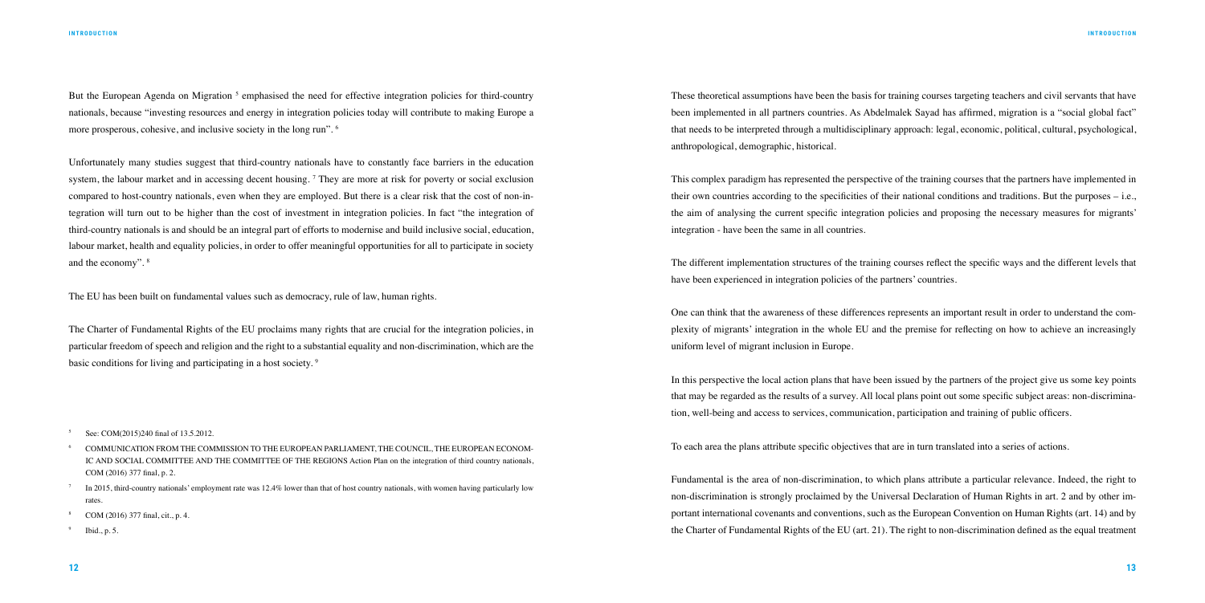But the European Agenda on Migration [5] emphasised the need for effective integration policies for third-country nationals, because "investing resources and energy in integration policies today will contribute to making Europe a more prosperous, cohesive, and inclusive society in the long run". [6]

Unfortunately many studies suggest that third-country nationals have to constantly face barriers in the education system, the labour market and in accessing decent housing. [7] They are more at risk for poverty or social exclusion compared to host-country nationals, even when they are employed. But there is a clear risk that the cost of non-integration will turn out to be higher than the cost of investment in integration policies. In fact "the integration of third-country nationals is and should be an integral part of efforts to modernise and build inclusive social, education, labour market, health and equality policies, in order to offer meaningful opportunities for all to participate in society and the economy". [8]

The EU has been built on fundamental values such as democracy, rule of law, human rights.

The Charter of Fundamental Rights of the EU proclaims many rights that are crucial for the integration policies, in particular freedom of speech and religion and the right to a substantial equality and non-discrimination, which are the basic conditions for living and participating in a host society. [9]

[5] See: COM(2015)240 final of 13.5.2012.

[6] COMMUNICATION FROM THE COMMISSION TO THE EUROPEAN PARLIAMENT, THE COUNCIL, THE EUROPEAN ECONOMIC AND SOCIAL COMMITTEE AND THE COMMITTEE OF THE REGIONS Action Plan on the integration of third country nationals, COM (2016) 377 final, p. 2.

[7] In 2015, third-country nationals' employment rate was 12.4% lower than that of host country nationals, with women having particularly low rates.

[8] COM (2016) 377 final, cit., p. 4.

[9] Ibid., p. 5.

These theoretical assumptions have been the basis for training courses targeting teachers and civil servants that have been implemented in all partners countries. As Abdelmalek Sayad has affirmed, migration is a "social global fact" that needs to be interpreted through a multidisciplinary approach: legal, economic, political, cultural, psychological, anthropological, demographic, historical.

This complex paradigm has represented the perspective of the training courses that the partners have implemented in their own countries according to the specificities of their national conditions and traditions. But the purposes – i.e., the aim of analysing the current specific integration policies and proposing the necessary measures for migrants' integration - have been the same in all countries.

The different implementation structures of the training courses reflect the specific ways and the different levels that have been experienced in integration policies of the partners' countries.

One can think that the awareness of these differences represents an important result in order to understand the complexity of migrants' integration in the whole EU and the premise for reflecting on how to achieve an increasingly uniform level of migrant inclusion in Europe.

In this perspective the local action plans that have been issued by the partners of the project give us some key points that may be regarded as the results of a survey. All local plans point out some specific subject areas: non-discrimination, well-being and access to services, communication, participation and training of public officers.

To each area the plans attribute specific objectives that are in turn translated into a series of actions.

Fundamental is the area of non-discrimination, to which plans attribute a particular relevance. Indeed, the right to non-discrimination is strongly proclaimed by the Universal Declaration of Human Rights in art. 2 and by other important international covenants and conventions, such as the European Convention on Human Rights (art. 14) and by the Charter of Fundamental Rights of the EU (art. 21). The right to non-discrimination defined as the equal treatment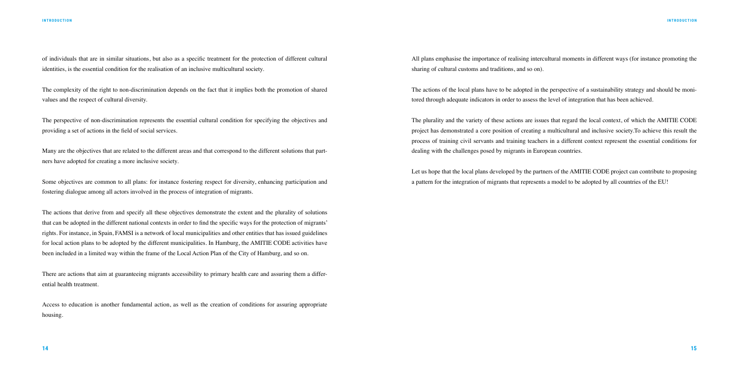of individuals that are in similar situations, but also as a specific treatment for the protection of different cultural identities, is the essential condition for the realisation of an inclusive multicultural society.

The complexity of the right to non-discrimination depends on the fact that it implies both the promotion of shared values and the respect of cultural diversity.

The perspective of non-discrimination represents the essential cultural condition for specifying the objectives and providing a set of actions in the field of social services.

Many are the objectives that are related to the different areas and that correspond to the different solutions that partners have adopted for creating a more inclusive society.

Some objectives are common to all plans: for instance fostering respect for diversity, enhancing participation and fostering dialogue among all actors involved in the process of integration of migrants.

The actions that derive from and specify all these objectives demonstrate the extent and the plurality of solutions that can be adopted in the different national contexts in order to find the specific ways for the protection of migrants' rights. For instance, in Spain, FAMSI is a network of local municipalities and other entities that has issued guidelines for local action plans to be adopted by the different municipalities. In Hamburg, the AMITIE CODE activities have been included in a limited way within the frame of the Local Action Plan of the City of Hamburg, and so on.

There are actions that aim at guaranteeing migrants accessibility to primary health care and assuring them a differential health treatment.

Access to education is another fundamental action, as well as the creation of conditions for assuring appropriate housing.

All plans emphasise the importance of realising intercultural moments in different ways (for instance promoting the sharing of cultural customs and traditions, and so on).

The actions of the local plans have to be adopted in the perspective of a sustainability strategy and should be monitored through adequate indicators in order to assess the level of integration that has been achieved.

The plurality and the variety of these actions are issues that regard the local context, of which the AMITIE CODE project has demonstrated a core position of creating a multicultural and inclusive society.To achieve this result the process of training civil servants and training teachers in a different context represent the essential conditions for dealing with the challenges posed by migrants in European countries.

Let us hope that the local plans developed by the partners of the AMITIE CODE project can contribute to proposing a pattern for the integration of migrants that represents a model to be adopted by all countries of the EU!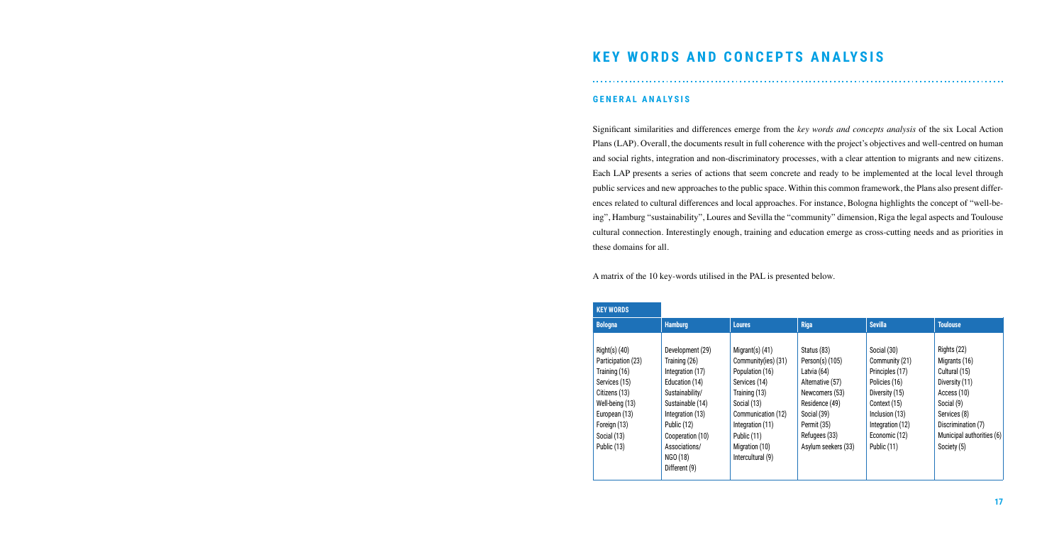# KEY WORDS AND CONCEPTS ANALYSIS

## GENERAL ANALYSIS

Significant similarities and differences emerge from the *key words and concepts analysis* of the six Local Action Plans (LAP). Overall, the documents result in full coherence with the project's objectives and well-centred on human and social rights, integration and non-discriminatory processes, with a clear attention to migrants and new citizens. Each LAP presents a series of actions that seem concrete and ready to be implemented at the local level through public services and new approaches to the public space. Within this common framework, the Plans also present differences related to cultural differences and local approaches. For instance, Bologna highlights the concept of "well-being", Hamburg "sustainability", Loures and Sevilla the "community" dimension, Riga the legal aspects and Toulouse cultural connection. Interestingly enough, training and education emerge as cross-cutting needs and as priorities in these domains for all.

A matrix of the 10 key-words utilised in the PAL is presented below.

| KEY WORDS | | | | | |
|---|---|---|---|---|---|
| **Bologna** | **Hamburg** | **Loures** | **Riga** | **Sevilla** | **Toulouse** |
| Right(s) (40)<br>Participation (23)<br>Training (16)<br>Services (15)<br>Citizens (13)<br>Well-being (13)<br>European (13)<br>Foreign (13)<br>Social (13)<br>Public (13) | Development (29)<br>Training (26)<br>Integration (17)<br>Education (14)<br>Sustainability/ Sustainable (14)<br>Integration (13)<br>Public (12)<br>Cooperation (10)<br>Associations/ NGO (18)<br>Different (9) | Migrant(s) (41)<br>Community(ies) (31)<br>Population (16)<br>Services (14)<br>Training (13)<br>Social (13)<br>Communication (12)<br>Integration (11)<br>Public (11)<br>Migration (10)<br>Intercultural (9) | Status (83)<br>Person(s) (105)<br>Latvia (64)<br>Alternative (57)<br>Newcomers (53)<br>Residence (49)<br>Social (39)<br>Permit (35)<br>Refugees (33)<br>Asylum seekers (33) | Social (30)<br>Community (21)<br>Principles (17)<br>Policies (16)<br>Diversity (15)<br>Context (15)<br>Inclusion (13)<br>Integration (12)<br>Economic (12)<br>Public (11) | Rights (22)<br>Migrants (16)<br>Cultural (15)<br>Diversity (11)<br>Access (10)<br>Social (9)<br>Services (8)<br>Discrimination (7)<br>Municipal authorities (6)<br>Society (5) |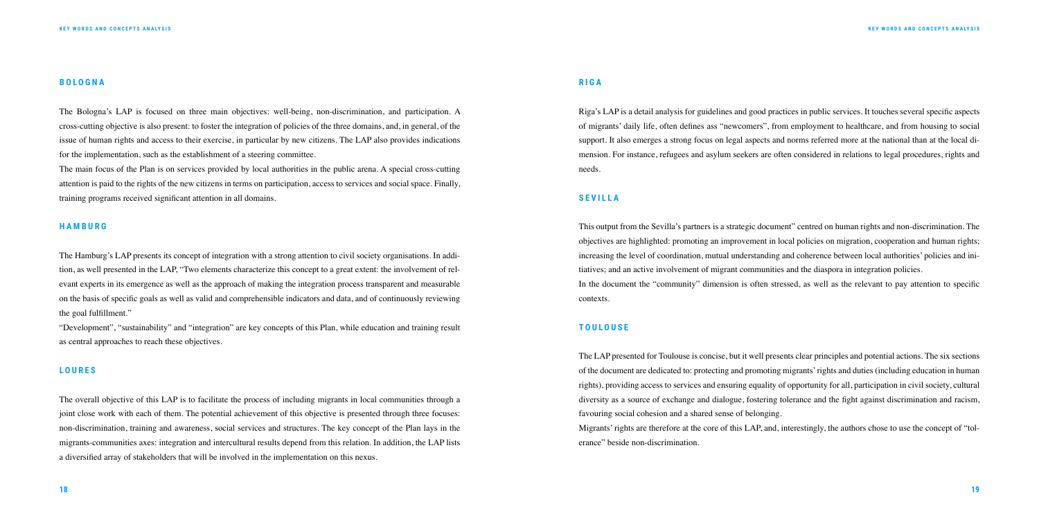## BOLOGNA

The Bologna's LAP is focused on three main objectives: well-being, non-discrimination, and participation. A cross-cutting objective is also present: to foster the integration of policies of the three domains, and, in general, of the issue of human rights and access to their exercise, in particular by new citizens. The LAP also provides indications for the implementation, such as the establishment of a steering committee.

The main focus of the Plan is on services provided by local authorities in the public arena. A special cross-cutting attention is paid to the rights of the new citizens in terms on participation, access to services and social space. Finally, training programs received significant attention in all domains.

## HAMBURG

The Hamburg's LAP presents its concept of integration with a strong attention to civil society organisations. In addition, as well presented in the LAP, "Two elements characterize this concept to a great extent: the involvement of relevant experts in its emergence as well as the approach of making the integration process transparent and measurable on the basis of specific goals as well as valid and comprehensible indicators and data, and of continuously reviewing the goal fulfillment."

"Development", "sustainability" and "integration" are key concepts of this Plan, while education and training result as central approaches to reach these objectives.

## LOURES

The overall objective of this LAP is to facilitate the process of including migrants in local communities through a joint close work with each of them. The potential achievement of this objective is presented through three focuses: non-discrimination, training and awareness, social services and structures. The key concept of the Plan lays in the migrants-communities axes: integration and intercultural results depend from this relation. In addition, the LAP lists a diversified array of stakeholders that will be involved in the implementation on this nexus.

## RIGA

Riga's LAP is a detail analysis for guidelines and good practices in public services. It touches several specific aspects of migrants' daily life, often defines ass "newcomers", from employment to healthcare, and from housing to social support. It also emerges a strong focus on legal aspects and norms referred more at the national than at the local dimension. For instance, refugees and asylum seekers are often considered in relations to legal procedures, rights and needs.

## SEVILLA

This output from the Sevilla's partners is a strategic document" centred on human rights and non-discrimination. The objectives are highlighted: promoting an improvement in local policies on migration, cooperation and human rights; increasing the level of coordination, mutual understanding and coherence between local authorities' policies and initiatives; and an active involvement of migrant communities and the diaspora in integration policies.

In the document the "community" dimension is often stressed, as well as the relevant to pay attention to specific contexts.

## TOULOUSE

The LAP presented for Toulouse is concise, but it well presents clear principles and potential actions. The six sections of the document are dedicated to: protecting and promoting migrants' rights and duties (including education in human rights), providing access to services and ensuring equality of opportunity for all, participation in civil society, cultural diversity as a source of exchange and dialogue, fostering tolerance and the fight against discrimination and racism, favouring social cohesion and a shared sense of belonging.

Migrants' rights are therefore at the core of this LAP, and, interestingly, the authors chose to use the concept of "tolerance" beside non-discrimination.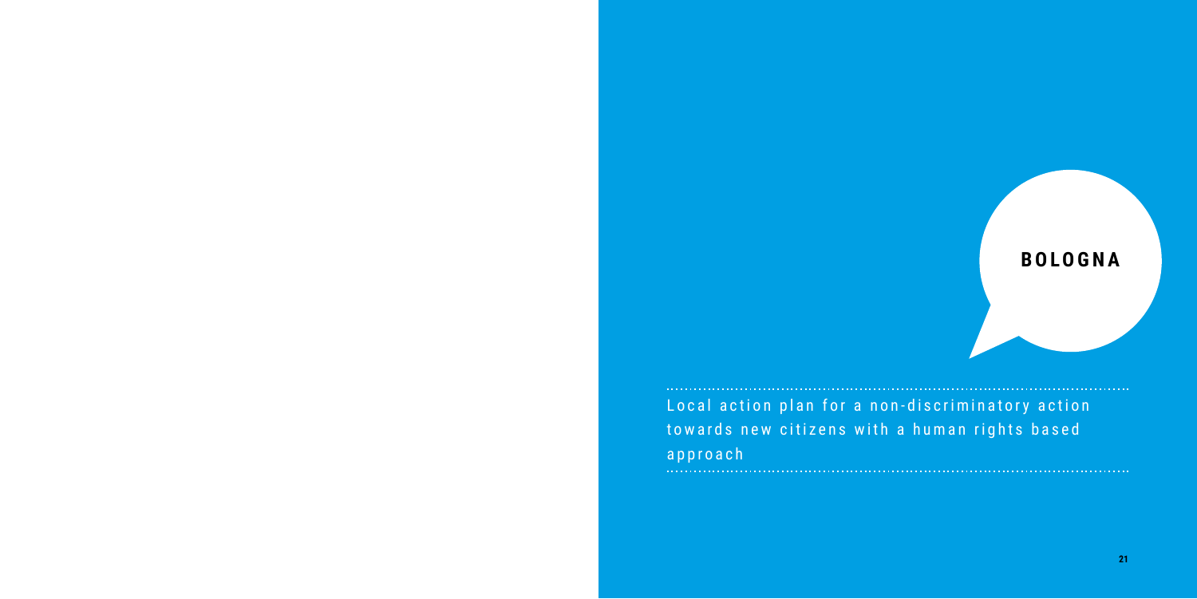# BOLOGNA

Local action plan for a non-discriminatory action towards new citizens with a human rights based approach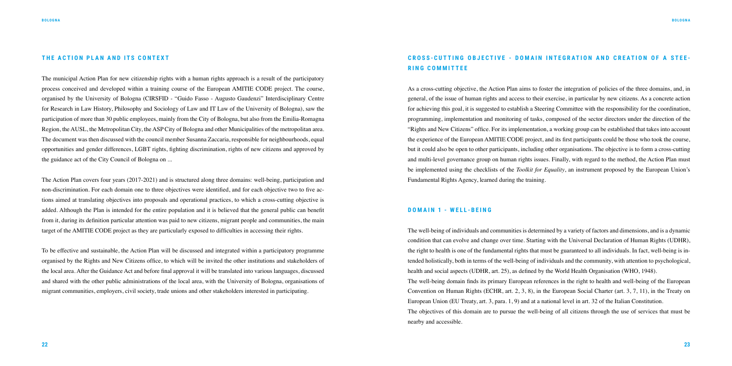## THE ACTION PLAN AND ITS CONTEXT

The municipal Action Plan for new citizenship rights with a human rights approach is a result of the participatory process conceived and developed within a training course of the European AMITIE CODE project. The course, organised by the University of Bologna (CIRSFID - "Guido Fasso - Augusto Gaudenzi" Interdisciplinary Centre for Research in Law History, Philosophy and Sociology of Law and IT Law of the University of Bologna), saw the participation of more than 30 public employees, mainly from the City of Bologna, but also from the Emilia-Romagna Region, the AUSL, the Metropolitan City, the ASP City of Bologna and other Municipalities of the metropolitan area. The document was then discussed with the council member Susanna Zaccaria, responsible for neighbourhoods, equal opportunities and gender differences, LGBT rights, fighting discrimination, rights of new citizens and approved by the guidance act of the City Council of Bologna on ...

The Action Plan covers four years (2017-2021) and is structured along three domains: well-being, participation and non-discrimination. For each domain one to three objectives were identified, and for each objective two to five actions aimed at translating objectives into proposals and operational practices, to which a cross-cutting objective is added. Although the Plan is intended for the entire population and it is believed that the general public can benefit from it, during its definition particular attention was paid to new citizens, migrant people and communities, the main target of the AMITIE CODE project as they are particularly exposed to difficulties in accessing their rights.

To be effective and sustainable, the Action Plan will be discussed and integrated within a participatory programme organised by the Rights and New Citizens office, to which will be invited the other institutions and stakeholders of the local area. After the Guidance Act and before final approval it will be translated into various languages, discussed and shared with the other public administrations of the local area, with the University of Bologna, organisations of migrant communities, employers, civil society, trade unions and other stakeholders interested in participating.

## CROSS-CUTTING OBJECTIVE - DOMAIN INTEGRATION AND CREATION OF A STEERING COMMITTEE

As a cross-cutting objective, the Action Plan aims to foster the integration of policies of the three domains, and, in general, of the issue of human rights and access to their exercise, in particular by new citizens. As a concrete action for achieving this goal, it is suggested to establish a Steering Committee with the responsibility for the coordination, programming, implementation and monitoring of tasks, composed of the sector directors under the direction of the "Rights and New Citizens" office. For its implementation, a working group can be established that takes into account the experience of the European AMITIE CODE project, and its first participants could be those who took the course, but it could also be open to other participants, including other organisations. The objective is to form a cross-cutting and multi-level governance group on human rights issues. Finally, with regard to the method, the Action Plan must be implemented using the checklists of the *Toolkit for Equality*, an instrument proposed by the European Union's Fundamental Rights Agency, learned during the training.

## DOMAIN 1 - WELL-BEING

The well-being of individuals and communities is determined by a variety of factors and dimensions, and is a dynamic condition that can evolve and change over time. Starting with the Universal Declaration of Human Rights (UDHR), the right to health is one of the fundamental rights that must be guaranteed to all individuals. In fact, well-being is intended holistically, both in terms of the well-being of individuals and the community, with attention to psychological, health and social aspects (UDHR, art. 25), as defined by the World Health Organisation (WHO, 1948).

The well-being domain finds its primary European references in the right to health and well-being of the European Convention on Human Rights (ECHR, art. 2, 3, 8), in the European Social Charter (art. 3, 7, 11), in the Treaty on European Union (EU Treaty, art. 3, para. 1, 9) and at a national level in art. 32 of the Italian Constitution.

The objectives of this domain are to pursue the well-being of all citizens through the use of services that must be nearby and accessible.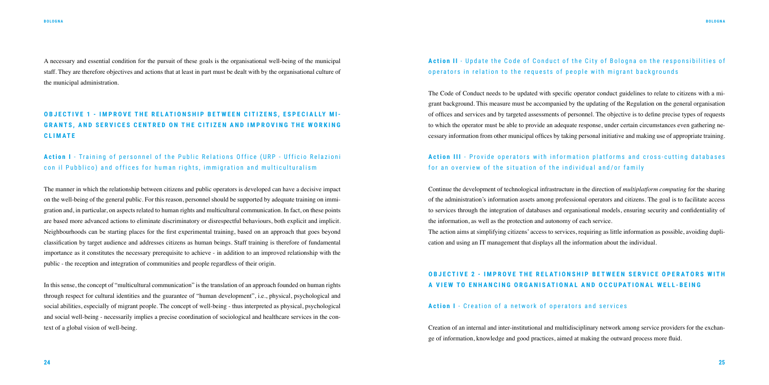A necessary and essential condition for the pursuit of these goals is the organisational well-being of the municipal staff. They are therefore objectives and actions that at least in part must be dealt with by the organisational culture of the municipal administration.

## OBJECTIVE 1 - IMPROVE THE RELATIONSHIP BETWEEN CITIZENS, ESPECIALLY MIGRANTS, AND SERVICES CENTRED ON THE CITIZEN AND IMPROVING THE WORKING CLIMATE

### Action I - Training of personnel of the Public Relations Office (URP - Ufficio Relazioni con il Pubblico) and offices for human rights, immigration and multiculturalism

The manner in which the relationship between citizens and public operators is developed can have a decisive impact on the well-being of the general public. For this reason, personnel should be supported by adequate training on immigration and, in particular, on aspects related to human rights and multicultural communication. In fact, on these points are based more advanced actions to eliminate discriminatory or disrespectful behaviours, both explicit and implicit. Neighbourhoods can be starting places for the first experimental training, based on an approach that goes beyond classification by target audience and addresses citizens as human beings. Staff training is therefore of fundamental importance as it constitutes the necessary prerequisite to achieve - in addition to an improved relationship with the public - the reception and integration of communities and people regardless of their origin.

In this sense, the concept of "multicultural communication" is the translation of an approach founded on human rights through respect for cultural identities and the guarantee of "human development", i.e., physical, psychological and social abilities, especially of migrant people. The concept of well-being - thus interpreted as physical, psychological and social well-being - necessarily implies a precise coordination of sociological and healthcare services in the context of a global vision of well-being.

### Action II - Update the Code of Conduct of the City of Bologna on the responsibilities of operators in relation to the requests of people with migrant backgrounds

The Code of Conduct needs to be updated with specific operator conduct guidelines to relate to citizens with a migrant background. This measure must be accompanied by the updating of the Regulation on the general organisation of offices and services and by targeted assessments of personnel. The objective is to define precise types of requests to which the operator must be able to provide an adequate response, under certain circumstances even gathering necessary information from other municipal offices by taking personal initiative and making use of appropriate training.

### Action III - Provide operators with information platforms and cross-cutting databases for an overview of the situation of the individual and/or family

Continue the development of technological infrastructure in the direction of *multiplatform computing* for the sharing of the administration's information assets among professional operators and citizens. The goal is to facilitate access to services through the integration of databases and organisational models, ensuring security and confidentiality of the information, as well as the protection and autonomy of each service.
The action aims at simplifying citizens' access to services, requiring as little information as possible, avoiding duplication and using an IT management that displays all the information about the individual.

## OBJECTIVE 2 - IMPROVE THE RELATIONSHIP BETWEEN SERVICE OPERATORS WITH A VIEW TO ENHANCING ORGANISATIONAL AND OCCUPATIONAL WELL-BEING

### Action I - Creation of a network of operators and services

Creation of an internal and inter-institutional and multidisciplinary network among service providers for the exchange of information, knowledge and good practices, aimed at making the outward process more fluid.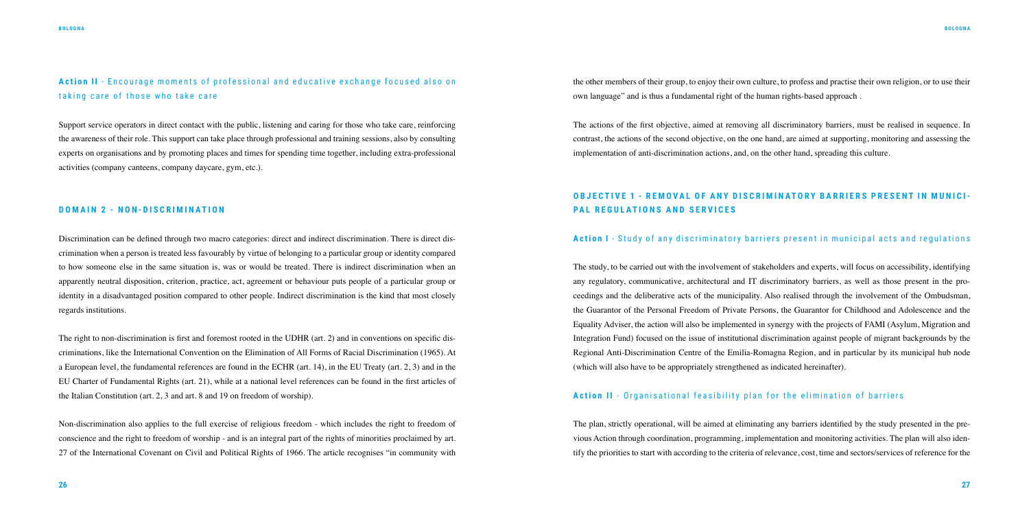### **Action II** - Encourage moments of professional and educative exchange focused also on taking care of those who take care

Support service operators in direct contact with the public, listening and caring for those who take care, reinforcing the awareness of their role. This support can take place through professional and training sessions, also by consulting experts on organisations and by promoting places and times for spending time together, including extra-professional activities (company canteens, company daycare, gym, etc.).

## DOMAIN 2 - NON-DISCRIMINATION

Discrimination can be defined through two macro categories: direct and indirect discrimination. There is direct discrimination when a person is treated less favourably by virtue of belonging to a particular group or identity compared to how someone else in the same situation is, was or would be treated. There is indirect discrimination when an apparently neutral disposition, criterion, practice, act, agreement or behaviour puts people of a particular group or identity in a disadvantaged position compared to other people. Indirect discrimination is the kind that most closely regards institutions.

The right to non-discrimination is first and foremost rooted in the UDHR (art. 2) and in conventions on specific discriminations, like the International Convention on the Elimination of All Forms of Racial Discrimination (1965). At a European level, the fundamental references are found in the ECHR (art. 14), in the EU Treaty (art. 2, 3) and in the EU Charter of Fundamental Rights (art. 21), while at a national level references can be found in the first articles of the Italian Constitution (art. 2, 3 and art. 8 and 19 on freedom of worship).

Non-discrimination also applies to the full exercise of religious freedom - which includes the right to freedom of conscience and the right to freedom of worship - and is an integral part of the rights of minorities proclaimed by art. 27 of the International Covenant on Civil and Political Rights of 1966. The article recognises "in community with the other members of their group, to enjoy their own culture, to profess and practise their own religion, or to use their own language" and is thus a fundamental right of the human rights-based approach .

The actions of the first objective, aimed at removing all discriminatory barriers, must be realised in sequence. In contrast, the actions of the second objective, on the one hand, are aimed at supporting, monitoring and assessing the implementation of anti-discrimination actions, and, on the other hand, spreading this culture.

## OBJECTIVE 1 - REMOVAL OF ANY DISCRIMINATORY BARRIERS PRESENT IN MUNICIPAL REGULATIONS AND SERVICES

### **Action I** - Study of any discriminatory barriers present in municipal acts and regulations

The study, to be carried out with the involvement of stakeholders and experts, will focus on accessibility, identifying any regulatory, communicative, architectural and IT discriminatory barriers, as well as those present in the proceedings and the deliberative acts of the municipality. Also realised through the involvement of the Ombudsman, the Guarantor of the Personal Freedom of Private Persons, the Guarantor for Childhood and Adolescence and the Equality Adviser, the action will also be implemented in synergy with the projects of FAMI (Asylum, Migration and Integration Fund) focused on the issue of institutional discrimination against people of migrant backgrounds by the Regional Anti-Discrimination Centre of the Emilia-Romagna Region, and in particular by its municipal hub node (which will also have to be appropriately strengthened as indicated hereinafter).

### **Action II** - Organisational feasibility plan for the elimination of barriers

The plan, strictly operational, will be aimed at eliminating any barriers identified by the study presented in the previous Action through coordination, programming, implementation and monitoring activities. The plan will also identify the priorities to start with according to the criteria of relevance, cost, time and sectors/services of reference for the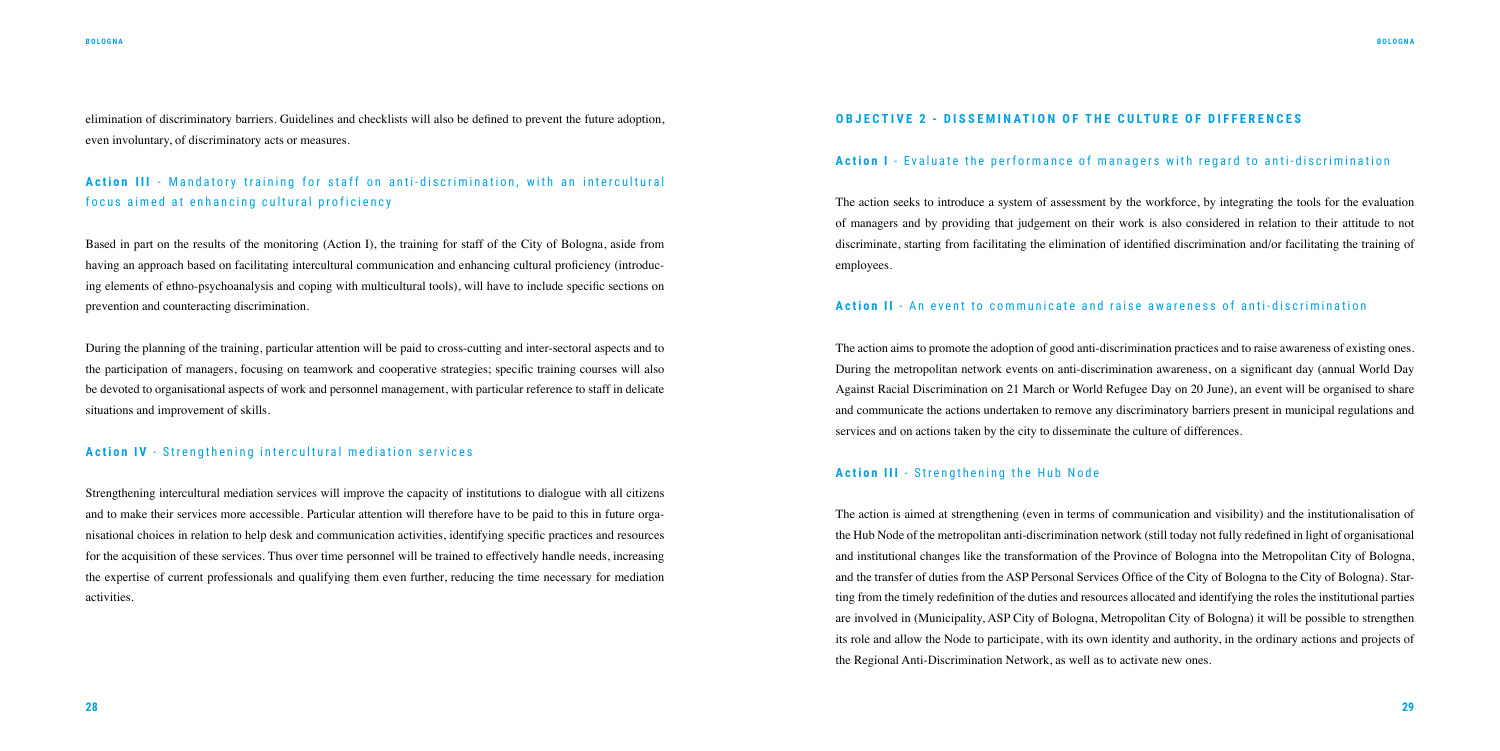elimination of discriminatory barriers. Guidelines and checklists will also be defined to prevent the future adoption, even involuntary, of discriminatory acts or measures.

### **Action III** - Mandatory training for staff on anti-discrimination, with an intercultural focus aimed at enhancing cultural proficiency

Based in part on the results of the monitoring (Action I), the training for staff of the City of Bologna, aside from having an approach based on facilitating intercultural communication and enhancing cultural proficiency (introducing elements of ethno-psychoanalysis and coping with multicultural tools), will have to include specific sections on prevention and counteracting discrimination.

During the planning of the training, particular attention will be paid to cross-cutting and inter-sectoral aspects and to the participation of managers, focusing on teamwork and cooperative strategies; specific training courses will also be devoted to organisational aspects of work and personnel management, with particular reference to staff in delicate situations and improvement of skills.

### **Action IV** - Strengthening intercultural mediation services

Strengthening intercultural mediation services will improve the capacity of institutions to dialogue with all citizens and to make their services more accessible. Particular attention will therefore have to be paid to this in future organisational choices in relation to help desk and communication activities, identifying specific practices and resources for the acquisition of these services. Thus over time personnel will be trained to effectively handle needs, increasing the expertise of current professionals and qualifying them even further, reducing the time necessary for mediation activities.

## OBJECTIVE 2 - DISSEMINATION OF THE CULTURE OF DIFFERENCES

### **Action I** - Evaluate the performance of managers with regard to anti-discrimination

The action seeks to introduce a system of assessment by the workforce, by integrating the tools for the evaluation of managers and by providing that judgement on their work is also considered in relation to their attitude to not discriminate, starting from facilitating the elimination of identified discrimination and/or facilitating the training of employees.

### **Action II** - An event to communicate and raise awareness of anti-discrimination

The action aims to promote the adoption of good anti-discrimination practices and to raise awareness of existing ones. During the metropolitan network events on anti-discrimination awareness, on a significant day (annual World Day Against Racial Discrimination on 21 March or World Refugee Day on 20 June), an event will be organised to share and communicate the actions undertaken to remove any discriminatory barriers present in municipal regulations and services and on actions taken by the city to disseminate the culture of differences.

### **Action III** - Strengthening the Hub Node

The action is aimed at strengthening (even in terms of communication and visibility) and the institutionalisation of the Hub Node of the metropolitan anti-discrimination network (still today not fully redefined in light of organisational and institutional changes like the transformation of the Province of Bologna into the Metropolitan City of Bologna, and the transfer of duties from the ASP Personal Services Office of the City of Bologna to the City of Bologna). Starting from the timely redefinition of the duties and resources allocated and identifying the roles the institutional parties are involved in (Municipality, ASP City of Bologna, Metropolitan City of Bologna) it will be possible to strengthen its role and allow the Node to participate, with its own identity and authority, in the ordinary actions and projects of the Regional Anti-Discrimination Network, as well as to activate new ones.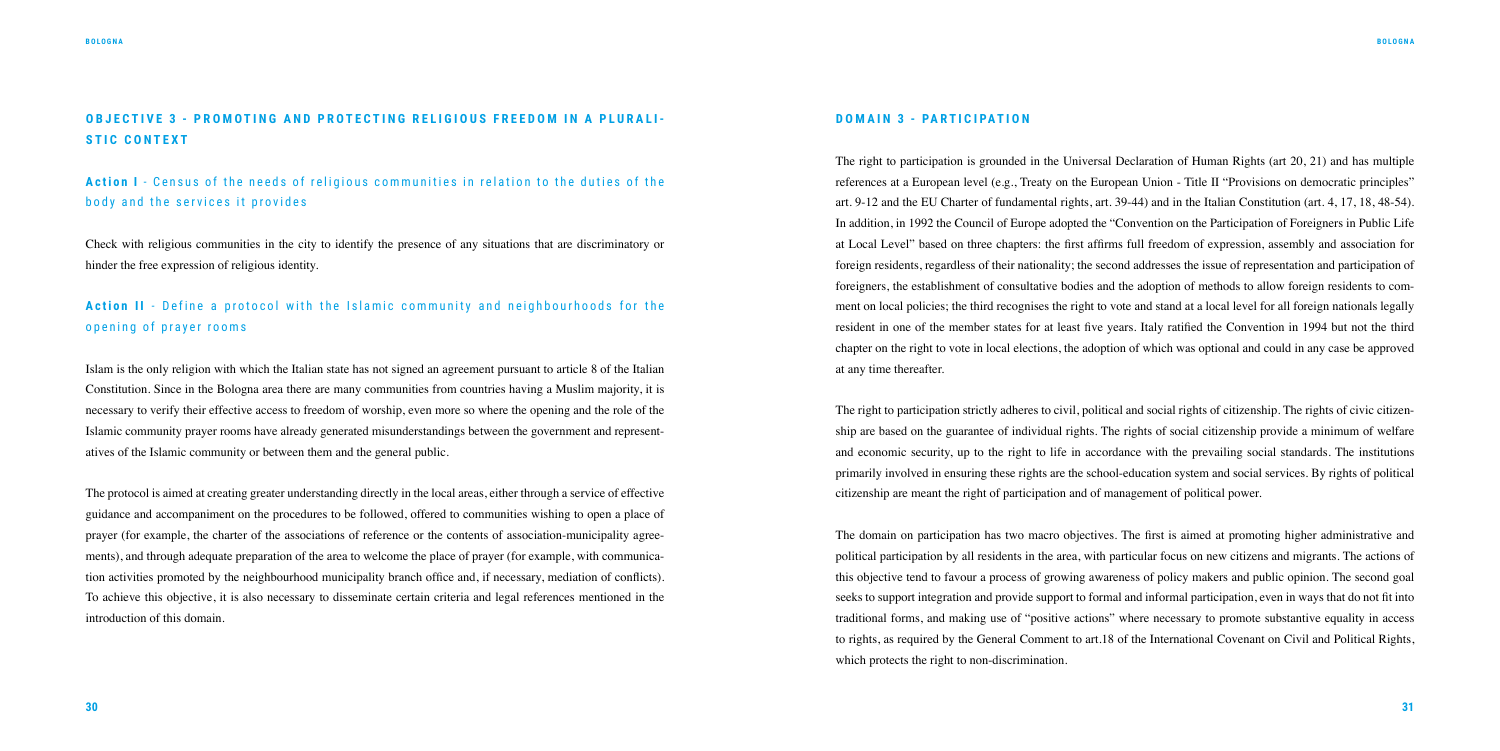## OBJECTIVE 3 - PROMOTING AND PROTECTING RELIGIOUS FREEDOM IN A PLURALISTIC CONTEXT

### Action I - Census of the needs of religious communities in relation to the duties of the body and the services it provides

Check with religious communities in the city to identify the presence of any situations that are discriminatory or hinder the free expression of religious identity.

### Action II - Define a protocol with the Islamic community and neighbourhoods for the opening of prayer rooms

Islam is the only religion with which the Italian state has not signed an agreement pursuant to article 8 of the Italian Constitution. Since in the Bologna area there are many communities from countries having a Muslim majority, it is necessary to verify their effective access to freedom of worship, even more so where the opening and the role of the Islamic community prayer rooms have already generated misunderstandings between the government and representatives of the Islamic community or between them and the general public.

The protocol is aimed at creating greater understanding directly in the local areas, either through a service of effective guidance and accompaniment on the procedures to be followed, offered to communities wishing to open a place of prayer (for example, the charter of the associations of reference or the contents of association-municipality agreements), and through adequate preparation of the area to welcome the place of prayer (for example, with communication activities promoted by the neighbourhood municipality branch office and, if necessary, mediation of conflicts). To achieve this objective, it is also necessary to disseminate certain criteria and legal references mentioned in the introduction of this domain.

## DOMAIN 3 - PARTICIPATION

The right to participation is grounded in the Universal Declaration of Human Rights (art 20, 21) and has multiple references at a European level (e.g., Treaty on the European Union - Title II "Provisions on democratic principles" art. 9-12 and the EU Charter of fundamental rights, art. 39-44) and in the Italian Constitution (art. 4, 17, 18, 48-54). In addition, in 1992 the Council of Europe adopted the "Convention on the Participation of Foreigners in Public Life at Local Level" based on three chapters: the first affirms full freedom of expression, assembly and association for foreign residents, regardless of their nationality; the second addresses the issue of representation and participation of foreigners, the establishment of consultative bodies and the adoption of methods to allow foreign residents to comment on local policies; the third recognises the right to vote and stand at a local level for all foreign nationals legally resident in one of the member states for at least five years. Italy ratified the Convention in 1994 but not the third chapter on the right to vote in local elections, the adoption of which was optional and could in any case be approved at any time thereafter.

The right to participation strictly adheres to civil, political and social rights of citizenship. The rights of civic citizenship are based on the guarantee of individual rights. The rights of social citizenship provide a minimum of welfare and economic security, up to the right to life in accordance with the prevailing social standards. The institutions primarily involved in ensuring these rights are the school-education system and social services. By rights of political citizenship are meant the right of participation and of management of political power.

The domain on participation has two macro objectives. The first is aimed at promoting higher administrative and political participation by all residents in the area, with particular focus on new citizens and migrants. The actions of this objective tend to favour a process of growing awareness of policy makers and public opinion. The second goal seeks to support integration and provide support to formal and informal participation, even in ways that do not fit into traditional forms, and making use of "positive actions" where necessary to promote substantive equality in access to rights, as required by the General Comment to art.18 of the International Covenant on Civil and Political Rights, which protects the right to non-discrimination.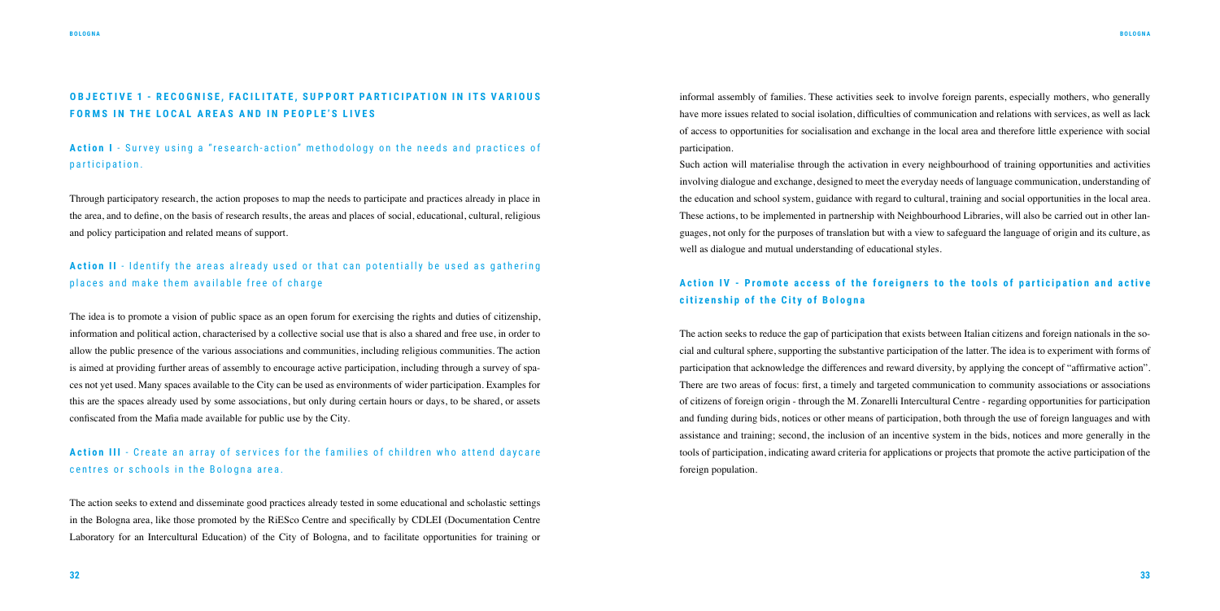## OBJECTIVE 1 - RECOGNISE, FACILITATE, SUPPORT PARTICIPATION IN ITS VARIOUS FORMS IN THE LOCAL AREAS AND IN PEOPLE'S LIVES

### Action I - Survey using a "research-action" methodology on the needs and practices of participation.

Through participatory research, the action proposes to map the needs to participate and practices already in place in the area, and to define, on the basis of research results, the areas and places of social, educational, cultural, religious and policy participation and related means of support.

### Action II - Identify the areas already used or that can potentially be used as gathering places and make them available free of charge

The idea is to promote a vision of public space as an open forum for exercising the rights and duties of citizenship, information and political action, characterised by a collective social use that is also a shared and free use, in order to allow the public presence of the various associations and communities, including religious communities. The action is aimed at providing further areas of assembly to encourage active participation, including through a survey of spaces not yet used. Many spaces available to the City can be used as environments of wider participation. Examples for this are the spaces already used by some associations, but only during certain hours or days, to be shared, or assets confiscated from the Mafia made available for public use by the City.

### Action III - Create an array of services for the families of children who attend daycare centres or schools in the Bologna area.

The action seeks to extend and disseminate good practices already tested in some educational and scholastic settings in the Bologna area, like those promoted by the RiESco Centre and specifically by CDLEI (Documentation Centre Laboratory for an Intercultural Education) of the City of Bologna, and to facilitate opportunities for training or informal assembly of families. These activities seek to involve foreign parents, especially mothers, who generally have more issues related to social isolation, difficulties of communication and relations with services, as well as lack of access to opportunities for socialisation and exchange in the local area and therefore little experience with social participation.

Such action will materialise through the activation in every neighbourhood of training opportunities and activities involving dialogue and exchange, designed to meet the everyday needs of language communication, understanding of the education and school system, guidance with regard to cultural, training and social opportunities in the local area. These actions, to be implemented in partnership with Neighbourhood Libraries, will also be carried out in other languages, not only for the purposes of translation but with a view to safeguard the language of origin and its culture, as well as dialogue and mutual understanding of educational styles.

### Action IV - Promote access of the foreigners to the tools of participation and active citizenship of the City of Bologna

The action seeks to reduce the gap of participation that exists between Italian citizens and foreign nationals in the social and cultural sphere, supporting the substantive participation of the latter. The idea is to experiment with forms of participation that acknowledge the differences and reward diversity, by applying the concept of "affirmative action". There are two areas of focus: first, a timely and targeted communication to community associations or associations of citizens of foreign origin - through the M. Zonarelli Intercultural Centre - regarding opportunities for participation and funding during bids, notices or other means of participation, both through the use of foreign languages and with assistance and training; second, the inclusion of an incentive system in the bids, notices and more generally in the tools of participation, indicating award criteria for applications or projects that promote the active participation of the foreign population.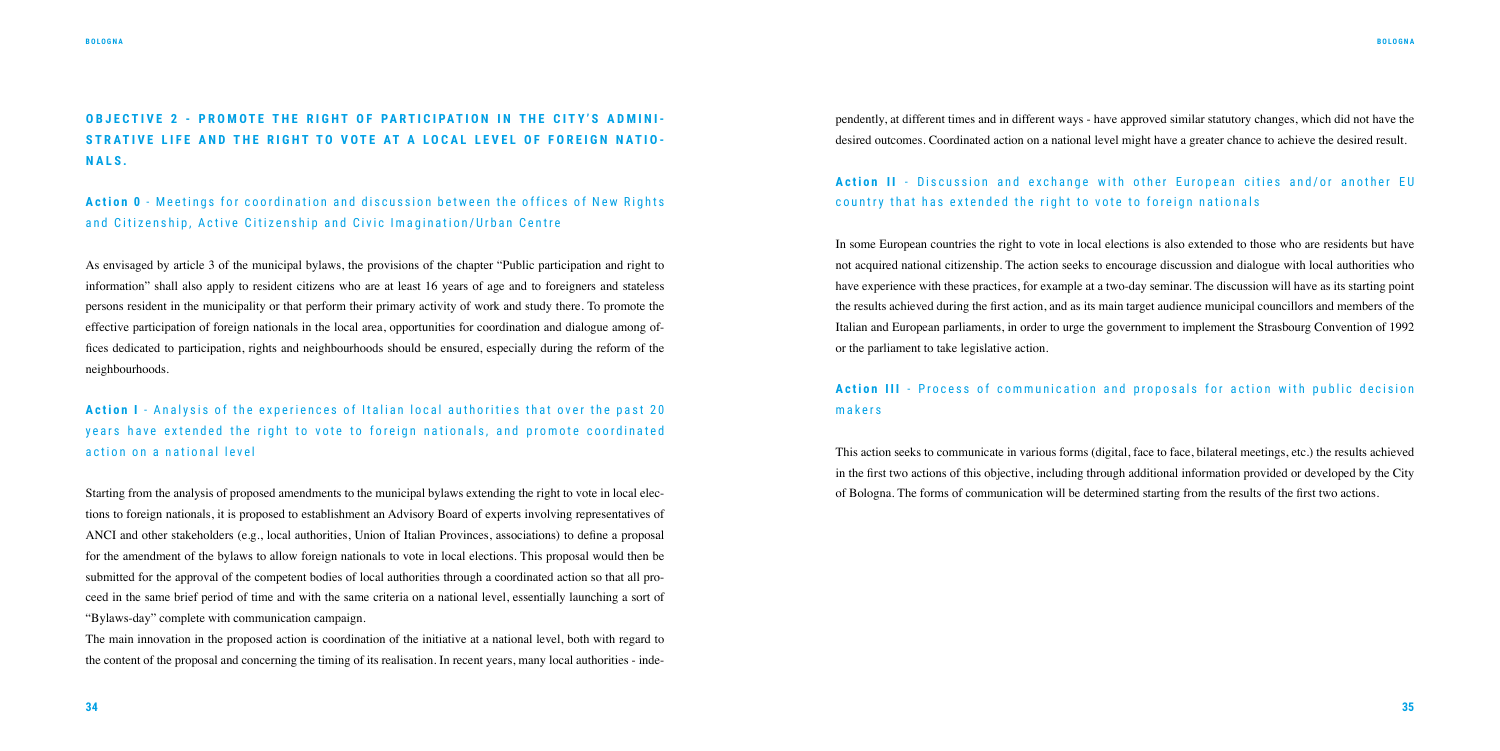## OBJECTIVE 2 - PROMOTE THE RIGHT OF PARTICIPATION IN THE CITY'S ADMINISTRATIVE LIFE AND THE RIGHT TO VOTE AT A LOCAL LEVEL OF FOREIGN NATIONALS.

### Action 0 - Meetings for coordination and discussion between the offices of New Rights and Citizenship, Active Citizenship and Civic Imagination/Urban Centre

As envisaged by article 3 of the municipal bylaws, the provisions of the chapter "Public participation and right to information" shall also apply to resident citizens who are at least 16 years of age and to foreigners and stateless persons resident in the municipality or that perform their primary activity of work and study there. To promote the effective participation of foreign nationals in the local area, opportunities for coordination and dialogue among offices dedicated to participation, rights and neighbourhoods should be ensured, especially during the reform of the neighbourhoods.

### Action I - Analysis of the experiences of Italian local authorities that over the past 20 years have extended the right to vote to foreign nationals, and promote coordinated action on a national level

Starting from the analysis of proposed amendments to the municipal bylaws extending the right to vote in local elections to foreign nationals, it is proposed to establishment an Advisory Board of experts involving representatives of ANCI and other stakeholders (e.g., local authorities, Union of Italian Provinces, associations) to define a proposal for the amendment of the bylaws to allow foreign nationals to vote in local elections. This proposal would then be submitted for the approval of the competent bodies of local authorities through a coordinated action so that all proceed in the same brief period of time and with the same criteria on a national level, essentially launching a sort of "Bylaws-day" complete with communication campaign.

The main innovation in the proposed action is coordination of the initiative at a national level, both with regard to the content of the proposal and concerning the timing of its realisation. In recent years, many local authorities - independently, at different times and in different ways - have approved similar statutory changes, which did not have the desired outcomes. Coordinated action on a national level might have a greater chance to achieve the desired result.

### Action II - Discussion and exchange with other European cities and/or another EU country that has extended the right to vote to foreign nationals

In some European countries the right to vote in local elections is also extended to those who are residents but have not acquired national citizenship. The action seeks to encourage discussion and dialogue with local authorities who have experience with these practices, for example at a two-day seminar. The discussion will have as its starting point the results achieved during the first action, and as its main target audience municipal councillors and members of the Italian and European parliaments, in order to urge the government to implement the Strasbourg Convention of 1992 or the parliament to take legislative action.

### Action III - Process of communication and proposals for action with public decision makers

This action seeks to communicate in various forms (digital, face to face, bilateral meetings, etc.) the results achieved in the first two actions of this objective, including through additional information provided or developed by the City of Bologna. The forms of communication will be determined starting from the results of the first two actions.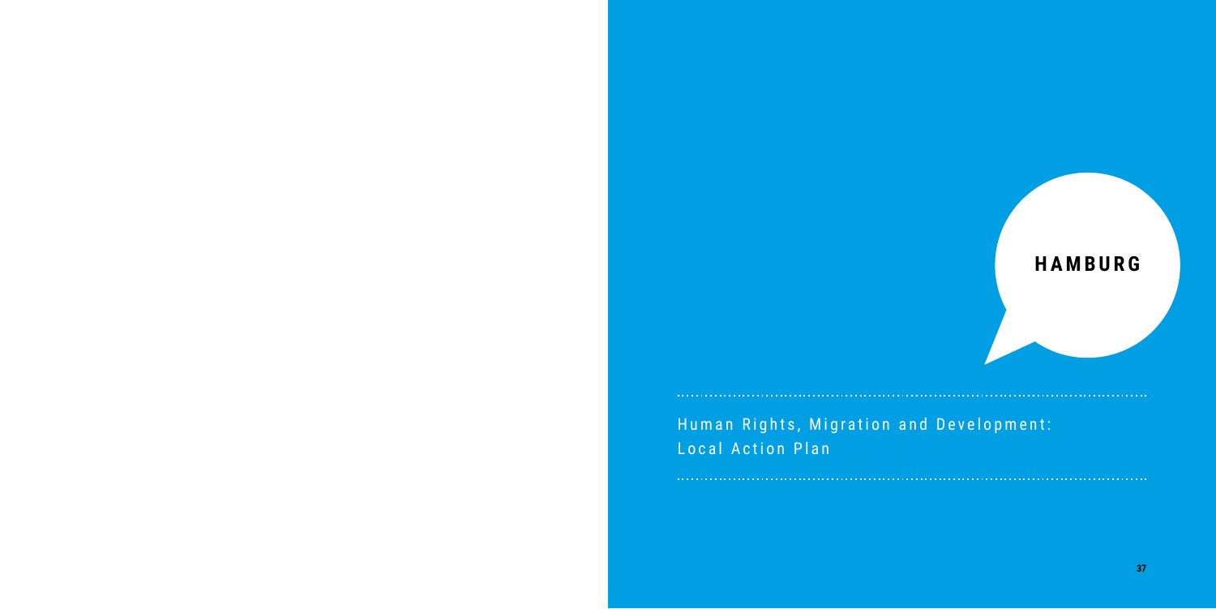# HAMBURG

Human Rights, Migration and Development: Local Action Plan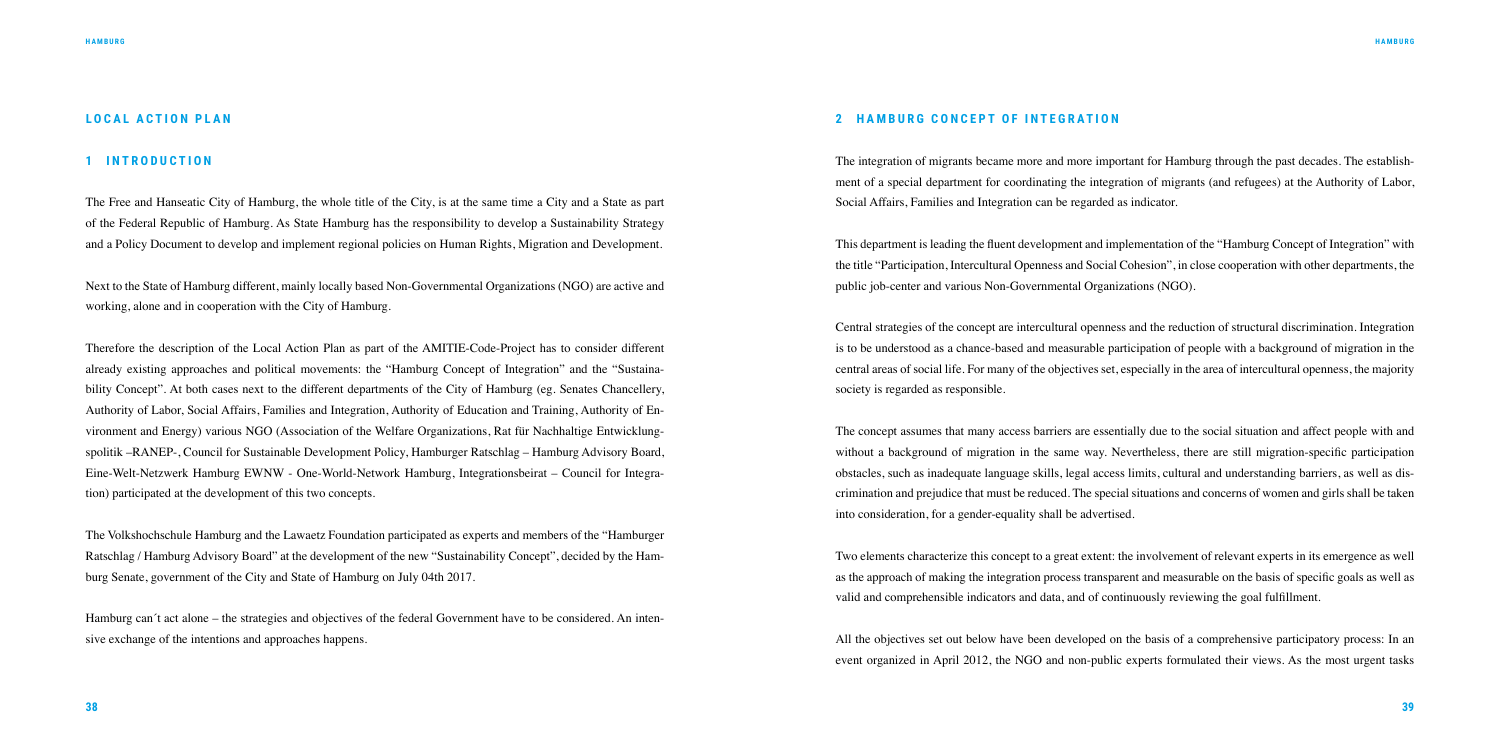## LOCAL ACTION PLAN

### 1 INTRODUCTION

The Free and Hanseatic City of Hamburg, the whole title of the City, is at the same time a City and a State as part of the Federal Republic of Hamburg. As State Hamburg has the responsibility to develop a Sustainability Strategy and a Policy Document to develop and implement regional policies on Human Rights, Migration and Development.

Next to the State of Hamburg different, mainly locally based Non-Governmental Organizations (NGO) are active and working, alone and in cooperation with the City of Hamburg.

Therefore the description of the Local Action Plan as part of the AMITIE-Code-Project has to consider different already existing approaches and political movements: the "Hamburg Concept of Integration" and the "Sustainability Concept". At both cases next to the different departments of the City of Hamburg (eg. Senates Chancellery, Authority of Labor, Social Affairs, Families and Integration, Authority of Education and Training, Authority of Environment and Energy) various NGO (Association of the Welfare Organizations, Rat für Nachhaltige Entwicklungspolitik –RANEP-, Council for Sustainable Development Policy, Hamburger Ratschlag – Hamburg Advisory Board, Eine-Welt-Netzwerk Hamburg EWNW - One-World-Network Hamburg, Integrationsbeirat – Council for Integration) participated at the development of this two concepts.

The Volkshochschule Hamburg and the Lawaetz Foundation participated as experts and members of the "Hamburger Ratschlag / Hamburg Advisory Board" at the development of the new "Sustainability Concept", decided by the Hamburg Senate, government of the City and State of Hamburg on July 04th 2017.

Hamburg can´t act alone – the strategies and objectives of the federal Government have to be considered. An intensive exchange of the intentions and approaches happens.

### 2 HAMBURG CONCEPT OF INTEGRATION

The integration of migrants became more and more important for Hamburg through the past decades. The establishment of a special department for coordinating the integration of migrants (and refugees) at the Authority of Labor, Social Affairs, Families and Integration can be regarded as indicator.

This department is leading the fluent development and implementation of the "Hamburg Concept of Integration" with the title "Participation, Intercultural Openness and Social Cohesion", in close cooperation with other departments, the public job-center and various Non-Governmental Organizations (NGO).

Central strategies of the concept are intercultural openness and the reduction of structural discrimination. Integration is to be understood as a chance-based and measurable participation of people with a background of migration in the central areas of social life. For many of the objectives set, especially in the area of intercultural openness, the majority society is regarded as responsible.

The concept assumes that many access barriers are essentially due to the social situation and affect people with and without a background of migration in the same way. Nevertheless, there are still migration-specific participation obstacles, such as inadequate language skills, legal access limits, cultural and understanding barriers, as well as discrimination and prejudice that must be reduced. The special situations and concerns of women and girls shall be taken into consideration, for a gender-equality shall be advertised.

Two elements characterize this concept to a great extent: the involvement of relevant experts in its emergence as well as the approach of making the integration process transparent and measurable on the basis of specific goals as well as valid and comprehensible indicators and data, and of continuously reviewing the goal fulfillment.

All the objectives set out below have been developed on the basis of a comprehensive participatory process: In an event organized in April 2012, the NGO and non-public experts formulated their views. As the most urgent tasks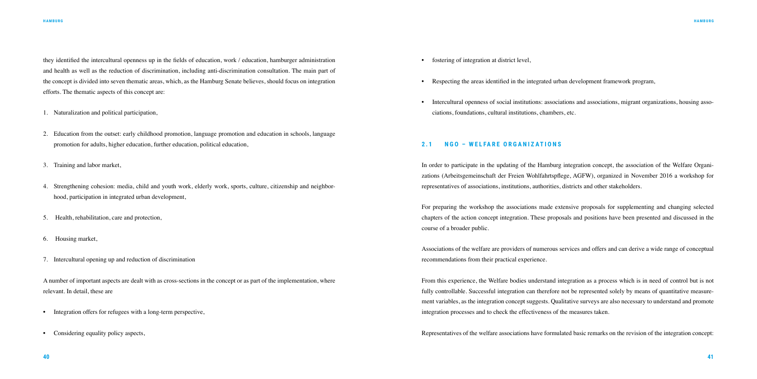they identified the intercultural openness up in the fields of education, work / education, hamburger administration and health as well as the reduction of discrimination, including anti-discrimination consultation. The main part of the concept is divided into seven thematic areas, which, as the Hamburg Senate believes, should focus on integration efforts. The thematic aspects of this concept are:

1. Naturalization and political participation,
2. Education from the outset: early childhood promotion, language promotion and education in schools, language promotion for adults, higher education, further education, political education,
3. Training and labor market,
4. Strengthening cohesion: media, child and youth work, elderly work, sports, culture, citizenship and neighborhood, participation in integrated urban development,
5. Health, rehabilitation, care and protection,
6. Housing market,
7. Intercultural opening up and reduction of discrimination

A number of important aspects are dealt with as cross-sections in the concept or as part of the implementation, where relevant. In detail, these are

- Integration offers for refugees with a long-term perspective,
- Considering equality policy aspects,
- fostering of integration at district level,
- Respecting the areas identified in the integrated urban development framework program,
- Intercultural openness of social institutions: associations and associations, migrant organizations, housing associations, foundations, cultural institutions, chambers, etc.

## 2.1 NGO – WELFARE ORGANIZATIONS

In order to participate in the updating of the Hamburg integration concept, the association of the Welfare Organizations (Arbeitsgemeinschaft der Freien Wohlfahrtspflege, AGFW), organized in November 2016 a workshop for representatives of associations, institutions, authorities, districts and other stakeholders.

For preparing the workshop the associations made extensive proposals for supplementing and changing selected chapters of the action concept integration. These proposals and positions have been presented and discussed in the course of a broader public.

Associations of the welfare are providers of numerous services and offers and can derive a wide range of conceptual recommendations from their practical experience.

From this experience, the Welfare bodies understand integration as a process which is in need of control but is not fully controllable. Successful integration can therefore not be represented solely by means of quantitative measurement variables, as the integration concept suggests. Qualitative surveys are also necessary to understand and promote integration processes and to check the effectiveness of the measures taken.

Representatives of the welfare associations have formulated basic remarks on the revision of the integration concept: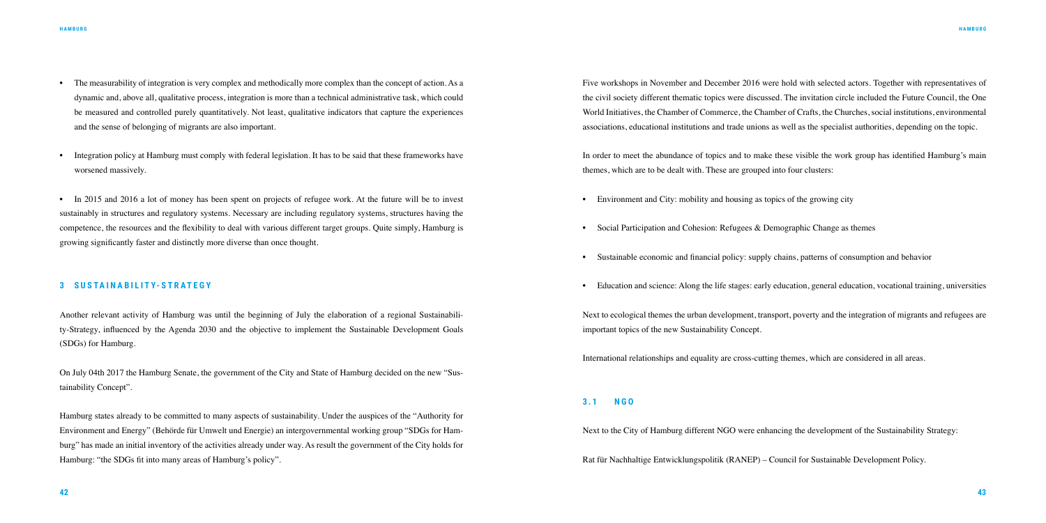- The measurability of integration is very complex and methodically more complex than the concept of action. As a dynamic and, above all, qualitative process, integration is more than a technical administrative task, which could be measured and controlled purely quantitatively. Not least, qualitative indicators that capture the experiences and the sense of belonging of migrants are also important.

- Integration policy at Hamburg must comply with federal legislation. It has to be said that these frameworks have worsened massively.

- In 2015 and 2016 a lot of money has been spent on projects of refugee work. At the future will be to invest sustainably in structures and regulatory systems. Necessary are including regulatory systems, structures having the competence, the resources and the flexibility to deal with various different target groups. Quite simply, Hamburg is growing significantly faster and distinctly more diverse than once thought.

## 3 SUSTAINABILITY-STRATEGY

Another relevant activity of Hamburg was until the beginning of July the elaboration of a regional Sustainability-Strategy, influenced by the Agenda 2030 and the objective to implement the Sustainable Development Goals (SDGs) for Hamburg.

On July 04th 2017 the Hamburg Senate, the government of the City and State of Hamburg decided on the new "Sustainability Concept".

Hamburg states already to be committed to many aspects of sustainability. Under the auspices of the "Authority for Environment and Energy" (Behörde für Umwelt und Energie) an intergovernmental working group "SDGs for Hamburg" has made an initial inventory of the activities already under way. As result the government of the City holds for Hamburg: "the SDGs fit into many areas of Hamburg's policy".

Five workshops in November and December 2016 were hold with selected actors. Together with representatives of the civil society different thematic topics were discussed. The invitation circle included the Future Council, the One World Initiatives, the Chamber of Commerce, the Chamber of Crafts, the Churches, social institutions, environmental associations, educational institutions and trade unions as well as the specialist authorities, depending on the topic.

In order to meet the abundance of topics and to make these visible the work group has identified Hamburg's main themes, which are to be dealt with. These are grouped into four clusters:

- Environment and City: mobility and housing as topics of the growing city

- Social Participation and Cohesion: Refugees & Demographic Change as themes

- Sustainable economic and financial policy: supply chains, patterns of consumption and behavior

- Education and science: Along the life stages: early education, general education, vocational training, universities

Next to ecological themes the urban development, transport, poverty and the integration of migrants and refugees are important topics of the new Sustainability Concept.

International relationships and equality are cross-cutting themes, which are considered in all areas.

### 3.1 NGO

Next to the City of Hamburg different NGO were enhancing the development of the Sustainability Strategy:

Rat für Nachhaltige Entwicklungspolitik (RANEP) – Council for Sustainable Development Policy.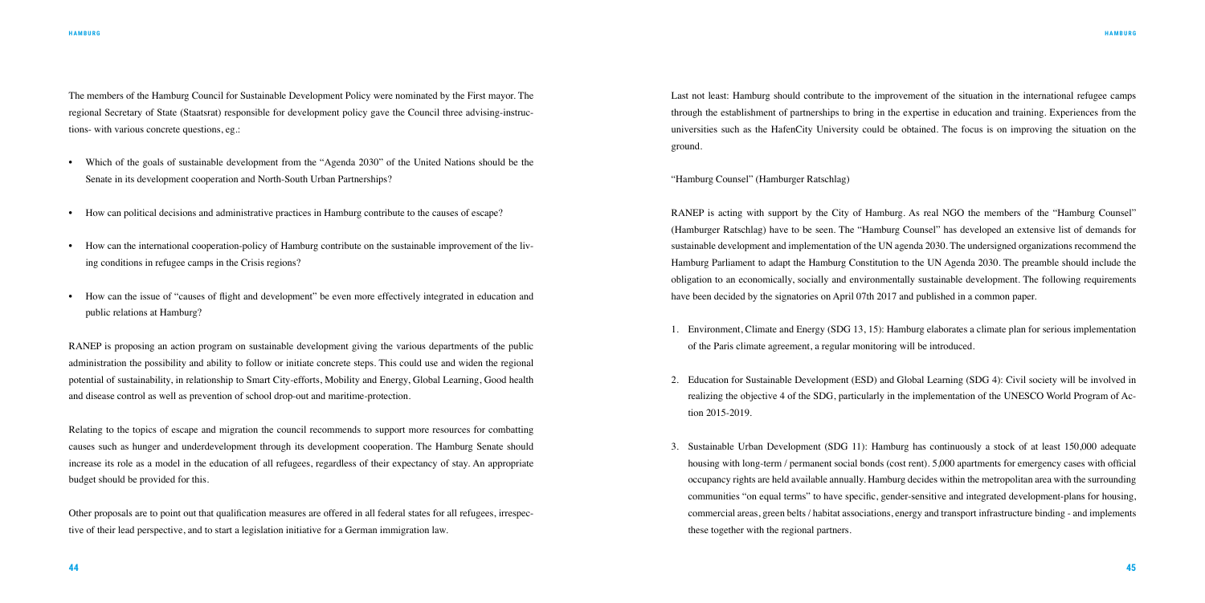The members of the Hamburg Council for Sustainable Development Policy were nominated by the First mayor. The regional Secretary of State (Staatsrat) responsible for development policy gave the Council three advising-instructions- with various concrete questions, eg.:

- Which of the goals of sustainable development from the "Agenda 2030" of the United Nations should be the Senate in its development cooperation and North-South Urban Partnerships?
- How can political decisions and administrative practices in Hamburg contribute to the causes of escape?
- How can the international cooperation-policy of Hamburg contribute on the sustainable improvement of the living conditions in refugee camps in the Crisis regions?
- How can the issue of "causes of flight and development" be even more effectively integrated in education and public relations at Hamburg?

RANEP is proposing an action program on sustainable development giving the various departments of the public administration the possibility and ability to follow or initiate concrete steps. This could use and widen the regional potential of sustainability, in relationship to Smart City-efforts, Mobility and Energy, Global Learning, Good health and disease control as well as prevention of school drop-out and maritime-protection.

Relating to the topics of escape and migration the council recommends to support more resources for combatting causes such as hunger and underdevelopment through its development cooperation. The Hamburg Senate should increase its role as a model in the education of all refugees, regardless of their expectancy of stay. An appropriate budget should be provided for this.

Other proposals are to point out that qualification measures are offered in all federal states for all refugees, irrespective of their lead perspective, and to start a legislation initiative for a German immigration law.

Last not least: Hamburg should contribute to the improvement of the situation in the international refugee camps through the establishment of partnerships to bring in the expertise in education and training. Experiences from the universities such as the HafenCity University could be obtained. The focus is on improving the situation on the ground.

"Hamburg Counsel" (Hamburger Ratschlag)

RANEP is acting with support by the City of Hamburg. As real NGO the members of the "Hamburg Counsel" (Hamburger Ratschlag) have to be seen. The "Hamburg Counsel" has developed an extensive list of demands for sustainable development and implementation of the UN agenda 2030. The undersigned organizations recommend the Hamburg Parliament to adapt the Hamburg Constitution to the UN Agenda 2030. The preamble should include the obligation to an economically, socially and environmentally sustainable development. The following requirements have been decided by the signatories on April 07th 2017 and published in a common paper.

1. Environment, Climate and Energy (SDG 13, 15): Hamburg elaborates a climate plan for serious implementation of the Paris climate agreement, a regular monitoring will be introduced.
2. Education for Sustainable Development (ESD) and Global Learning (SDG 4): Civil society will be involved in realizing the objective 4 of the SDG, particularly in the implementation of the UNESCO World Program of Action 2015-2019.
3. Sustainable Urban Development (SDG 11): Hamburg has continuously a stock of at least 150,000 adequate housing with long-term / permanent social bonds (cost rent). 5,000 apartments for emergency cases with official occupancy rights are held available annually. Hamburg decides within the metropolitan area with the surrounding communities "on equal terms" to have specific, gender-sensitive and integrated development-plans for housing, commercial areas, green belts / habitat associations, energy and transport infrastructure binding - and implements these together with the regional partners.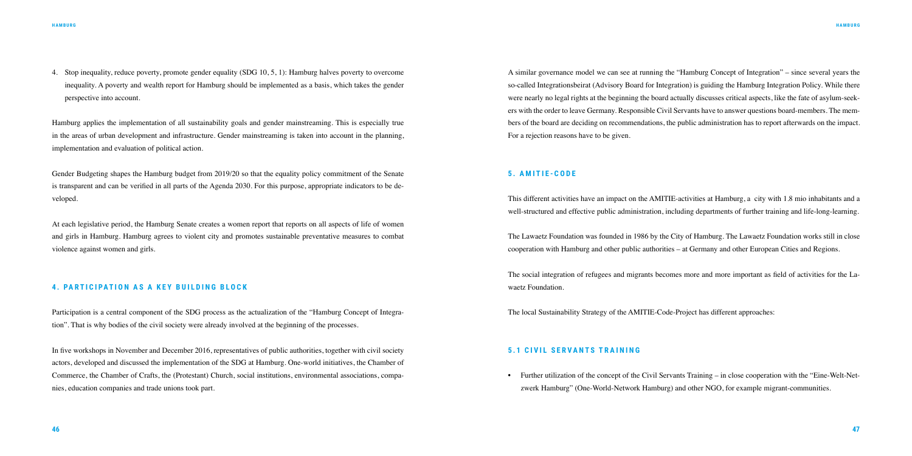4. Stop inequality, reduce poverty, promote gender equality (SDG 10, 5, 1): Hamburg halves poverty to overcome inequality. A poverty and wealth report for Hamburg should be implemented as a basis, which takes the gender perspective into account.

Hamburg applies the implementation of all sustainability goals and gender mainstreaming. This is especially true in the areas of urban development and infrastructure. Gender mainstreaming is taken into account in the planning, implementation and evaluation of political action.

Gender Budgeting shapes the Hamburg budget from 2019/20 so that the equality policy commitment of the Senate is transparent and can be verified in all parts of the Agenda 2030. For this purpose, appropriate indicators to be developed.

At each legislative period, the Hamburg Senate creates a women report that reports on all aspects of life of women and girls in Hamburg. Hamburg agrees to violent city and promotes sustainable preventative measures to combat violence against women and girls.

## 4. PARTICIPATION AS A KEY BUILDING BLOCK

Participation is a central component of the SDG process as the actualization of the "Hamburg Concept of Integration". That is why bodies of the civil society were already involved at the beginning of the processes.

In five workshops in November and December 2016, representatives of public authorities, together with civil society actors, developed and discussed the implementation of the SDG at Hamburg. One-world initiatives, the Chamber of Commerce, the Chamber of Crafts, the (Protestant) Church, social institutions, environmental associations, companies, education companies and trade unions took part.

A similar governance model we can see at running the "Hamburg Concept of Integration" – since several years the so-called Integrationsbeirat (Advisory Board for Integration) is guiding the Hamburg Integration Policy. While there were nearly no legal rights at the beginning the board actually discusses critical aspects, like the fate of asylum-seekers with the order to leave Germany. Responsible Civil Servants have to answer questions board-members. The members of the board are deciding on recommendations, the public administration has to report afterwards on the impact. For a rejection reasons have to be given.

## 5. AMITIE-CODE

This different activities have an impact on the AMITIE-activities at Hamburg, a city with 1.8 mio inhabitants and a well-structured and effective public administration, including departments of further training and life-long-learning.

The Lawaetz Foundation was founded in 1986 by the City of Hamburg. The Lawaetz Foundation works still in close cooperation with Hamburg and other public authorities – at Germany and other European Cities and Regions.

The social integration of refugees and migrants becomes more and more important as field of activities for the Lawaetz Foundation.

The local Sustainability Strategy of the AMITIE-Code-Project has different approaches:

### 5.1 CIVIL SERVANTS TRAINING

- Further utilization of the concept of the Civil Servants Training – in close cooperation with the "Eine-Welt-Netzwerk Hamburg" (One-World-Network Hamburg) and other NGO, for example migrant-communities.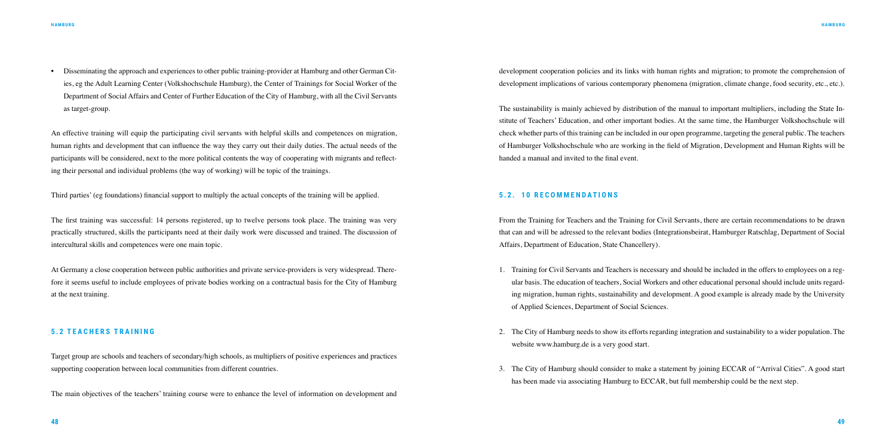- Disseminating the approach and experiences to other public training-provider at Hamburg and other German Cities, eg the Adult Learning Center (Volkshochschule Hamburg), the Center of Trainings for Social Worker of the Department of Social Affairs and Center of Further Education of the City of Hamburg, with all the Civil Servants as target-group.

An effective training will equip the participating civil servants with helpful skills and competences on migration, human rights and development that can influence the way they carry out their daily duties. The actual needs of the participants will be considered, next to the more political contents the way of cooperating with migrants and reflecting their personal and individual problems (the way of working) will be topic of the trainings.

Third parties' (eg foundations) financial support to multiply the actual concepts of the training will be applied.

The first training was successful: 14 persons registered, up to twelve persons took place. The training was very practically structured, skills the participants need at their daily work were discussed and trained. The discussion of intercultural skills and competences were one main topic.

At Germany a close cooperation between public authorities and private service-providers is very widespread. Therefore it seems useful to include employees of private bodies working on a contractual basis for the City of Hamburg at the next training.

### 5.2 TEACHERS TRAINING

Target group are schools and teachers of secondary/high schools, as multipliers of positive experiences and practices supporting cooperation between local communities from different countries.

The main objectives of the teachers' training course were to enhance the level of information on development and development cooperation policies and its links with human rights and migration; to promote the comprehension of development implications of various contemporary phenomena (migration, climate change, food security, etc., etc.).

The sustainability is mainly achieved by distribution of the manual to important multipliers, including the State Institute of Teachers' Education, and other important bodies. At the same time, the Hamburger Volkshochschule will check whether parts of this training can be included in our open programme, targeting the general public. The teachers of Hamburger Volkshochschule who are working in the field of Migration, Development and Human Rights will be handed a manual and invited to the final event.

### 5.2. 10 RECOMMENDATIONS

From the Training for Teachers and the Training for Civil Servants, there are certain recommendations to be drawn that can and will be adressed to the relevant bodies (Integrationsbeirat, Hamburger Ratschlag, Department of Social Affairs, Department of Education, State Chancellery).

1. Training for Civil Servants and Teachers is necessary and should be included in the offers to employees on a regular basis. The education of teachers, Social Workers and other educational personal should include units regarding migration, human rights, sustainability and development. A good example is already made by the University of Applied Sciences, Department of Social Sciences.

2. The City of Hamburg needs to show its efforts regarding integration and sustainability to a wider population. The website www.hamburg.de is a very good start.

3. The City of Hamburg should consider to make a statement by joining ECCAR of "Arrival Cities". A good start has been made via associating Hamburg to ECCAR, but full membership could be the next step.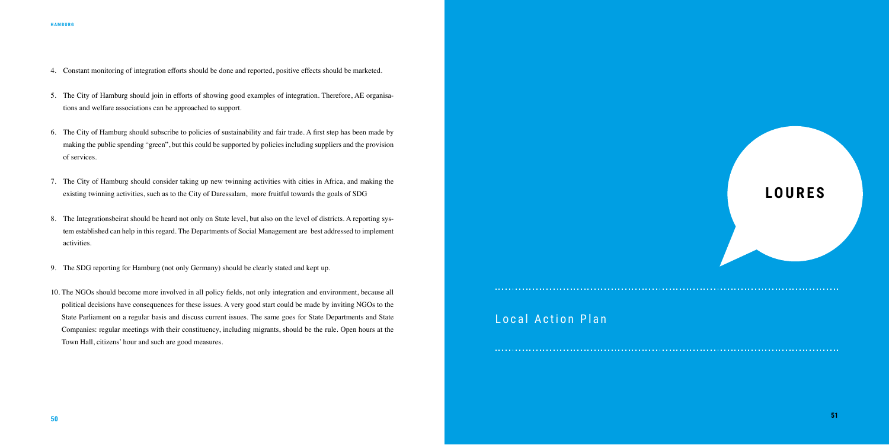4. Constant monitoring of integration efforts should be done and reported, positive effects should be marketed.

5. The City of Hamburg should join in efforts of showing good examples of integration. Therefore, AE organisations and welfare associations can be approached to support.

6. The City of Hamburg should subscribe to policies of sustainability and fair trade. A first step has been made by making the public spending "green", but this could be supported by policies including suppliers and the provision of services.

7. The City of Hamburg should consider taking up new twinning activities with cities in Africa, and making the existing twinning activities, such as to the City of Daressalam, more fruitful towards the goals of SDG

8. The Integrationsbeirat should be heard not only on State level, but also on the level of districts. A reporting system established can help in this regard. The Departments of Social Management are best addressed to implement activities.

9. The SDG reporting for Hamburg (not only Germany) should be clearly stated and kept up.

10. The NGOs should become more involved in all policy fields, not only integration and environment, because all political decisions have consequences for these issues. A very good start could be made by inviting NGOs to the State Parliament on a regular basis and discuss current issues. The same goes for State Departments and State Companies: regular meetings with their constituency, including migrants, should be the rule. Open hours at the Town Hall, citizens' hour and such are good measures.

# LOURES

## Local Action Plan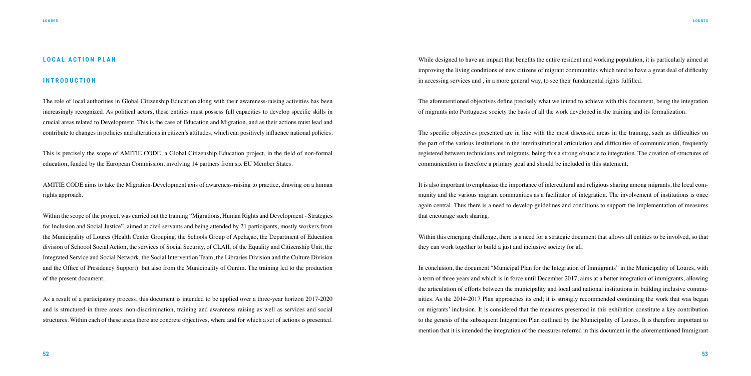## LOCAL ACTION PLAN

### INTRODUCTION

The role of local authorities in Global Citizenship Education along with their awareness-raising activities has been increasingly recognized. As political actors, these entities must possess full capacities to develop specific skills in crucial areas related to Development. This is the case of Education and Migration, and as their actions must lead and contribute to changes in policies and alterations in citizen's attitudes, which can positively influence national policies.

This is precisely the scope of AMITIE CODE, a Global Citizenship Education project, in the field of non-formal education, funded by the European Commission, involving 14 partners from six EU Member States.

AMITIE CODE aims to take the Migration-Development axis of awareness-raising to practice, drawing on a human rights approach.

Within the scope of the project, was carried out the training "Migrations, Human Rights and Development - Strategies for Inclusion and Social Justice", aimed at civil servants and being attended by 21 participants, mostly workers from the Municipality of Loures (Health Center Grouping, the Schools Group of Apelação, the Department of Education division of Schoool School Social Action, the services of Social Security, of CLAII, of the Equality and Citizenship Unit, the Integrated Service and Social Network, the Social Intervention Team, the Libraries Division and the Culture Division and the Office of Presidency Support) but also from the Municipality of Ourém. The training led to the production of the present document.

As a result of a participatory process, this document is intended to be applied over a three-year horizon 2017-2020 and is structured in three areas: non-discrimination, training and awareness raising as well as services and social structures. Within each of these areas there are concrete objectives, where and for which a set of actions is presented.

While designed to have an impact that benefits the entire resident and working population, it is particularly aimed at improving the living conditions of new citizens of migrant communities which tend to have a great deal of difficulty in accessing services and , in a more general way, to see their fundamental rights fulfilled.

The aforementioned objectives define precisely what we intend to achieve with this document, being the integration of migrants into Portuguese society the basis of all the work developed in the training and its formalization.

The specific objectives presented are in line with the most discussed areas in the training, such as difficulties on the part of the various institutions in the interinstitutional articulation and difficulties of communication, frequently registered between technicians and migrants, being this a strong obstacle to integration. The creation of structures of communication is therefore a primary goal and should be included in this statement.

It is also important to emphasize the importance of intercultural and religious sharing among migrants, the local community and the various migrant communities as a facilitator of integration. The involvement of institutions is once again central. Thus there is a need to develop guidelines and conditions to support the implementation of measures that encourage such sharing.

Within this emerging challenge, there is a need for a strategic document that allows all entities to be involved, so that they can work together to build a just and inclusive society for all.

In conclusion, the document "Municipal Plan for the Integration of Immigrants" in the Municipality of Loures, with a term of three years and which is in force until December 2017, aims at a better integration of immigrants, allowing the articulation of efforts between the municipality and local and national institutions in building inclusive communities. As the 2014-2017 Plan approaches its end; it is strongly recommended continuing the work that was began on migrants' inclusion. It is considered that the measures presented in this exhibition constitute a key contribution to the genesis of the subsequent Integration Plan outlined by the Municipality of Loures. It is therefore important to mention that it is intended the integration of the measures referred in this document in the aforementioned Immigrant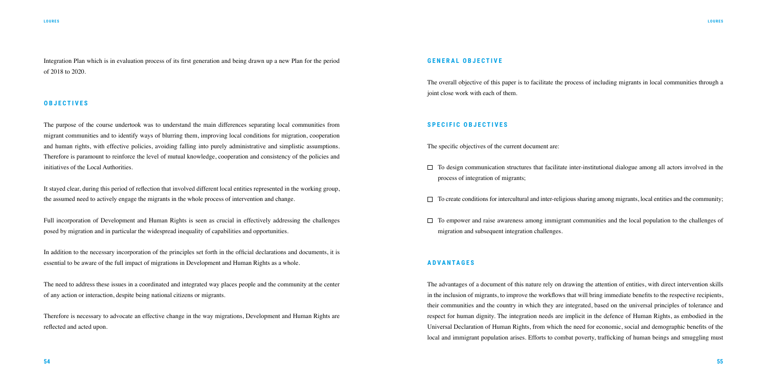Integration Plan which is in evaluation process of its first generation and being drawn up a new Plan for the period of 2018 to 2020.

## OBJECTIVES

The purpose of the course undertook was to understand the main differences separating local communities from migrant communities and to identify ways of blurring them, improving local conditions for migration, cooperation and human rights, with effective policies, avoiding falling into purely administrative and simplistic assumptions. Therefore is paramount to reinforce the level of mutual knowledge, cooperation and consistency of the policies and initiatives of the Local Authorities.

It stayed clear, during this period of reflection that involved different local entities represented in the working group, the assumed need to actively engage the migrants in the whole process of intervention and change.

Full incorporation of Development and Human Rights is seen as crucial in effectively addressing the challenges posed by migration and in particular the widespread inequality of capabilities and opportunities.

In addition to the necessary incorporation of the principles set forth in the official declarations and documents, it is essential to be aware of the full impact of migrations in Development and Human Rights as a whole.

The need to address these issues in a coordinated and integrated way places people and the community at the center of any action or interaction, despite being national citizens or migrants.

Therefore is necessary to advocate an effective change in the way migrations, Development and Human Rights are reflected and acted upon.

## GENERAL OBJECTIVE

The overall objective of this paper is to facilitate the process of including migrants in local communities through a joint close work with each of them.

## SPECIFIC OBJECTIVES

The specific objectives of the current document are:

- To design communication structures that facilitate inter-institutional dialogue among all actors involved in the process of integration of migrants;
- To create conditions for intercultural and inter-religious sharing among migrants, local entities and the community;
- To empower and raise awareness among immigrant communities and the local population to the challenges of migration and subsequent integration challenges.

## ADVANTAGES

The advantages of a document of this nature rely on drawing the attention of entities, with direct intervention skills in the inclusion of migrants, to improve the workflows that will bring immediate benefits to the respective recipients, their communities and the country in which they are integrated, based on the universal principles of tolerance and respect for human dignity. The integration needs are implicit in the defence of Human Rights, as embodied in the Universal Declaration of Human Rights, from which the need for economic, social and demographic benefits of the local and immigrant population arises. Efforts to combat poverty, trafficking of human beings and smuggling must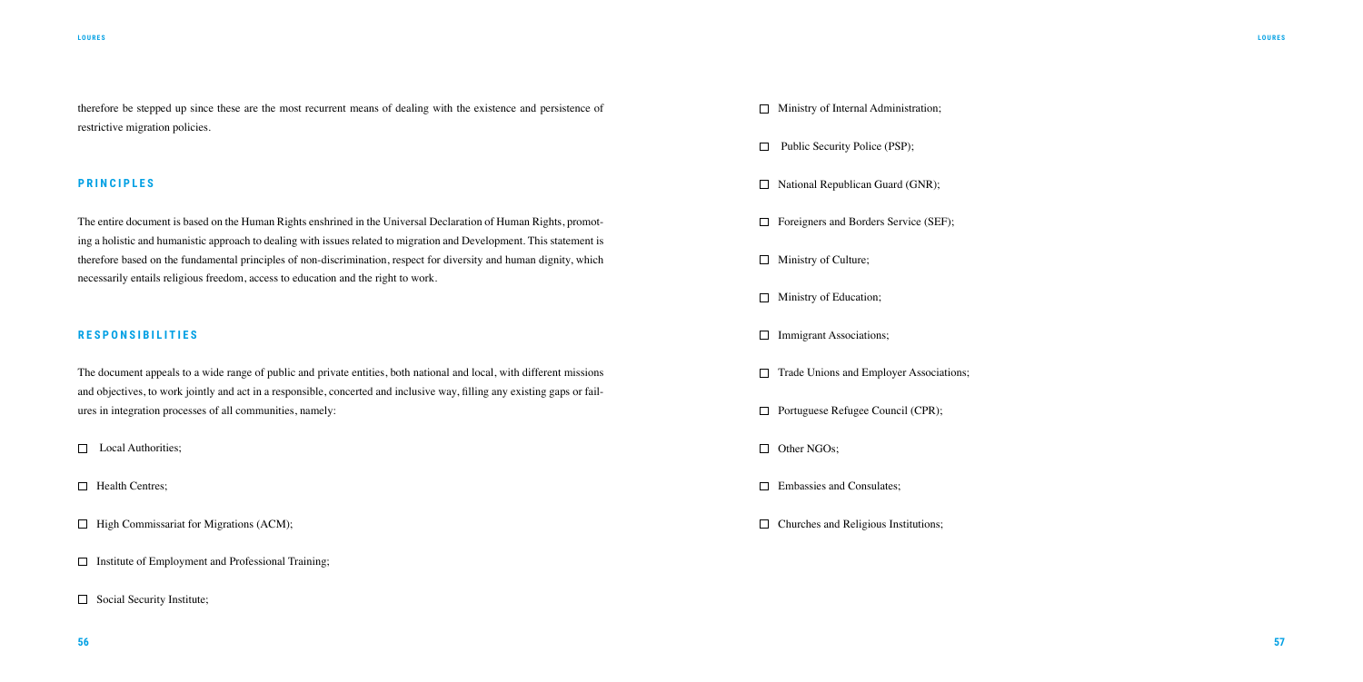therefore be stepped up since these are the most recurrent means of dealing with the existence and persistence of restrictive migration policies.

## PRINCIPLES

The entire document is based on the Human Rights enshrined in the Universal Declaration of Human Rights, promoting a holistic and humanistic approach to dealing with issues related to migration and Development. This statement is therefore based on the fundamental principles of non-discrimination, respect for diversity and human dignity, which necessarily entails religious freedom, access to education and the right to work.

## RESPONSIBILITIES

The document appeals to a wide range of public and private entities, both national and local, with different missions and objectives, to work jointly and act in a responsible, concerted and inclusive way, filling any existing gaps or failures in integration processes of all communities, namely:

- [ ] Local Authorities;
- [ ] Health Centres;
- [ ] High Commissariat for Migrations (ACM);
- [ ] Institute of Employment and Professional Training;
- [ ] Social Security Institute;
- [ ] Ministry of Internal Administration;
- [ ] Public Security Police (PSP);
- [ ] National Republican Guard (GNR);
- [ ] Foreigners and Borders Service (SEF);
- [ ] Ministry of Culture;
- [ ] Ministry of Education;
- [ ] Immigrant Associations;
- [ ] Trade Unions and Employer Associations;
- [ ] Portuguese Refugee Council (CPR);
- [ ] Other NGOs;
- [ ] Embassies and Consulates;
- [ ] Churches and Religious Institutions;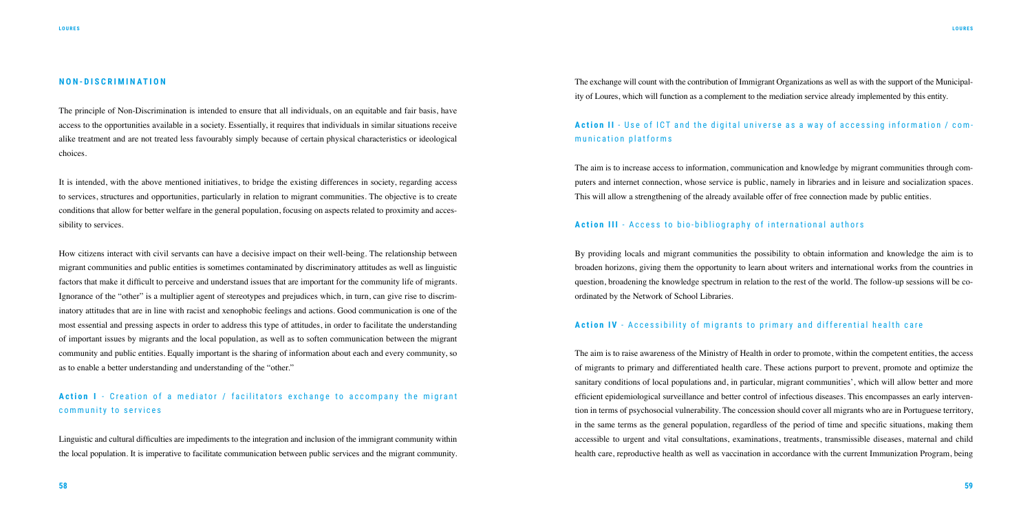## NON-DISCRIMINATION

The principle of Non-Discrimination is intended to ensure that all individuals, on an equitable and fair basis, have access to the opportunities available in a society. Essentially, it requires that individuals in similar situations receive alike treatment and are not treated less favourably simply because of certain physical characteristics or ideological choices.

It is intended, with the above mentioned initiatives, to bridge the existing differences in society, regarding access to services, structures and opportunities, particularly in relation to migrant communities. The objective is to create conditions that allow for better welfare in the general population, focusing on aspects related to proximity and accessibility to services.

How citizens interact with civil servants can have a decisive impact on their well-being. The relationship between migrant communities and public entities is sometimes contaminated by discriminatory attitudes as well as linguistic factors that make it difficult to perceive and understand issues that are important for the community life of migrants. Ignorance of the "other" is a multiplier agent of stereotypes and prejudices which, in turn, can give rise to discriminatory attitudes that are in line with racist and xenophobic feelings and actions. Good communication is one of the most essential and pressing aspects in order to address this type of attitudes, in order to facilitate the understanding of important issues by migrants and the local population, as well as to soften communication between the migrant community and public entities. Equally important is the sharing of information about each and every community, so as to enable a better understanding and understanding of the "other."

### **Action I** - Creation of a mediator / facilitators exchange to accompany the migrant community to services

Linguistic and cultural difficulties are impediments to the integration and inclusion of the immigrant community within the local population. It is imperative to facilitate communication between public services and the migrant community. The exchange will count with the contribution of Immigrant Organizations as well as with the support of the Municipality of Loures, which will function as a complement to the mediation service already implemented by this entity.

### **Action II** - Use of ICT and the digital universe as a way of accessing information / communication platforms

The aim is to increase access to information, communication and knowledge by migrant communities through computers and internet connection, whose service is public, namely in libraries and in leisure and socialization spaces. This will allow a strengthening of the already available offer of free connection made by public entities.

### **Action III** - Access to bio-bibliography of international authors

By providing locals and migrant communities the possibility to obtain information and knowledge the aim is to broaden horizons, giving them the opportunity to learn about writers and international works from the countries in question, broadening the knowledge spectrum in relation to the rest of the world. The follow-up sessions will be coordinated by the Network of School Libraries.

### **Action IV** - Accessibility of migrants to primary and differential health care

The aim is to raise awareness of the Ministry of Health in order to promote, within the competent entities, the access of migrants to primary and differentiated health care. These actions purport to prevent, promote and optimize the sanitary conditions of local populations and, in particular, migrant communities', which will allow better and more efficient epidemiological surveillance and better control of infectious diseases. This encompasses an early intervention in terms of psychosocial vulnerability. The concession should cover all migrants who are in Portuguese territory, in the same terms as the general population, regardless of the period of time and specific situations, making them accessible to urgent and vital consultations, examinations, treatments, transmissible diseases, maternal and child health care, reproductive health as well as vaccination in accordance with the current Immunization Program, being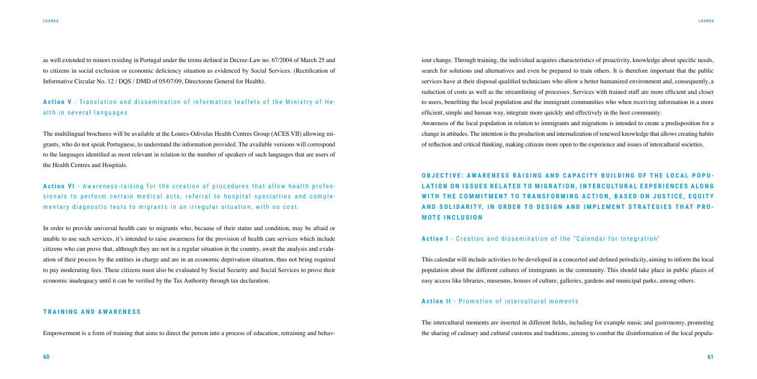as well extended to minors residing in Portugal under the terms defined in Decree-Law no. 67/2004 of March 25 and to citizens in social exclusion or economic deficiency situation as evidenced by Social Services. (Rectification of Informative Circular No. 12 / DQS / DMD of 05/07/09, Directorate General for Health).

**Action V** - Translation and dissemination of information leaflets of the Ministry of Health in several languages

The multilingual brochures will be available at the Loures-Odivelas Health Centres Group (ACES VII) allowing migrants, who do not speak Portuguese, to understand the information provided. The available versions will correspond to the languages identified as most relevant in relation to the number of speakers of such languages that are users of the Health Centres and Hospitals.

**Action VI** - Awareness-raising for the creation of procedures that allow health professionals to perform certain medical acts, referral to hospital specialties and complementary diagnostic tests to migrants in an irregular situation, with no cost.

In order to provide universal health care to migrants who, because of their status and condition, may be afraid or unable to use such services, it's intended to raise awareness for the provision of health care services which include citizens who can prove that, although they are not in a regular situation in the country, await the analysis and evaluation of their process by the entities in charge and are in an economic deprivation situation, thus not being required to pay moderating fees. These citizens must also be evaluated by Social Security and Social Services to prove their economic inadequacy until it can be verified by the Tax Authority through tax declaration.

## TRAINING AND AWARENESS

Empowerment is a form of training that aims to direct the person into a process of education, retraining and behaviour change. Through training, the individual acquires characteristics of proactivity, knowledge about specific needs, search for solutions and alternatives and even be prepared to train others. It is therefore important that the public services have at their disposal qualified technicians who allow a better humanized environment and, consequently, a reduction of costs as well as the streamlining of processes. Services with trained staff are more efficient and closer to users, benefiting the local population and the immigrant communities who when receiving information in a more efficient, simple and human way, integrate more quickly and effectively in the host community.

Awareness of the local population in relation to immigrants and migrations is intended to create a predisposition for a change in attitudes. The intention is the production and internalization of renewed knowledge that allows creating habits of reflection and critical thinking, making citizens more open to the experience and issues of intercultural societies.

## OBJECTIVE: AWARENESS RAISING AND CAPACITY BUILDING OF THE LOCAL POPULATION ON ISSUES RELATED TO MIGRATION, INTERCULTURAL EXPERIENCES ALONG WITH THE COMMITMENT TO TRANSFORMING ACTION, BASED ON JUSTICE, EQUITY AND SOLIDARITY, IN ORDER TO DESIGN AND IMPLEMENT STRATEGIES THAT PROMOTE INCLUSION

**Action I** - Creation and dissemination of the "Calendar for Integration"

This calendar will include activities to be developed in a concerted and defined periodicity, aiming to inform the local population about the different cultures of immigrants in the community. This should take place in public places of easy access like libraries, museums, houses of culture, galleries, gardens and municipal parks, among others.

**Action II** - Promotion of intercultural moments

The intercultural moments are inserted in different fields, including for example music and gastronomy, promoting the sharing of culinary and cultural customs and traditions, aiming to combat the disinformation of the local popula-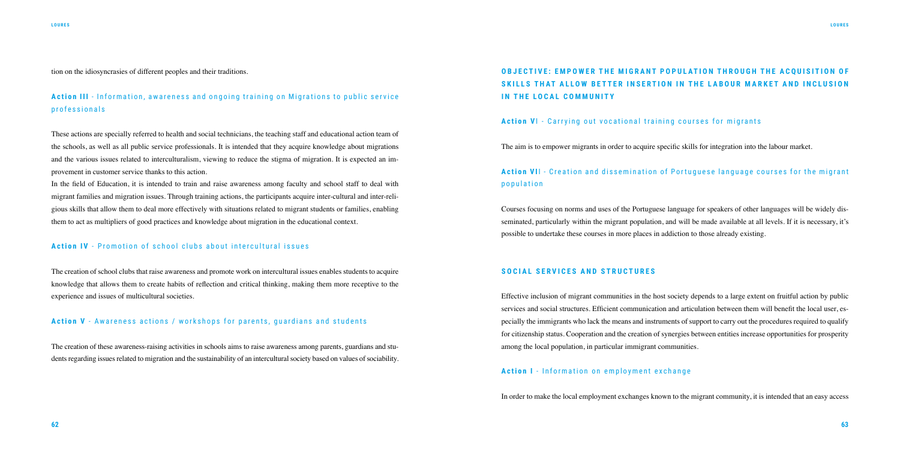tion on the idiosyncrasies of different peoples and their traditions.

### Action III - Information, awareness and ongoing training on Migrations to public service professionals

These actions are specially referred to health and social technicians, the teaching staff and educational action team of the schools, as well as all public service professionals. It is intended that they acquire knowledge about migrations and the various issues related to interculturalism, viewing to reduce the stigma of migration. It is expected an improvement in customer service thanks to this action.

In the field of Education, it is intended to train and raise awareness among faculty and school staff to deal with migrant families and migration issues. Through training actions, the participants acquire inter-cultural and inter-religious skills that allow them to deal more effectively with situations related to migrant students or families, enabling them to act as multipliers of good practices and knowledge about migration in the educational context.

### Action IV - Promotion of school clubs about intercultural issues

The creation of school clubs that raise awareness and promote work on intercultural issues enables students to acquire knowledge that allows them to create habits of reflection and critical thinking, making them more receptive to the experience and issues of multicultural societies.

### Action V - Awareness actions / workshops for parents, guardians and students

The creation of these awareness-raising activities in schools aims to raise awareness among parents, guardians and students regarding issues related to migration and the sustainability of an intercultural society based on values of sociability.

## OBJECTIVE: EMPOWER THE MIGRANT POPULATION THROUGH THE ACQUISITION OF SKILLS THAT ALLOW BETTER INSERTION IN THE LABOUR MARKET AND INCLUSION IN THE LOCAL COMMUNITY

### Action VI - Carrying out vocational training courses for migrants

The aim is to empower migrants in order to acquire specific skills for integration into the labour market.

### Action VII - Creation and dissemination of Portuguese language courses for the migrant population

Courses focusing on norms and uses of the Portuguese language for speakers of other languages will be widely disseminated, particularly within the migrant population, and will be made available at all levels. If it is necessary, it's possible to undertake these courses in more places in addiction to those already existing.

## SOCIAL SERVICES AND STRUCTURES

Effective inclusion of migrant communities in the host society depends to a large extent on fruitful action by public services and social structures. Efficient communication and articulation between them will benefit the local user, especially the immigrants who lack the means and instruments of support to carry out the procedures required to qualify for citizenship status. Cooperation and the creation of synergies between entities increase opportunities for prosperity among the local population, in particular immigrant communities.

### Action I - Information on employment exchange

In order to make the local employment exchanges known to the migrant community, it is intended that an easy access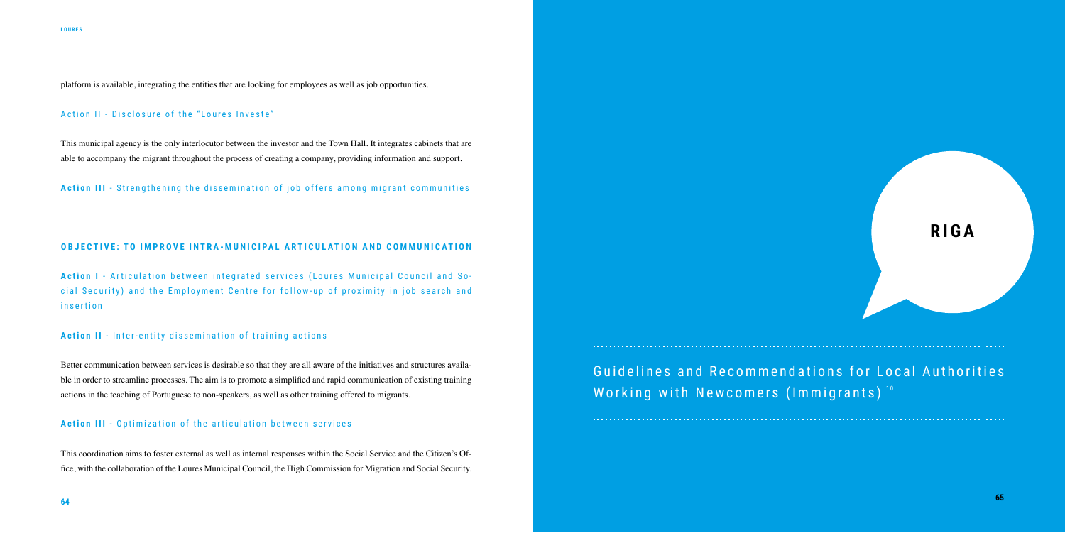platform is available, integrating the entities that are looking for employees as well as job opportunities.

Action II - Disclosure of the "Loures Investe"

This municipal agency is the only interlocutor between the investor and the Town Hall. It integrates cabinets that are able to accompany the migrant throughout the process of creating a company, providing information and support.

**Action III** - Strengthening the dissemination of job offers among migrant communities

### OBJECTIVE: TO IMPROVE INTRA-MUNICIPAL ARTICULATION AND COMMUNICATION

**Action I** - Articulation between integrated services (Loures Municipal Council and Social Security) and the Employment Centre for follow-up of proximity in job search and insertion

**Action II** - Inter-entity dissemination of training actions

Better communication between services is desirable so that they are all aware of the initiatives and structures available in order to streamline processes. The aim is to promote a simplified and rapid communication of existing training actions in the teaching of Portuguese to non-speakers, as well as other training offered to migrants.

**Action III** - Optimization of the articulation between services

This coordination aims to foster external as well as internal responses within the Social Service and the Citizen's Office, with the collaboration of the Loures Municipal Council, the High Commission for Migration and Social Security.

# RIGA

## Guidelines and Recommendations for Local Authorities Working with Newcomers (Immigrants) [10]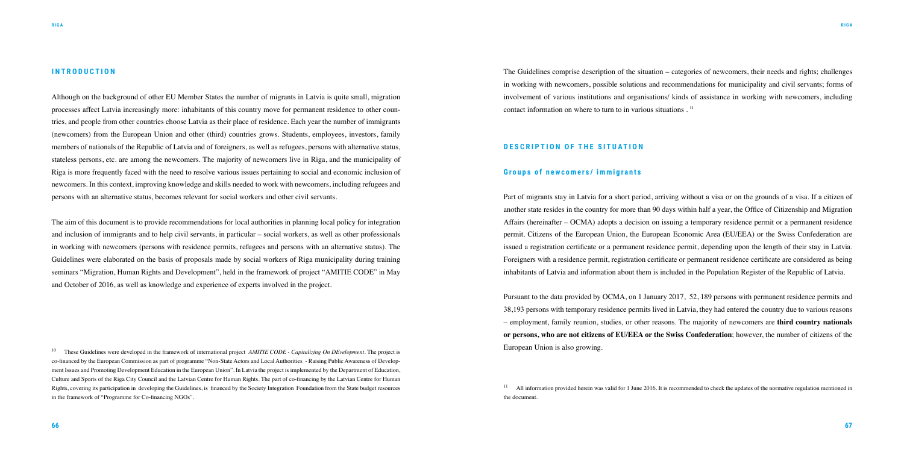## INTRODUCTION

Although on the background of other EU Member States the number of migrants in Latvia is quite small, migration processes affect Latvia increasingly more: inhabitants of this country move for permanent residence to other countries, and people from other countries choose Latvia as their place of residence. Each year the number of immigrants (newcomers) from the European Union and other (third) countries grows. Students, employees, investors, family members of nationals of the Republic of Latvia and of foreigners, as well as refugees, persons with alternative status, stateless persons, etc. are among the newcomers. The majority of newcomers live in Riga, and the municipality of Riga is more frequently faced with the need to resolve various issues pertaining to social and economic inclusion of newcomers. In this context, improving knowledge and skills needed to work with newcomers, including refugees and persons with an alternative status, becomes relevant for social workers and other civil servants.

The aim of this document is to provide recommendations for local authorities in planning local policy for integration and inclusion of immigrants and to help civil servants, in particular – social workers, as well as other professionals in working with newcomers (persons with residence permits, refugees and persons with an alternative status). The Guidelines were elaborated on the basis of proposals made by social workers of Riga municipality during training seminars "Migration, Human Rights and Development", held in the framework of project "AMITIE CODE" in May and October of 2016, as well as knowledge and experience of experts involved in the project.

[10] These Guidelines were developed in the framework of international project *AMITIE CODE - Capitalizing On DEvelopment*. The project is co-financed by the European Commission as part of programme "Non-State Actors and Local Authorities - Raising Public Awareness of Development Issues and Promoting Development Education in the European Union". In Latvia the project is implemented by the Department of Education, Culture and Sports of the Riga City Council and the Latvian Centre for Human Rights. The part of co-financing by the Latvian Centre for Human Rights, covering its participation in developing the Guidelines, is financed by the Society Integration Foundation from the State budget resources in the framework of "Programme for Co-financing NGOs".

The Guidelines comprise description of the situation – categories of newcomers, their needs and rights; challenges in working with newcomers, possible solutions and recommendations for municipality and civil servants; forms of involvement of various institutions and organisations/ kinds of assistance in working with newcomers, including contact information on where to turn to in various situations . [11]

## DESCRIPTION OF THE SITUATION

### Groups of newcomers/ immigrants

Part of migrants stay in Latvia for a short period, arriving without a visa or on the grounds of a visa. If a citizen of another state resides in the country for more than 90 days within half a year, the Office of Citizenship and Migration Affairs (hereinafter – OCMA) adopts a decision on issuing a temporary residence permit or a permanent residence permit. Citizens of the European Union, the European Economic Area (EU/EEA) or the Swiss Confederation are issued a registration certificate or a permanent residence permit, depending upon the length of their stay in Latvia. Foreigners with a residence permit, registration certificate or permanent residence certificate are considered as being inhabitants of Latvia and information about them is included in the Population Register of the Republic of Latvia.

Pursuant to the data provided by OCMA, on 1 January 2017, 52, 189 persons with permanent residence permits and 38,193 persons with temporary residence permits lived in Latvia, they had entered the country due to various reasons – employment, family reunion, studies, or other reasons. The majority of newcomers are **third country nationals or persons, who are not citizens of EU/EEA or the Swiss Confederation**; however, the number of citizens of the European Union is also growing.

[11] All information provided herein was valid for 1 June 2016. It is recommended to check the updates of the normative regulation mentioned in the document.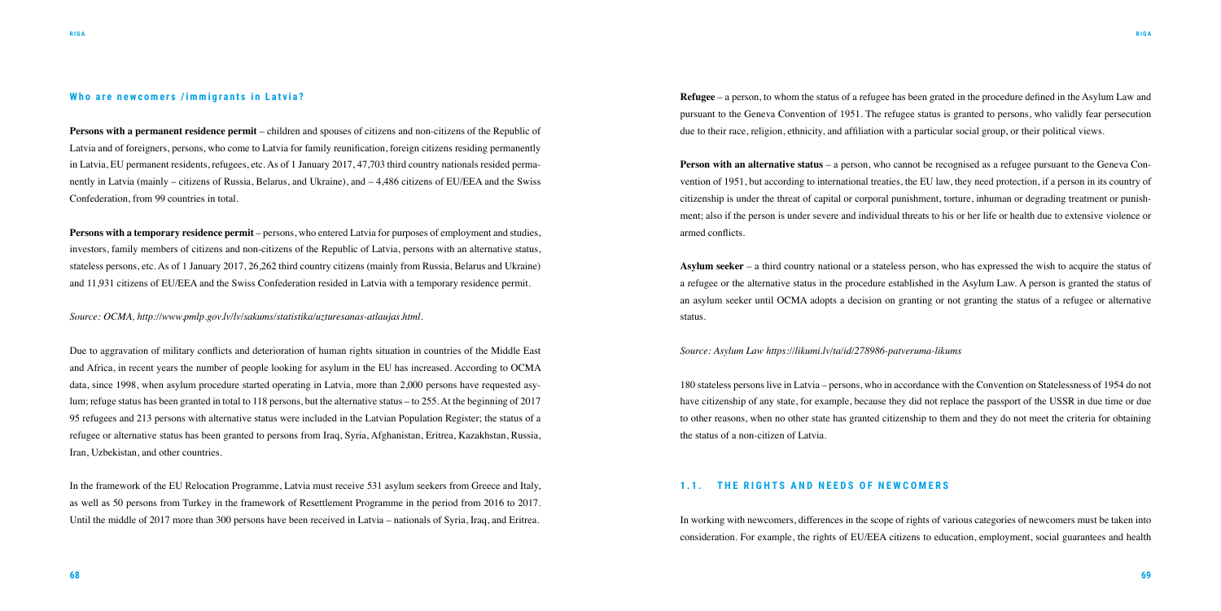## Who are newcomers /immigrants in Latvia?

**Persons with a permanent residence permit** – children and spouses of citizens and non-citizens of the Republic of Latvia and of foreigners, persons, who come to Latvia for family reunification, foreign citizens residing permanently in Latvia, EU permanent residents, refugees, etc. As of 1 January 2017, 47,703 third country nationals resided permanently in Latvia (mainly – citizens of Russia, Belarus, and Ukraine), and – 4,486 citizens of EU/EEA and the Swiss Confederation, from 99 countries in total.

**Persons with a temporary residence permit** – persons, who entered Latvia for purposes of employment and studies, investors, family members of citizens and non-citizens of the Republic of Latvia, persons with an alternative status, stateless persons, etc. As of 1 January 2017, 26,262 third country citizens (mainly from Russia, Belarus and Ukraine) and 11,931 citizens of EU/EEA and the Swiss Confederation resided in Latvia with a temporary residence permit.

*Source: OCMA, http://www.pmlp.gov.lv/lv/sakums/statistika/uzturesanas-atlaujas.html.*

Due to aggravation of military conflicts and deterioration of human rights situation in countries of the Middle East and Africa, in recent years the number of people looking for asylum in the EU has increased. According to OCMA data, since 1998, when asylum procedure started operating in Latvia, more than 2,000 persons have requested asylum; refuge status has been granted in total to 118 persons, but the alternative status – to 255. At the beginning of 2017 95 refugees and 213 persons with alternative status were included in the Latvian Population Register; the status of a refugee or alternative status has been granted to persons from Iraq, Syria, Afghanistan, Eritrea, Kazakhstan, Russia, Iran, Uzbekistan, and other countries.

In the framework of the EU Relocation Programme, Latvia must receive 531 asylum seekers from Greece and Italy, as well as 50 persons from Turkey in the framework of Resettlement Programme in the period from 2016 to 2017. Until the middle of 2017 more than 300 persons have been received in Latvia – nationals of Syria, Iraq, and Eritrea.

**Refugee** – a person, to whom the status of a refugee has been grated in the procedure defined in the Asylum Law and pursuant to the Geneva Convention of 1951. The refugee status is granted to persons, who validly fear persecution due to their race, religion, ethnicity, and affiliation with a particular social group, or their political views.

**Person with an alternative status** – a person, who cannot be recognised as a refugee pursuant to the Geneva Convention of 1951, but according to international treaties, the EU law, they need protection, if a person in its country of citizenship is under the threat of capital or corporal punishment, torture, inhuman or degrading treatment or punishment; also if the person is under severe and individual threats to his or her life or health due to extensive violence or armed conflicts.

**Asylum seeker** – a third country national or a stateless person, who has expressed the wish to acquire the status of a refugee or the alternative status in the procedure established in the Asylum Law. A person is granted the status of an asylum seeker until OCMA adopts a decision on granting or not granting the status of a refugee or alternative status.

*Source: Asylum Law https://likumi.lv/ta/id/278986-patveruma-likums*

180 stateless persons live in Latvia – persons, who in accordance with the Convention on Statelessness of 1954 do not have citizenship of any state, for example, because they did not replace the passport of the USSR in due time or due to other reasons, when no other state has granted citizenship to them and they do not meet the criteria for obtaining the status of a non-citizen of Latvia.

### 1.1. The rights and needs of newcomers

In working with newcomers, differences in the scope of rights of various categories of newcomers must be taken into consideration. For example, the rights of EU/EEA citizens to education, employment, social guarantees and health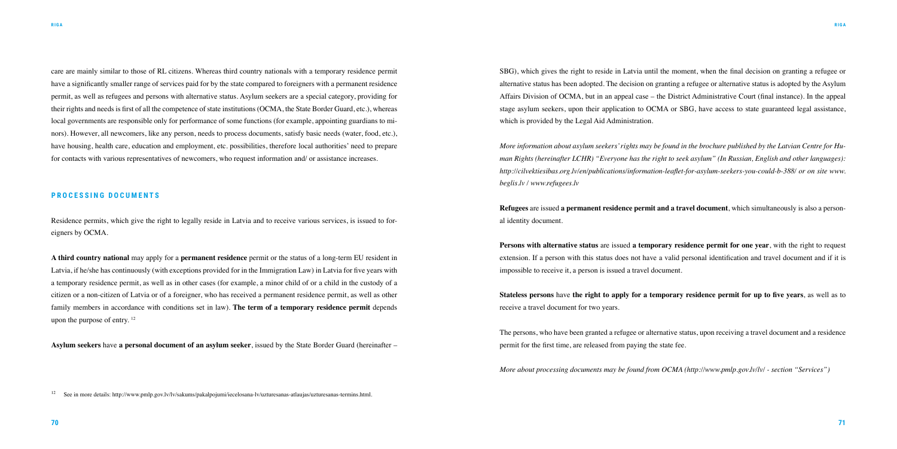care are mainly similar to those of RL citizens. Whereas third country nationals with a temporary residence permit have a significantly smaller range of services paid for by the state compared to foreigners with a permanent residence permit, as well as refugees and persons with alternative status. Asylum seekers are a special category, providing for their rights and needs is first of all the competence of state institutions (OCMA, the State Border Guard, etc.), whereas local governments are responsible only for performance of some functions (for example, appointing guardians to minors). However, all newcomers, like any person, needs to process documents, satisfy basic needs (water, food, etc.), have housing, health care, education and employment, etc. possibilities, therefore local authorities' need to prepare for contacts with various representatives of newcomers, who request information and/ or assistance increases.

## PROCESSING DOCUMENTS

Residence permits, which give the right to legally reside in Latvia and to receive various services, is issued to foreigners by OCMA.

**A third country national** may apply for a **permanent residence** permit or the status of a long-term EU resident in Latvia, if he/she has continuously (with exceptions provided for in the Immigration Law) in Latvia for five years with a temporary residence permit, as well as in other cases (for example, a minor child of or a child in the custody of a citizen or a non-citizen of Latvia or of a foreigner, who has received a permanent residence permit, as well as other family members in accordance with conditions set in law). **The term of a temporary residence permit** depends upon the purpose of entry. [12]

**Asylum seekers** have **a personal document of an asylum seeker**, issued by the State Border Guard (hereinafter – SBG), which gives the right to reside in Latvia until the moment, when the final decision on granting a refugee or alternative status has been adopted. The decision on granting a refugee or alternative status is adopted by the Asylum Affairs Division of OCMA, but in an appeal case – the District Administrative Court (final instance). In the appeal stage asylum seekers, upon their application to OCMA or SBG, have access to state guaranteed legal assistance, which is provided by the Legal Aid Administration.

*More information about asylum seekers' rights may be found in the brochure published by the Latvian Centre for Human Rights (hereinafter LCHR) "Everyone has the right to seek asylum" (In Russian, English and other languages): http://cilvektiesibas.org.lv/en/publications/information-leaflet-for-asylum-seekers-you-could-b-388/ or on site www.beglis.lv / www.refugees.lv*

**Refugees** are issued **a permanent residence permit and a travel document**, which simultaneously is also a personal identity document.

**Persons with alternative status** are issued **a temporary residence permit for one year**, with the right to request extension. If a person with this status does not have a valid personal identification and travel document and if it is impossible to receive it, a person is issued a travel document.

**Stateless persons** have **the right to apply for a temporary residence permit for up to five years**, as well as to receive a travel document for two years.

The persons, who have been granted a refugee or alternative status, upon receiving a travel document and a residence permit for the first time, are released from paying the state fee.

*More about processing documents may be found from OCMA (http://www.pmlp.gov.lv/lv/ - section "Services")*

[12] See in more details: http://www.pmlp.gov.lv/lv/sakums/pakalpojumi/iecelosana-lv/uzturesanas-atlaujas/uzturesanas-termins.html.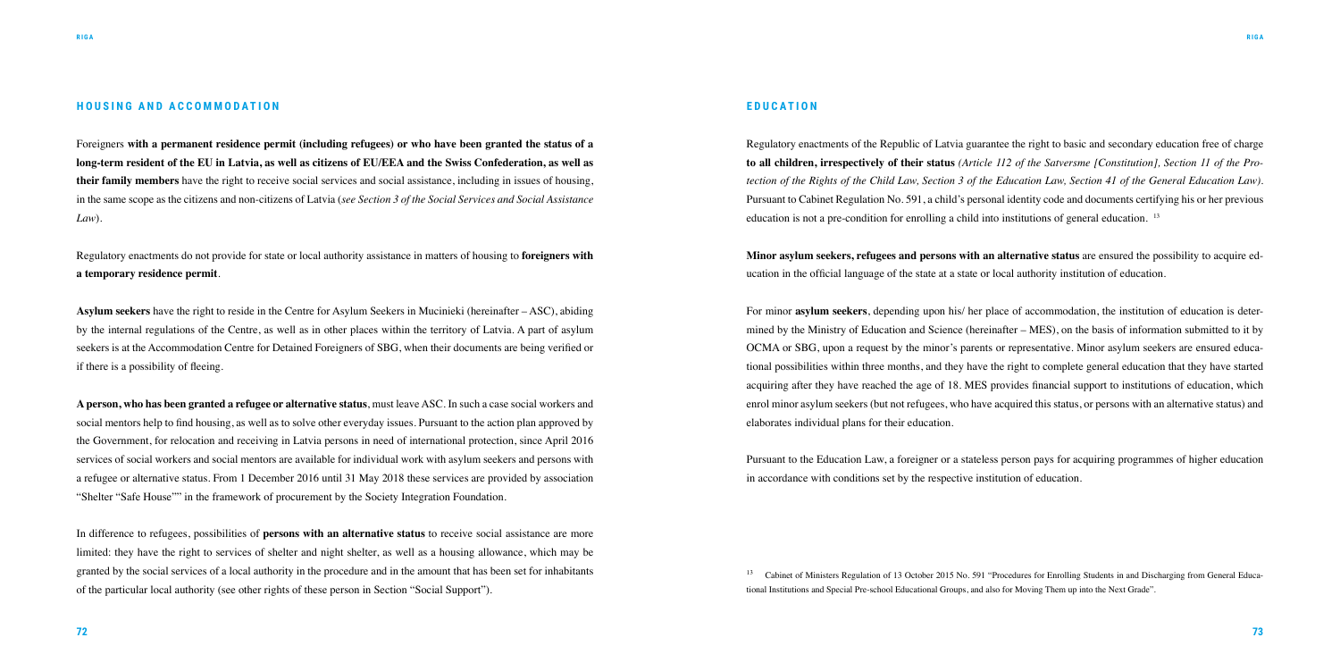## HOUSING AND ACCOMMODATION

Foreigners **with a permanent residence permit (including refugees) or who have been granted the status of a long-term resident of the EU in Latvia, as well as citizens of EU/EEA and the Swiss Confederation, as well as their family members** have the right to receive social services and social assistance, including in issues of housing, in the same scope as the citizens and non-citizens of Latvia (*see Section 3 of the Social Services and Social Assistance Law*).

Regulatory enactments do not provide for state or local authority assistance in matters of housing to **foreigners with a temporary residence permit**.

**Asylum seekers** have the right to reside in the Centre for Asylum Seekers in Mucinieki (hereinafter – ASC), abiding by the internal regulations of the Centre, as well as in other places within the territory of Latvia. A part of asylum seekers is at the Accommodation Centre for Detained Foreigners of SBG, when their documents are being verified or if there is a possibility of fleeing.

**A person, who has been granted a refugee or alternative status**, must leave ASC. In such a case social workers and social mentors help to find housing, as well as to solve other everyday issues. Pursuant to the action plan approved by the Government, for relocation and receiving in Latvia persons in need of international protection, since April 2016 services of social workers and social mentors are available for individual work with asylum seekers and persons with a refugee or alternative status. From 1 December 2016 until 31 May 2018 these services are provided by association "Shelter "Safe House"" in the framework of procurement by the Society Integration Foundation.

In difference to refugees, possibilities of **persons with an alternative status** to receive social assistance are more limited: they have the right to services of shelter and night shelter, as well as a housing allowance, which may be granted by the social services of a local authority in the procedure and in the amount that has been set for inhabitants of the particular local authority (see other rights of these person in Section "Social Support").

## EDUCATION

Regulatory enactments of the Republic of Latvia guarantee the right to basic and secondary education free of charge **to all children, irrespectively of their status** *(Article 112 of the Satversme [Constitution], Section 11 of the Protection of the Rights of the Child Law, Section 3 of the Education Law, Section 41 of the General Education Law)*. Pursuant to Cabinet Regulation No. 591, a child's personal identity code and documents certifying his or her previous education is not a pre-condition for enrolling a child into institutions of general education. [13]

**Minor asylum seekers, refugees and persons with an alternative status** are ensured the possibility to acquire education in the official language of the state at a state or local authority institution of education.

For minor **asylum seekers**, depending upon his/ her place of accommodation, the institution of education is determined by the Ministry of Education and Science (hereinafter – MES), on the basis of information submitted to it by OCMA or SBG, upon a request by the minor's parents or representative. Minor asylum seekers are ensured educational possibilities within three months, and they have the right to complete general education that they have started acquiring after they have reached the age of 18. MES provides financial support to institutions of education, which enrol minor asylum seekers (but not refugees, who have acquired this status, or persons with an alternative status) and elaborates individual plans for their education.

Pursuant to the Education Law, a foreigner or a stateless person pays for acquiring programmes of higher education in accordance with conditions set by the respective institution of education.

[13] Cabinet of Ministers Regulation of 13 October 2015 No. 591 "Procedures for Enrolling Students in and Discharging from General Educational Institutions and Special Pre-school Educational Groups, and also for Moving Them up into the Next Grade".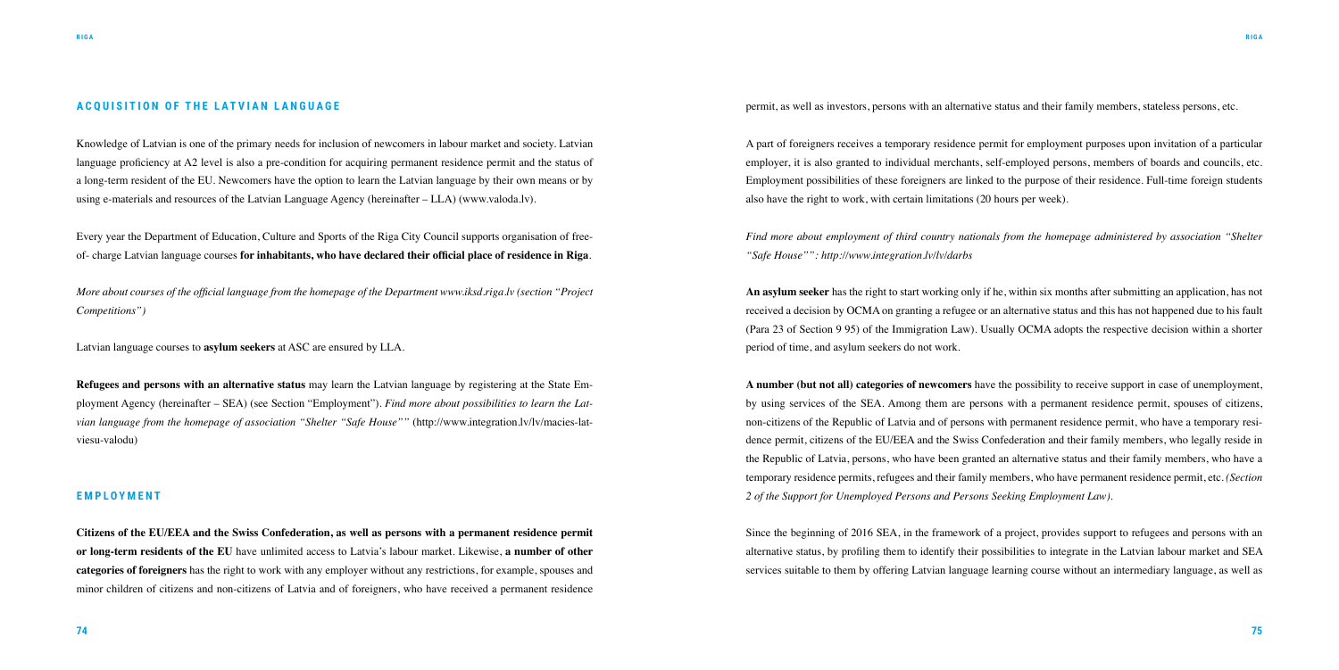## ACQUISITION OF THE LATVIAN LANGUAGE

Knowledge of Latvian is one of the primary needs for inclusion of newcomers in labour market and society. Latvian language proficiency at A2 level is also a pre-condition for acquiring permanent residence permit and the status of a long-term resident of the EU. Newcomers have the option to learn the Latvian language by their own means or by using e-materials and resources of the Latvian Language Agency (hereinafter – LLA) (www.valoda.lv).

Every year the Department of Education, Culture and Sports of the Riga City Council supports organisation of free-of- charge Latvian language courses **for inhabitants, who have declared their official place of residence in Riga**.

*More about courses of the official language from the homepage of the Department www.iksd.riga.lv (section "Project Competitions")*

Latvian language courses to **asylum seekers** at ASC are ensured by LLA.

**Refugees and persons with an alternative status** may learn the Latvian language by registering at the State Employment Agency (hereinafter – SEA) (see Section "Employment"). *Find more about possibilities to learn the Latvian language from the homepage of association "Shelter "Safe House""* (http://www.integration.lv/lv/macies-latviesu-valodu)

## EMPLOYMENT

**Citizens of the EU/EEA and the Swiss Confederation, as well as persons with a permanent residence permit or long-term residents of the EU** have unlimited access to Latvia's labour market. Likewise, **a number of other categories of foreigners** has the right to work with any employer without any restrictions, for example, spouses and minor children of citizens and non-citizens of Latvia and of foreigners, who have received a permanent residence permit, as well as investors, persons with an alternative status and their family members, stateless persons, etc.

A part of foreigners receives a temporary residence permit for employment purposes upon invitation of a particular employer, it is also granted to individual merchants, self-employed persons, members of boards and councils, etc. Employment possibilities of these foreigners are linked to the purpose of their residence. Full-time foreign students also have the right to work, with certain limitations (20 hours per week).

*Find more about employment of third country nationals from the homepage administered by association "Shelter "Safe House"": http://www.integration.lv/lv/darbs*

**An asylum seeker** has the right to start working only if he, within six months after submitting an application, has not received a decision by OCMA on granting a refugee or an alternative status and this has not happened due to his fault (Para 23 of Section 9 95) of the Immigration Law). Usually OCMA adopts the respective decision within a shorter period of time, and asylum seekers do not work.

**A number (but not all) categories of newcomers** have the possibility to receive support in case of unemployment, by using services of the SEA. Among them are persons with a permanent residence permit, spouses of citizens, non-citizens of the Republic of Latvia and of persons with permanent residence permit, who have a temporary residence permit, citizens of the EU/EEA and the Swiss Confederation and their family members, who legally reside in the Republic of Latvia, persons, who have been granted an alternative status and their family members, who have a temporary residence permits, refugees and their family members, who have permanent residence permit, etc. *(Section 2 of the Support for Unemployed Persons and Persons Seeking Employment Law).*

Since the beginning of 2016 SEA, in the framework of a project, provides support to refugees and persons with an alternative status, by profiling them to identify their possibilities to integrate in the Latvian labour market and SEA services suitable to them by offering Latvian language learning course without an intermediary language, as well as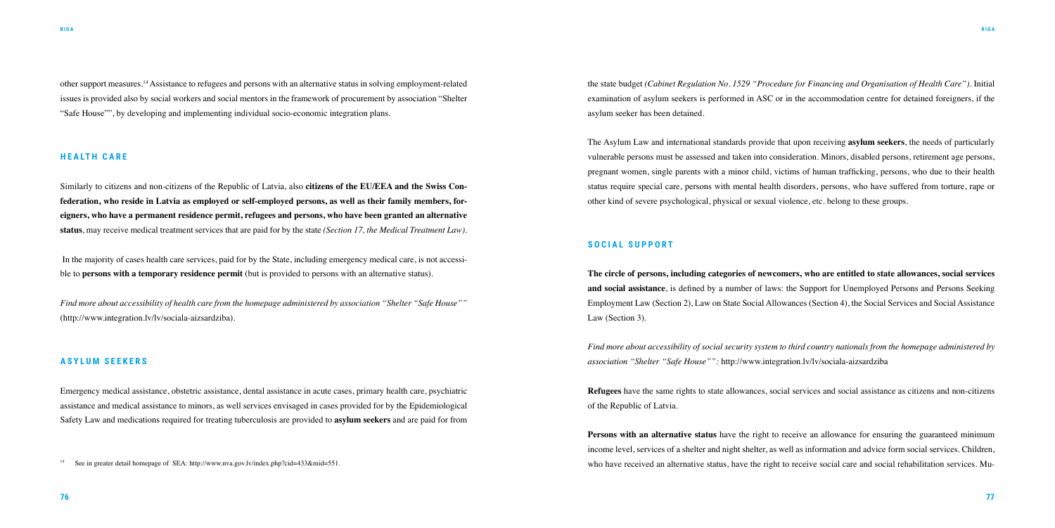other support measures.[14] Assistance to refugees and persons with an alternative status in solving employment-related issues is provided also by social workers and social mentors in the framework of procurement by association "Shelter "Safe House"", by developing and implementing individual socio-economic integration plans.

## HEALTH CARE

Similarly to citizens and non-citizens of the Republic of Latvia, also **citizens of the EU/EEA and the Swiss Confederation, who reside in Latvia as employed or self-employed persons, as well as their family members, foreigners, who have a permanent residence permit, refugees and persons, who have been granted an alternative status**, may receive medical treatment services that are paid for by the state *(Section 17, the Medical Treatment Law)*.

In the majority of cases health care services, paid for by the State, including emergency medical care, is not accessible to **persons with a temporary residence permit** (but is provided to persons with an alternative status).

*Find more about accessibility of health care from the homepage administered by association "Shelter "Safe House""* (http://www.integration.lv/lv/sociala-aizsardziba).

## ASYLUM SEEKERS

Emergency medical assistance, obstetric assistance, dental assistance in acute cases, primary health care, psychiatric assistance and medical assistance to minors, as well services envisaged in cases provided for by the Epidemiological Safety Law and medications required for treating tuberculosis are provided to **asylum seekers** and are paid for from the state budget *(Cabinet Regulation No. 1529 "Procedure for Financing and Organisation of Health Care")*. Initial examination of asylum seekers is performed in ASC or in the accommodation centre for detained foreigners, if the asylum seeker has been detained.

The Asylum Law and international standards provide that upon receiving **asylum seekers**, the needs of particularly vulnerable persons must be assessed and taken into consideration. Minors, disabled persons, retirement age persons, pregnant women, single parents with a minor child, victims of human trafficking, persons, who due to their health status require special care, persons with mental health disorders, persons, who have suffered from torture, rape or other kind of severe psychological, physical or sexual violence, etc. belong to these groups.

## SOCIAL SUPPORT

**The circle of persons, including categories of newcomers, who are entitled to state allowances, social services and social assistance**, is defined by a number of laws: the Support for Unemployed Persons and Persons Seeking Employment Law (Section 2), Law on State Social Allowances (Section 4), the Social Services and Social Assistance Law (Section 3).

*Find more about accessibility of social security system to third country nationals from the homepage administered by association "Shelter "Safe House"":* http://www.integration.lv/lv/sociala-aizsardziba

**Refugees** have the same rights to state allowances, social services and social assistance as citizens and non-citizens of the Republic of Latvia.

**Persons with an alternative status** have the right to receive an allowance for ensuring the guaranteed minimum income level, services of a shelter and night shelter, as well as information and advice form social services. Children, who have received an alternative status, have the right to receive social care and social rehabilitation services. Mu-

[14] See in greater detail homepage of SEA: http://www.nva.gov.lv/index.php?cid=433&mid=551.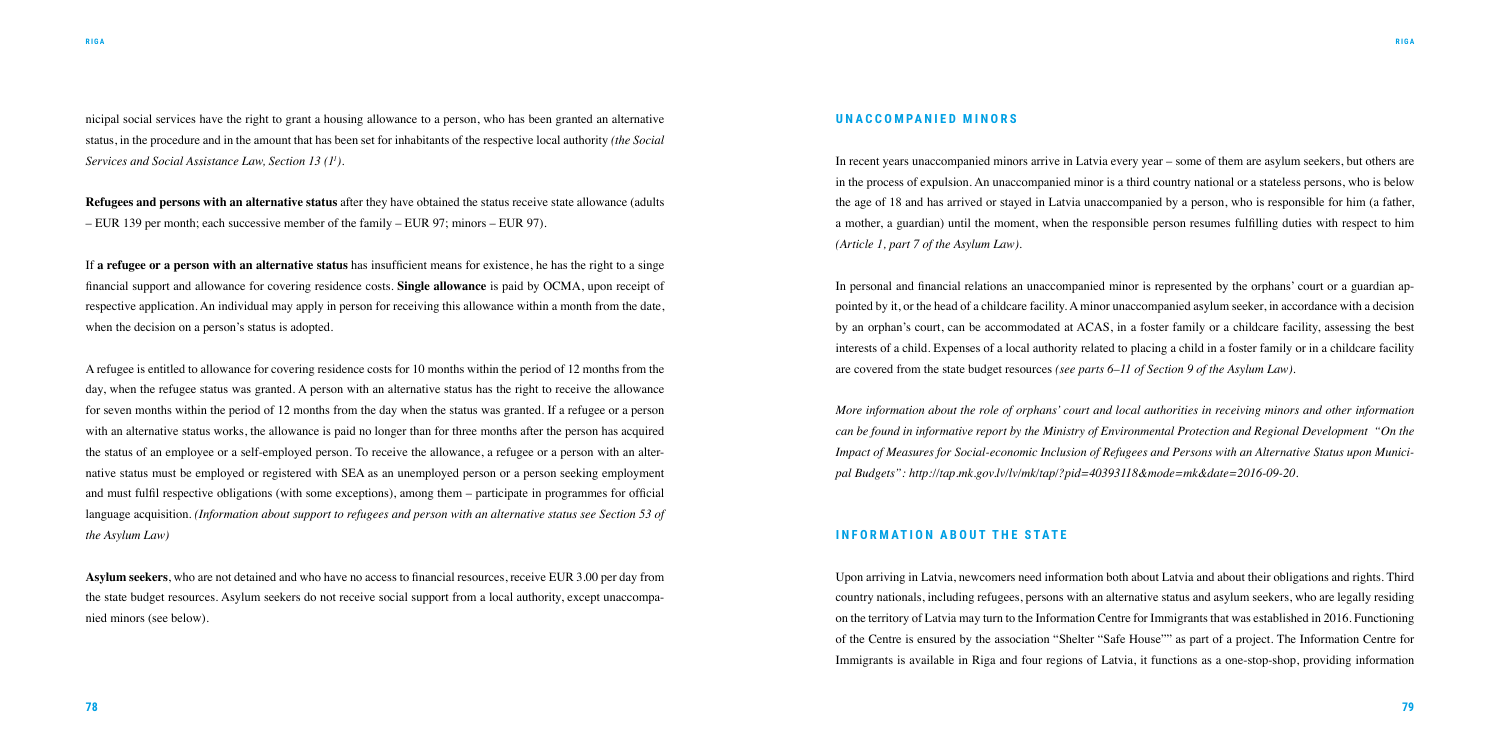nicipal social services have the right to grant a housing allowance to a person, who has been granted an alternative status, in the procedure and in the amount that has been set for inhabitants of the respective local authority *(the Social Services and Social Assistance Law, Section 13 (1[1]).*

**Refugees and persons with an alternative status** after they have obtained the status receive state allowance (adults – EUR 139 per month; each successive member of the family – EUR 97; minors – EUR 97).

If **a refugee or a person with an alternative status** has insufficient means for existence, he has the right to a singe financial support and allowance for covering residence costs. **Single allowance** is paid by OCMA, upon receipt of respective application. An individual may apply in person for receiving this allowance within a month from the date, when the decision on a person's status is adopted.

A refugee is entitled to allowance for covering residence costs for 10 months within the period of 12 months from the day, when the refugee status was granted. A person with an alternative status has the right to receive the allowance for seven months within the period of 12 months from the day when the status was granted. If a refugee or a person with an alternative status works, the allowance is paid no longer than for three months after the person has acquired the status of an employee or a self-employed person. To receive the allowance, a refugee or a person with an alternative status must be employed or registered with SEA as an unemployed person or a person seeking employment and must fulfil respective obligations (with some exceptions), among them – participate in programmes for official language acquisition. *(Information about support to refugees and person with an alternative status see Section 53 of the Asylum Law)*

**Asylum seekers**, who are not detained and who have no access to financial resources, receive EUR 3.00 per day from the state budget resources. Asylum seekers do not receive social support from a local authority, except unaccompanied minors (see below).

## UNACCOMPANIED MINORS

In recent years unaccompanied minors arrive in Latvia every year – some of them are asylum seekers, but others are in the process of expulsion. An unaccompanied minor is a third country national or a stateless persons, who is below the age of 18 and has arrived or stayed in Latvia unaccompanied by a person, who is responsible for him (a father, a mother, a guardian) until the moment, when the responsible person resumes fulfilling duties with respect to him *(Article 1, part 7 of the Asylum Law).*

In personal and financial relations an unaccompanied minor is represented by the orphans' court or a guardian appointed by it, or the head of a childcare facility. A minor unaccompanied asylum seeker, in accordance with a decision by an orphan's court, can be accommodated at ACAS, in a foster family or a childcare facility, assessing the best interests of a child. Expenses of a local authority related to placing a child in a foster family or in a childcare facility are covered from the state budget resources *(see parts 6–11 of Section 9 of the Asylum Law).*

*More information about the role of orphans' court and local authorities in receiving minors and other information can be found in informative report by the Ministry of Environmental Protection and Regional Development "On the Impact of Measures for Social-economic Inclusion of Refugees and Persons with an Alternative Status upon Municipal Budgets": http://tap.mk.gov.lv/lv/mk/tap/?pid=40393118&mode=mk&date=2016-09-20.*

## INFORMATION ABOUT THE STATE

Upon arriving in Latvia, newcomers need information both about Latvia and about their obligations and rights. Third country nationals, including refugees, persons with an alternative status and asylum seekers, who are legally residing on the territory of Latvia may turn to the Information Centre for Immigrants that was established in 2016. Functioning of the Centre is ensured by the association "Shelter "Safe House"" as part of a project. The Information Centre for Immigrants is available in Riga and four regions of Latvia, it functions as a one-stop-shop, providing information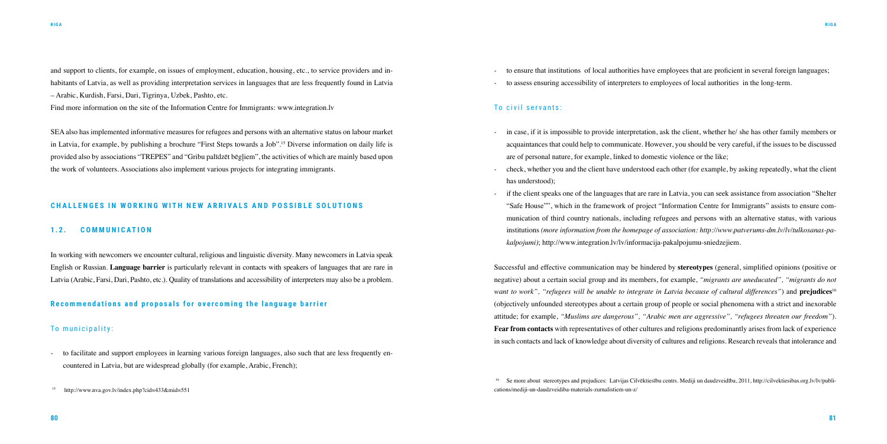and support to clients, for example, on issues of employment, education, housing, etc., to service providers and inhabitants of Latvia, as well as providing interpretation services in languages that are less frequently found in Latvia – Arabic, Kurdish, Farsi, Dari, Tigrinya, Uzbek, Pashto, etc.

Find more information on the site of the Information Centre for Immigrants: www.integration.lv

SEA also has implemented informative measures for refugees and persons with an alternative status on labour market in Latvia, for example, by publishing a brochure "First Steps towards a Job".[15] Diverse information on daily life is provided also by associations "TREPES" and "Gribu palīdzēt bēgļiem", the activities of which are mainly based upon the work of volunteers. Associations also implement various projects for integrating immigrants.

## CHALLENGES IN WORKING WITH NEW ARRIVALS AND POSSIBLE SOLUTIONS

### 1.2. COMMUNICATION

In working with newcomers we encounter cultural, religious and linguistic diversity. Many newcomers in Latvia speak English or Russian. **Language barrier** is particularly relevant in contacts with speakers of languages that are rare in Latvia (Arabic, Farsi, Dari, Pashto, etc.). Quality of translations and accessibility of interpreters may also be a problem.

#### Recommendations and proposals for overcoming the language barrier

##### To municipality:

- to facilitate and support employees in learning various foreign languages, also such that are less frequently encountered in Latvia, but are widespread globally (for example, Arabic, French);
- to ensure that institutions of local authorities have employees that are proficient in several foreign languages;
- to assess ensuring accessibility of interpreters to employees of local authorities in the long-term.

##### To civil servants:

- in case, if it is impossible to provide interpretation, ask the client, whether he/ she has other family members or acquaintances that could help to communicate. However, you should be very careful, if the issues to be discussed are of personal nature, for example, linked to domestic violence or the like;
- check, whether you and the client have understood each other (for example, by asking repeatedly, what the client has understood);
- if the client speaks one of the languages that are rare in Latvia, you can seek assistance from association "Shelter "Safe House"", which in the framework of project "Information Centre for Immigrants" assists to ensure communication of third country nationals, including refugees and persons with an alternative status, with various institutions *(more information from the homepage of association: http://www.patverums-dm.lv/lv/tulkosanas-pakalpojumi)*; http://www.integration.lv/lv/informacija-pakalpojumu-sniedzejiem.

Successful and effective communication may be hindered by **stereotypes** (general, simplified opinions (positive or negative) about a certain social group and its members, for example, *"migrants are uneducated", "migrants do not want to work", "refugees will be unable to integrate in Latvia because of cultural differences"*) and **prejudices**[16] (objectively unfounded stereotypes about a certain group of people or social phenomena with a strict and inexorable attitude; for example, *"Muslims are dangerous", "Arabic men are aggressive", "refugees threaten our freedom"*). **Fear from contacts** with representatives of other cultures and religions predominantly arises from lack of experience in such contacts and lack of knowledge about diversity of cultures and religions. Research reveals that intolerance and

[15] http://www.nva.gov.lv/index.php?cid=433&mid=551

[16] Se more about stereotypes and prejudices: Latvijas Cilvēktiesību centrs. Mediji un daudzveidība, 2011, http://cilvektiesibas.org.lv/lv/publications/mediji-un-daudzveidiba-materials-zurnalistiem-un-z/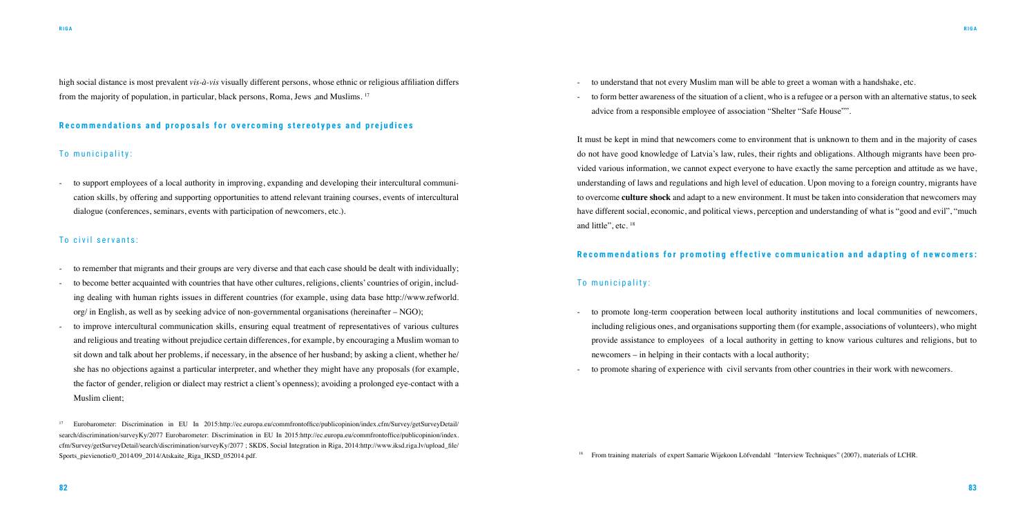high social distance is most prevalent *vis-à-vis* visually different persons, whose ethnic or religious affiliation differs from the majority of population, in particular, black persons, Roma, Jews ,and Muslims. [17]

## Recommendations and proposals for overcoming stereotypes and prejudices

### To municipality:

- to support employees of a local authority in improving, expanding and developing their intercultural communication skills, by offering and supporting opportunities to attend relevant training courses, events of intercultural dialogue (conferences, seminars, events with participation of newcomers, etc.).

### To civil servants:

- to remember that migrants and their groups are very diverse and that each case should be dealt with individually;
- to become better acquainted with countries that have other cultures, religions, clients' countries of origin, including dealing with human rights issues in different countries (for example, using data base http://www.refworld.org/ in English, as well as by seeking advice of non-governmental organisations (hereinafter – NGO);
- to improve intercultural communication skills, ensuring equal treatment of representatives of various cultures and religious and treating without prejudice certain differences, for example, by encouraging a Muslim woman to sit down and talk about her problems, if necessary, in the absence of her husband; by asking a client, whether he/she has no objections against a particular interpreter, and whether they might have any proposals (for example, the factor of gender, religion or dialect may restrict a client's openness); avoiding a prolonged eye-contact with a Muslim client;
- to understand that not every Muslim man will be able to greet a woman with a handshake, etc.
- to form better awareness of the situation of a client, who is a refugee or a person with an alternative status, to seek advice from a responsible employee of association "Shelter "Safe House"".

It must be kept in mind that newcomers come to environment that is unknown to them and in the majority of cases do not have good knowledge of Latvia's law, rules, their rights and obligations. Although migrants have been provided various information, we cannot expect everyone to have exactly the same perception and attitude as we have, understanding of laws and regulations and high level of education. Upon moving to a foreign country, migrants have to overcome **culture shock** and adapt to a new environment. It must be taken into consideration that newcomers may have different social, economic, and political views, perception and understanding of what is "good and evil", "much and little", etc. [18]

## Recommendations for promoting effective communication and adapting of newcomers:

### To municipality:

- to promote long-term cooperation between local authority institutions and local communities of newcomers, including religious ones, and organisations supporting them (for example, associations of volunteers), who might provide assistance to employees of a local authority in getting to know various cultures and religions, but to newcomers – in helping in their contacts with a local authority;
- to promote sharing of experience with civil servants from other countries in their work with newcomers.

[17] Eurobarometer: Discrimination in EU In 2015:http://ec.europa.eu/commfrontoffice/publicopinion/index.cfm/Survey/getSurveyDetail/search/discrimination/surveyKy/2077 Eurobarometer: Discrimination in EU In 2015:http://ec.europa.eu/commfrontoffice/publicopinion/index.cfm/Survey/getSurveyDetail/search/discrimination/surveyKy/2077 ; SKDS, Social Integration in Riga, 2014:http://www.iksd.riga.lv/upload_file/Sports_pievienotie/0_2014/09_2014/Atskaite_Riga_IKSD_052014.pdf.

[18] From training materials of expert Samarie Wijekoon Löfvendahl "Interview Techniques" (2007), materials of LCHR.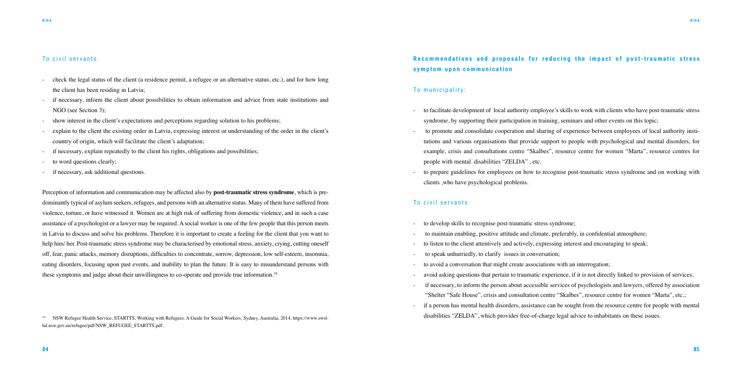### To civil servants:

- check the legal status of the client (a residence permit, a refugee or an alternative status, etc.), and for how long the client has been residing in Latvia;
- if necessary, inform the client about possibilities to obtain information and advice from state institutions and NGO (see Section 3);
- show interest in the client's expectations and perceptions regarding solution to his problems;
- explain to the client the existing order in Latvia, expressing interest or understanding of the order in the client's country of origin, which will facilitate the client's adaptation;
- if necessary, explain repeatedly to the client his rights, obligations and possibilities;
- to word questions clearly;
- if necessary, ask additional questions.

Perception of information and communication may be affected also by **post-traumatic stress syndrome**, which is predominantly typical of asylum seekers, refugees, and persons with an alternative status. Many of them have suffered from violence, torture, or have witnessed it. Women are at high risk of suffering from domestic violence, and in such a case assistance of a psychologist or a lawyer may be required. A social worker is one of the few people that this person meets in Latvia to discuss and solve his problems. Therefore it is important to create a feeling for the client that you want to help him/ her. Post-traumatic stress syndrome may be characterised by emotional stress, anxiety, crying, cutting oneself off, fear, panic attacks, memory disruptions, difficulties to concentrate, sorrow, depression, low self-esteem, insomnia, eating disorders, focusing upon past events, and inability to plan the future. It is easy to misunderstand persons with these symptoms and judge about their unwillingness to co-operate and provide true information.[19]

[19] NSW Refugee Health Service, STARTTS, Working with Refugees. A Guide for Social Workers, Sydney, Australia, 2014, https://www.swslhd.nsw.gov.au/refugee/pdf/NSW_REFUGEE_STARTTS.pdf.

## Recommendations and proposals for reducing the impact of post-traumatic stress symptom upon communication

### To municipality:

- to facilitate development of local authority employee's skills to work with clients who have post-traumatic stress syndrome, by supporting their participation in training, seminars and other events on this topic;
- to promote and consolidate cooperation and sharing of experience between employees of local authority institutions and various organisations that provide support to people with psychological and mental disorders, for example, crisis and consultations centre "Skalbes", resource centre for women "Marta", resource centres for people with mental disabilities "ZELDA" , etc.
- to prepare guidelines for employees on how to recognise post-traumatic stress syndrome and on working with clients ,who have psychological problems.

### To civil servants:

- to develop skills to recognise post-traumatic stress syndrome;
- to maintain enabling, positive attitude and climate, preferably, in confidential atmosphere;
- to listen to the client attentively and actively, expressing interest and encouraging to speak;
- to speak unhurriedly, to clarify issues in conversation;
- to avoid a conversation that might create associations with an interrogation;
- avoid asking questions that pertain to traumatic experience, if it is not directly linked to provision of services;
- if necessary, to inform the person about accessible services of psychologists and lawyers, offered by association "Shelter "Safe House", crisis and consultation centre "Skalbes", resource centre for women "Marta", etc.;
- if a person has mental health disorders, assistance can be sought from the resource centre for people with mental disabilities "ZELDA", which provides free-of-charge legal advice to inhabitants on these issues.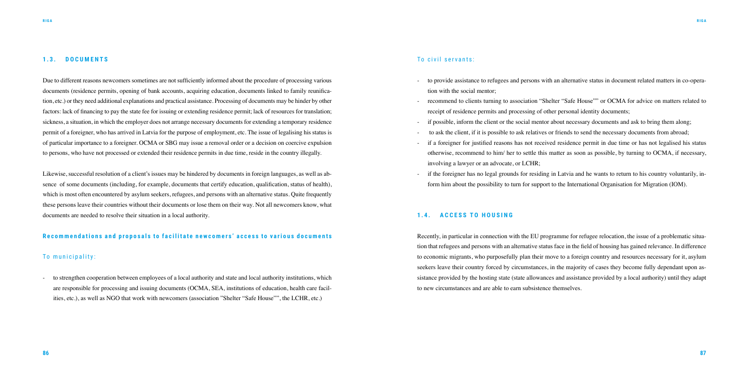## 1.3. DOCUMENTS

Due to different reasons newcomers sometimes are not sufficiently informed about the procedure of processing various documents (residence permits, opening of bank accounts, acquiring education, documents linked to family reunification, etc.) or they need additional explanations and practical assistance. Processing of documents may be hinder by other factors: lack of financing to pay the state fee for issuing or extending residence permit; lack of resources for translation; sickness, a situation, in which the employer does not arrange necessary documents for extending a temporary residence permit of a foreigner, who has arrived in Latvia for the purpose of employment, etc. The issue of legalising his status is of particular importance to a foreigner. OCMA or SBG may issue a removal order or a decision on coercive expulsion to persons, who have not processed or extended their residence permits in due time, reside in the country illegally.

Likewise, successful resolution of a client's issues may be hindered by documents in foreign languages, as well as absence of some documents (including, for example, documents that certify education, qualification, status of health), which is most often encountered by asylum seekers, refugees, and persons with an alternative status. Quite frequently these persons leave their countries without their documents or lose them on their way. Not all newcomers know, what documents are needed to resolve their situation in a local authority.

### Recommendations and proposals to facilitate newcomers' access to various documents

#### To municipality:

- to strengthen cooperation between employees of a local authority and state and local authority institutions, which are responsible for processing and issuing documents (OCMA, SEA, institutions of education, health care facilities, etc.), as well as NGO that work with newcomers (association "Shelter "Safe House"", the LCHR, etc.)

#### To civil servants:

- to provide assistance to refugees and persons with an alternative status in document related matters in co-operation with the social mentor;
- recommend to clients turning to association "Shelter "Safe House"" or OCMA for advice on matters related to receipt of residence permits and processing of other personal identity documents;
- if possible, inform the client or the social mentor about necessary documents and ask to bring them along;
- to ask the client, if it is possible to ask relatives or friends to send the necessary documents from abroad;
- if a foreigner for justified reasons has not received residence permit in due time or has not legalised his status otherwise, recommend to him/ her to settle this matter as soon as possible, by turning to OCMA, if necessary, involving a lawyer or an advocate, or LCHR;
- if the foreigner has no legal grounds for residing in Latvia and he wants to return to his country voluntarily, inform him about the possibility to turn for support to the International Organisation for Migration (IOM).

## 1.4. ACCESS TO HOUSING

Recently, in particular in connection with the EU programme for refugee relocation, the issue of a problematic situation that refugees and persons with an alternative status face in the field of housing has gained relevance. In difference to economic migrants, who purposefully plan their move to a foreign country and resources necessary for it, asylum seekers leave their country forced by circumstances, in the majority of cases they become fully dependant upon assistance provided by the hosting state (state allowances and assistance provided by a local authority) until they adapt to new circumstances and are able to earn subsistence themselves.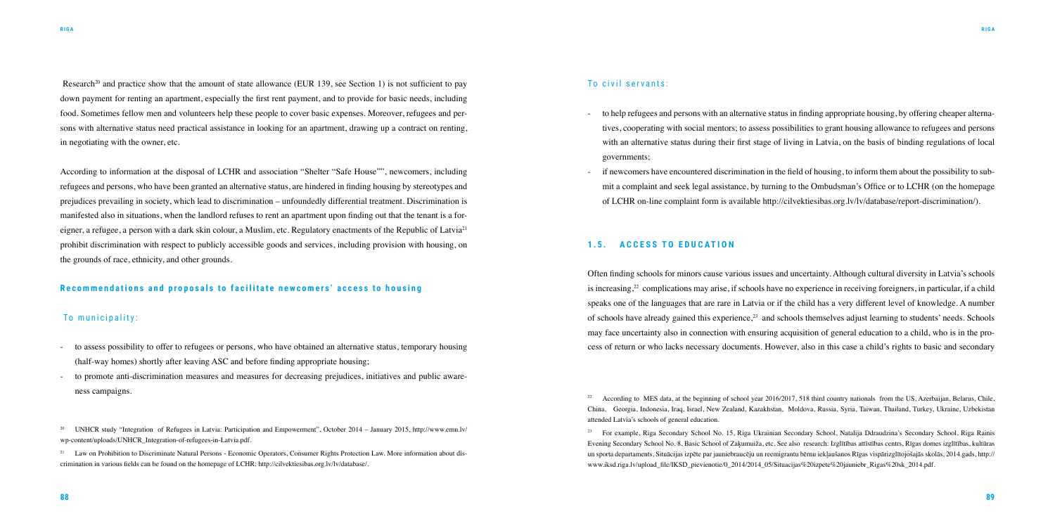Research[20] and practice show that the amount of state allowance (EUR 139, see Section 1) is not sufficient to pay down payment for renting an apartment, especially the first rent payment, and to provide for basic needs, including food. Sometimes fellow men and volunteers help these people to cover basic expenses. Moreover, refugees and persons with alternative status need practical assistance in looking for an apartment, drawing up a contract on renting, in negotiating with the owner, etc.

According to information at the disposal of LCHR and association "Shelter "Safe House"", newcomers, including refugees and persons, who have been granted an alternative status, are hindered in finding housing by stereotypes and prejudices prevailing in society, which lead to discrimination – unfoundedly differential treatment. Discrimination is manifested also in situations, when the landlord refuses to rent an apartment upon finding out that the tenant is a foreigner, a refugee, a person with a dark skin colour, a Muslim, etc. Regulatory enactments of the Republic of Latvia[21] prohibit discrimination with respect to publicly accessible goods and services, including provision with housing, on the grounds of race, ethnicity, and other grounds.

### Recommendations and proposals to facilitate newcomers' access to housing

#### To municipality:

- to assess possibility to offer to refugees or persons, who have obtained an alternative status, temporary housing (half-way homes) shortly after leaving ASC and before finding appropriate housing;
- to promote anti-discrimination measures and measures for decreasing prejudices, initiatives and public awareness campaigns.

#### To civil servants:

- to help refugees and persons with an alternative status in finding appropriate housing, by offering cheaper alternatives, cooperating with social mentors; to assess possibilities to grant housing allowance to refugees and persons with an alternative status during their first stage of living in Latvia, on the basis of binding regulations of local governments;
- if newcomers have encountered discrimination in the field of housing, to inform them about the possibility to submit a complaint and seek legal assistance, by turning to the Ombudsman's Office or to LCHR (on the homepage of LCHR on-line complaint form is available http://cilvektiesibas.org.lv/lv/database/report-discrimination/).

## 1.5. ACCESS TO EDUCATION

Often finding schools for minors cause various issues and uncertainty. Although cultural diversity in Latvia's schools is increasing,[22] complications may arise, if schools have no experience in receiving foreigners, in particular, if a child speaks one of the languages that are rare in Latvia or if the child has a very different level of knowledge. A number of schools have already gained this experience,[23] and schools themselves adjust learning to students' needs. Schools may face uncertainty also in connection with ensuring acquisition of general education to a child, who is in the process of return or who lacks necessary documents. However, also in this case a child's rights to basic and secondary

---

[20] UNHCR study "Integration of Refugees in Latvia: Participation and Empowerment", October 2014 – January 2015, http://www.emn.lv/wp-content/uploads/UNHCR_Integration-of-refugees-in-Latvia.pdf.

[21] Law on Prohibition to Discriminate Natural Persons - Economic Operators, Consumer Rights Protection Law. More information about discrimination in various fields can be found on the homepage of LCHR: http://cilvektiesibas.org.lv/lv/database/.

[22] According to MES data, at the beginning of school year 2016/2017, 518 third country nationals from the US, Azerbaijan, Belarus, Chile, China, Georgia, Indonesia, Iraq, Israel, New Zealand, Kazakhstan, Moldova, Russia, Syria, Taiwan, Thailand, Turkey, Ukraine, Uzbekistan attended Latvia's schools of general education.

[23] For example, Riga Secondary School No. 15, Riga Ukrainian Secondary School, Natalija Ddraudzina's Secondary School, Riga Rainis Evening Secondary School No. 8, Basic School of Zaķumuiža, etc. See also research: Izglītības attīstības centrs, Rīgas domes izglītības, kultūras un sporta departaments, Situācijas izpēte par jauniebraucēju un reemigrantu bērnu iekļaušanos Rīgas vispārizglītojošajās skolās, 2014.gads, http://www.iksd.riga.lv/upload_file/IKSD_pievienotie/0_2014/2014_05/Situacijas%20izpete%20jauniebr_Rigas%20sk_2014.pdf.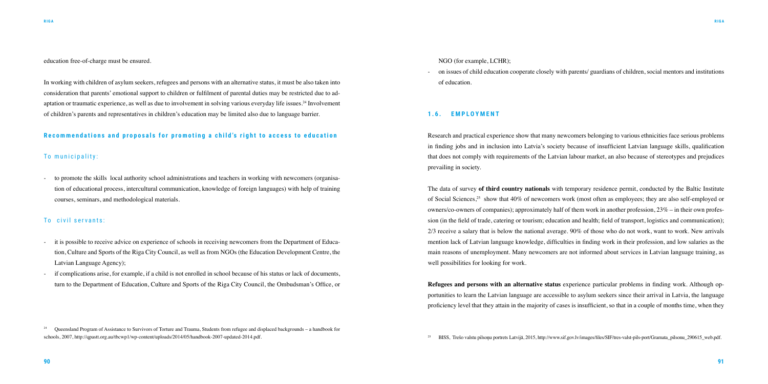education free-of-charge must be ensured.

In working with children of asylum seekers, refugees and persons with an alternative status, it must be also taken into consideration that parents' emotional support to children or fulfilment of parental duties may be restricted due to adaptation or traumatic experience, as well as due to involvement in solving various everyday life issues.[24] Involvement of children's parents and representatives in children's education may be limited also due to language barrier.

### Recommendations and proposals for promoting a child's right to access to education

#### To municipality:

- to promote the skills local authority school administrations and teachers in working with newcomers (organisation of educational process, intercultural communication, knowledge of foreign languages) with help of training courses, seminars, and methodological materials.

#### To civil servants:

- it is possible to receive advice on experience of schools in receiving newcomers from the Department of Education, Culture and Sports of the Riga City Council, as well as from NGOs (the Education Development Centre, the Latvian Language Agency);
- if complications arise, for example, if a child is not enrolled in school because of his status or lack of documents, turn to the Department of Education, Culture and Sports of the Riga City Council, the Ombudsman's Office, or NGO (for example, LCHR);
- on issues of child education cooperate closely with parents/ guardians of children, social mentors and institutions of education.

[24] Queensland Program of Assistance to Survivors of Torture and Trauma, Students from refugee and displaced backgrounds – a handbook for schools, 2007, http://qpastt.org.au/tbcwp1/wp-content/uploads/2014/05/handbook-2007-updated-2014.pdf.

## 1.6. EMPLOYMENT

Research and practical experience show that many newcomers belonging to various ethnicities face serious problems in finding jobs and in inclusion into Latvia's society because of insufficient Latvian language skills, qualification that does not comply with requirements of the Latvian labour market, an also because of stereotypes and prejudices prevailing in society.

The data of survey **of third country nationals** with temporary residence permit, conducted by the Baltic Institute of Social Sciences,[25] show that 40% of newcomers work (most often as employees; they are also self-employed or owners/co-owners of companies); approximately half of them work in another profession, 23% – in their own profession (in the field of trade, catering or tourism; education and health; field of transport, logistics and communication); 2/3 receive a salary that is below the national average. 90% of those who do not work, want to work. New arrivals mention lack of Latvian language knowledge, difficulties in finding work in their profession, and low salaries as the main reasons of unemployment. Many newcomers are not informed about services in Latvian language training, as well possibilities for looking for work.

**Refugees and persons with an alternative status** experience particular problems in finding work. Although opportunities to learn the Latvian language are accessible to asylum seekers since their arrival in Latvia, the language proficiency level that they attain in the majority of cases is insufficient, so that in a couple of months time, when they

[25] BISS, Trešo valstu pilsoņu portrets Latvijā, 2015, http://www.sif.gov.lv/images/files/SIF/tres-valst-pils-port/Gramata_pilsonu_290615_web.pdf.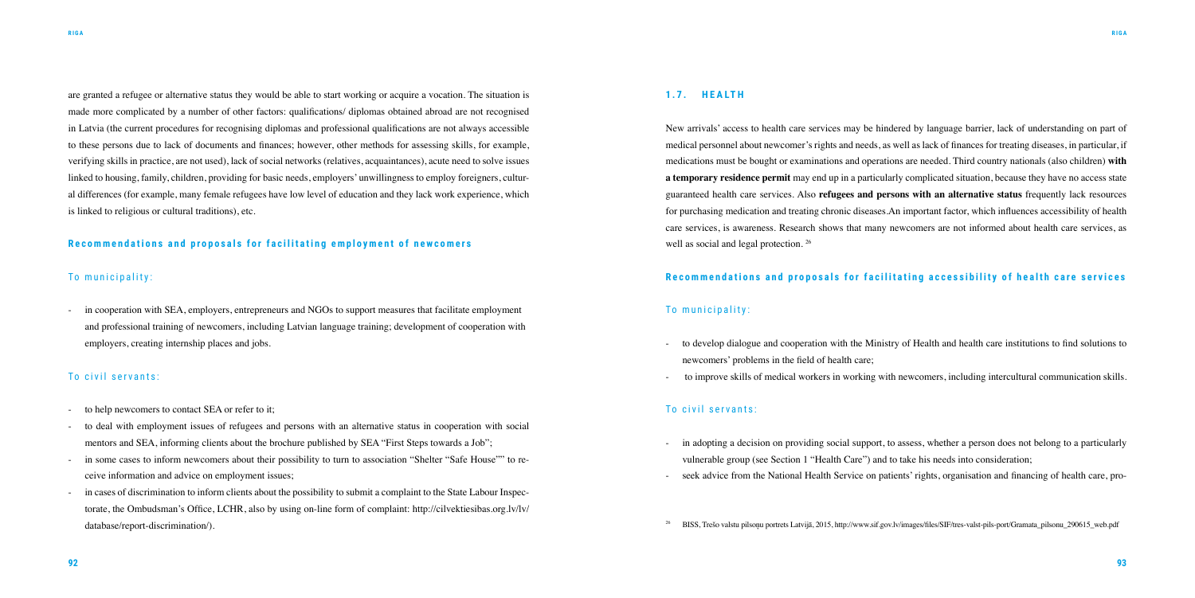are granted a refugee or alternative status they would be able to start working or acquire a vocation. The situation is made more complicated by a number of other factors: qualifications/ diplomas obtained abroad are not recognised in Latvia (the current procedures for recognising diplomas and professional qualifications are not always accessible to these persons due to lack of documents and finances; however, other methods for assessing skills, for example, verifying skills in practice, are not used), lack of social networks (relatives, acquaintances), acute need to solve issues linked to housing, family, children, providing for basic needs, employers' unwillingness to employ foreigners, cultural differences (for example, many female refugees have low level of education and they lack work experience, which is linked to religious or cultural traditions), etc.

### Recommendations and proposals for facilitating employment of newcomers

#### To municipality:

- in cooperation with SEA, employers, entrepreneurs and NGOs to support measures that facilitate employment and professional training of newcomers, including Latvian language training; development of cooperation with employers, creating internship places and jobs.

#### To civil servants:

- to help newcomers to contact SEA or refer to it;
- to deal with employment issues of refugees and persons with an alternative status in cooperation with social mentors and SEA, informing clients about the brochure published by SEA "First Steps towards a Job";
- in some cases to inform newcomers about their possibility to turn to association "Shelter "Safe House"" to receive information and advice on employment issues;
- in cases of discrimination to inform clients about the possibility to submit a complaint to the State Labour Inspectorate, the Ombudsman's Office, LCHR, also by using on-line form of complaint: http://cilvektiesibas.org.lv/lv/database/report-discrimination/).

## 1.7. HEALTH

New arrivals' access to health care services may be hindered by language barrier, lack of understanding on part of medical personnel about newcomer's rights and needs, as well as lack of finances for treating diseases, in particular, if medications must be bought or examinations and operations are needed. Third country nationals (also children) **with a temporary residence permit** may end up in a particularly complicated situation, because they have no access state guaranteed health care services. Also **refugees and persons with an alternative status** frequently lack resources for purchasing medication and treating chronic diseases.An important factor, which influences accessibility of health care services, is awareness. Research shows that many newcomers are not informed about health care services, as well as social and legal protection. [26]

### Recommendations and proposals for facilitating accessibility of health care services

#### To municipality:

- to develop dialogue and cooperation with the Ministry of Health and health care institutions to find solutions to newcomers' problems in the field of health care;
- to improve skills of medical workers in working with newcomers, including intercultural communication skills.

#### To civil servants:

- in adopting a decision on providing social support, to assess, whether a person does not belong to a particularly vulnerable group (see Section 1 "Health Care") and to take his needs into consideration;
- seek advice from the National Health Service on patients' rights, organisation and financing of health care, pro-

[26] BISS, Trešo valstu pilsoņu portrets Latvijā, 2015, http://www.sif.gov.lv/images/files/SIF/tres-valst-pils-port/Gramata_pilsonu_290615_web.pdf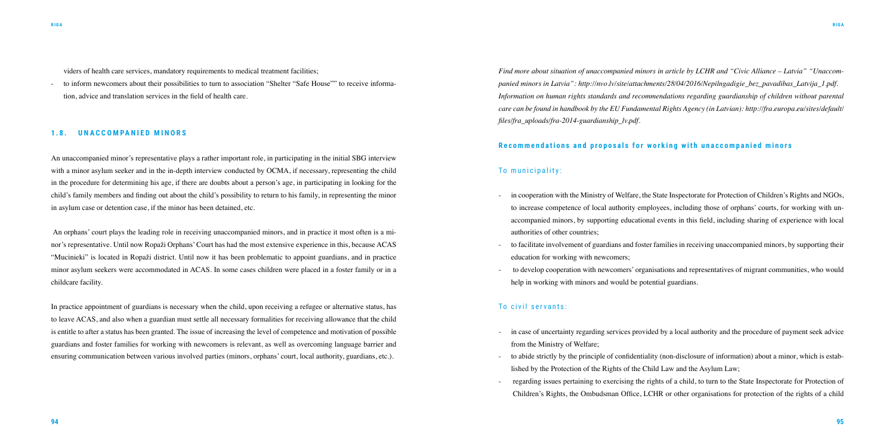viders of health care services, mandatory requirements to medical treatment facilities;

- to inform newcomers about their possibilities to turn to association "Shelter "Safe House"" to receive information, advice and translation services in the field of health care.

## 1.8. UNACCOMPANIED MINORS

An unaccompanied minor's representative plays a rather important role, in participating in the initial SBG interview with a minor asylum seeker and in the in-depth interview conducted by OCMA, if necessary, representing the child in the procedure for determining his age, if there are doubts about a person's age, in participating in looking for the child's family members and finding out about the child's possibility to return to his family, in representing the minor in asylum case or detention case, if the minor has been detained, etc.

An orphans' court plays the leading role in receiving unaccompanied minors, and in practice it most often is a minor's representative. Until now Ropaži Orphans' Court has had the most extensive experience in this, because ACAS "Mucinieki" is located in Ropaži district. Until now it has been problematic to appoint guardians, and in practice minor asylum seekers were accommodated in ACAS. In some cases children were placed in a foster family or in a childcare facility.

In practice appointment of guardians is necessary when the child, upon receiving a refugee or alternative status, has to leave ACAS, and also when a guardian must settle all necessary formalities for receiving allowance that the child is entitle to after a status has been granted. The issue of increasing the level of competence and motivation of possible guardians and foster families for working with newcomers is relevant, as well as overcoming language barrier and ensuring communication between various involved parties (minors, orphans' court, local authority, guardians, etc.).

*Find more about situation of unaccompanied minors in article by LCHR and "Civic Alliance – Latvia" "Unaccompanied minors in Latvia": http://nvo.lv/site/attachments/28/04/2016/Nepilngadigie_bez_pavadibas_Latvija_1.pdf. Information on human rights standards and recommendations regarding guardianship of children without parental care can be found in handbook by the EU Fundamental Rights Agency (in Latvian): http://fra.europa.eu/sites/default/files/fra_uploads/fra-2014-guardianship_lv.pdf.*

### Recommendations and proposals for working with unaccompanied minors

#### To municipality:

- in cooperation with the Ministry of Welfare, the State Inspectorate for Protection of Children's Rights and NGOs, to increase competence of local authority employees, including those of orphans' courts, for working with unaccompanied minors, by supporting educational events in this field, including sharing of experience with local authorities of other countries;
- to facilitate involvement of guardians and foster families in receiving unaccompanied minors, by supporting their education for working with newcomers;
- to develop cooperation with newcomers' organisations and representatives of migrant communities, who would help in working with minors and would be potential guardians.

#### To civil servants:

- in case of uncertainty regarding services provided by a local authority and the procedure of payment seek advice from the Ministry of Welfare;
- to abide strictly by the principle of confidentiality (non-disclosure of information) about a minor, which is established by the Protection of the Rights of the Child Law and the Asylum Law;
- regarding issues pertaining to exercising the rights of a child, to turn to the State Inspectorate for Protection of Children's Rights, the Ombudsman Office, LCHR or other organisations for protection of the rights of a child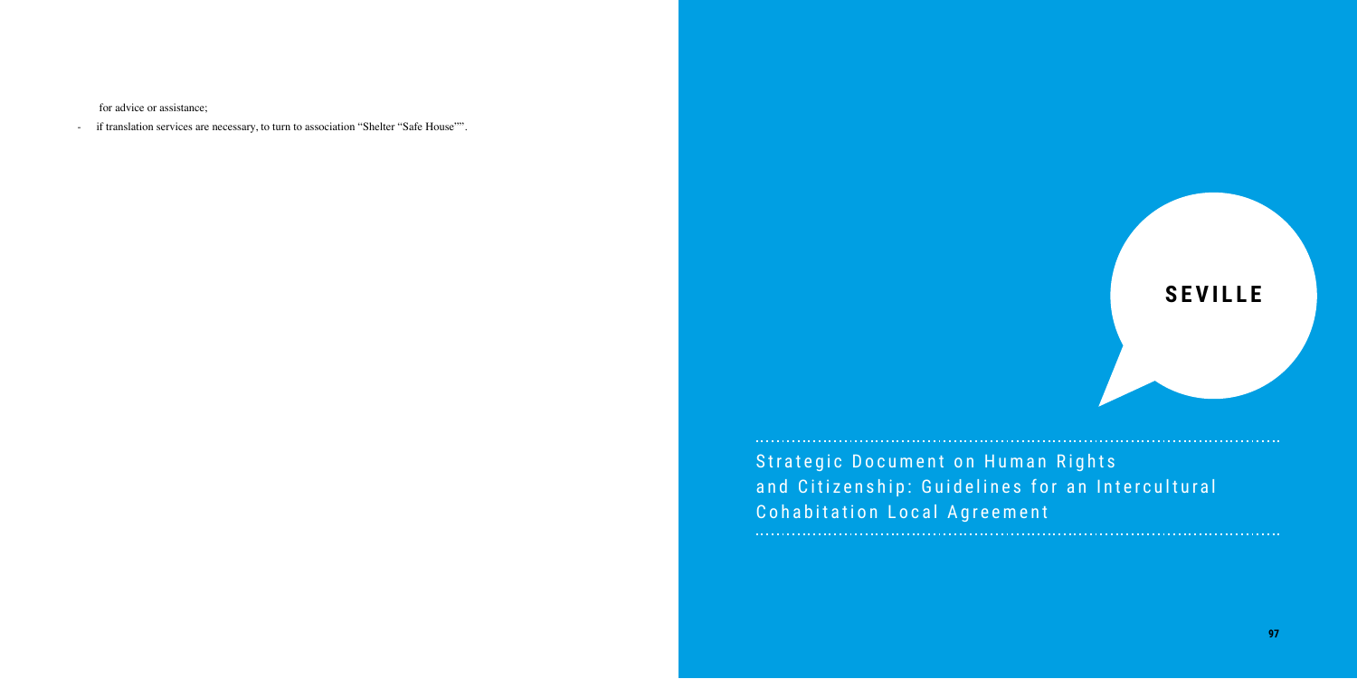for advice or assistance;

- if translation services are necessary, to turn to association "Shelter "Safe House"".

# SEVILLE

## Strategic Document on Human Rights and Citizenship: Guidelines for an Intercultural Cohabitation Local Agreement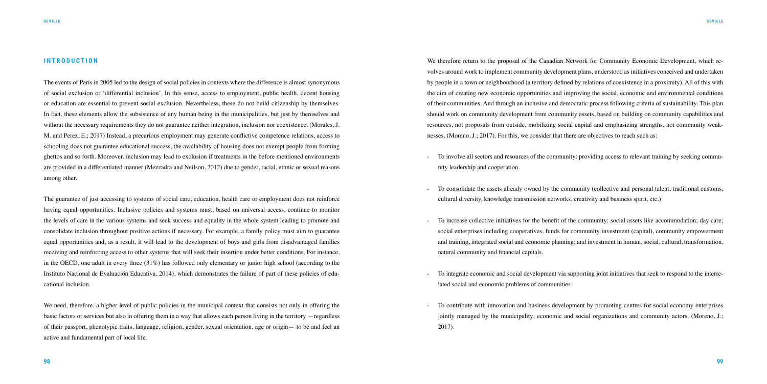## INTRODUCTION

The events of Paris in 2005 led to the design of social policies in contexts where the difference is almost synonymous of social exclusion or 'differential inclusion'. In this sense, access to employment, public health, decent housing or education are essential to prevent social exclusion. Nevertheless, these do not build citizenship by themselves. In fact, these elements allow the subsistence of any human being in the municipalities, but just by themselves and without the necessary requirements they do not guarantee neither integration, inclusion nor coexistence. (Morales, J. M. and Perez, E.; 2017) Instead, a precarious employment may generate conflictive competence relations, access to schooling does not guarantee educational success, the availability of housing does not exempt people from forming ghettos and so forth. Moreover, inclusion may lead to exclusion if treatments in the before mentioned environments are provided in a differentiated manner (Mezzadra and Neilson, 2012) due to gender, racial, ethnic or sexual reasons among other.

The guarantee of just accessing to systems of social care, education, health care or employment does not reinforce having equal opportunities. Inclusive policies and systems must, based on universal access, continue to monitor the levels of care in the various systems and seek success and equality in the whole system leading to promote and consolidate inclusion throughout positive actions if necessary. For example, a family policy must aim to guarantee equal opportunities and, as a result, it will lead to the development of boys and girls from disadvantaged families receiving and reinforcing access to other systems that will seek their insertion under better conditions. For instance, in the OECD, one adult in every three (31%) has followed only elementary or junior high school (according to the Instituto Nacional de Evaluación Educativa, 2014), which demonstrates the failure of part of these policies of educational inclusion.

We need, therefore, a higher level of public policies in the municipal context that consists not only in offering the basic factors or services but also in offering them in a way that allows each person living in the territory —regardless of their passport, phenotypic traits, language, religion, gender, sexual orientation, age or origin— to be and feel an active and fundamental part of local life.

We therefore return to the proposal of the Canadian Network for Community Economic Development, which revolves around work to implement community development plans, understood as initiatives conceived and undertaken by people in a town or neighbourhood (a territory defined by relations of coexistence in a proximity). All of this with the aim of creating new economic opportunities and improving the social, economic and environmental conditions of their communities. And through an inclusive and democratic process following criteria of sustainability. This plan should work on community development from community assets, based on building on community capabilities and resources, not proposals from outside, mobilizing social capital and emphasizing strengths, not community weaknesses. (Moreno, J.; 2017). For this, we consider that there are objectives to reach such as:

- To involve all sectors and resources of the community: providing access to relevant training by seeking community leadership and cooperation.
- To consolidate the assets already owned by the community (collective and personal talent, traditional customs, cultural diversity, knowledge transmission networks, creativity and business spirit, etc.)
- To increase collective initiatives for the benefit of the community: social assets like accommodation; day care; social enterprises including cooperatives, funds for community investment (capital), community empowerment and training, integrated social and economic planning; and investment in human, social, cultural, transformation, natural community and financial capitals.
- To integrate economic and social development via supporting joint initiatives that seek to respond to the interrelated social and economic problems of communities.
- To contribute with innovation and business development by promoting centres for social economy enterprises jointly managed by the municipality; economic and social organizations and community actors. (Moreno, J.; 2017).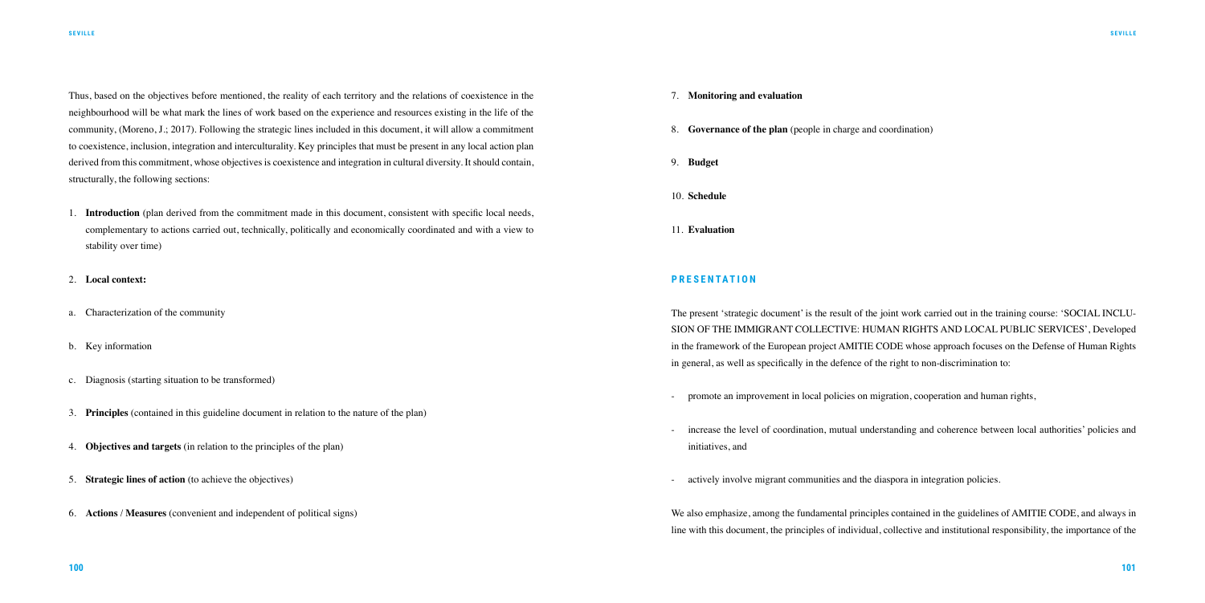Thus, based on the objectives before mentioned, the reality of each territory and the relations of coexistence in the neighbourhood will be what mark the lines of work based on the experience and resources existing in the life of the community, (Moreno, J.; 2017). Following the strategic lines included in this document, it will allow a commitment to coexistence, inclusion, integration and interculturality. Key principles that must be present in any local action plan derived from this commitment, whose objectives is coexistence and integration in cultural diversity. It should contain, structurally, the following sections:

1. **Introduction** (plan derived from the commitment made in this document, consistent with specific local needs, complementary to actions carried out, technically, politically and economically coordinated and with a view to stability over time)

2. **Local context:**

a. Characterization of the community

b. Key information

c. Diagnosis (starting situation to be transformed)

3. **Principles** (contained in this guideline document in relation to the nature of the plan)

4. **Objectives and targets** (in relation to the principles of the plan)

5. **Strategic lines of action** (to achieve the objectives)

6. **Actions / Measures** (convenient and independent of political signs)

7. **Monitoring and evaluation**

8. **Governance of the plan** (people in charge and coordination)

9. **Budget**

10. **Schedule**

11. **Evaluation**

## PRESENTATION

The present 'strategic document' is the result of the joint work carried out in the training course: 'SOCIAL INCLUSION OF THE IMMIGRANT COLLECTIVE: HUMAN RIGHTS AND LOCAL PUBLIC SERVICES', Developed in the framework of the European project AMITIE CODE whose approach focuses on the Defense of Human Rights in general, as well as specifically in the defence of the right to non-discrimination to:

- promote an improvement in local policies on migration, cooperation and human rights,

- increase the level of coordination, mutual understanding and coherence between local authorities' policies and initiatives, and

- actively involve migrant communities and the diaspora in integration policies.

We also emphasize, among the fundamental principles contained in the guidelines of AMITIE CODE, and always in line with this document, the principles of individual, collective and institutional responsibility, the importance of the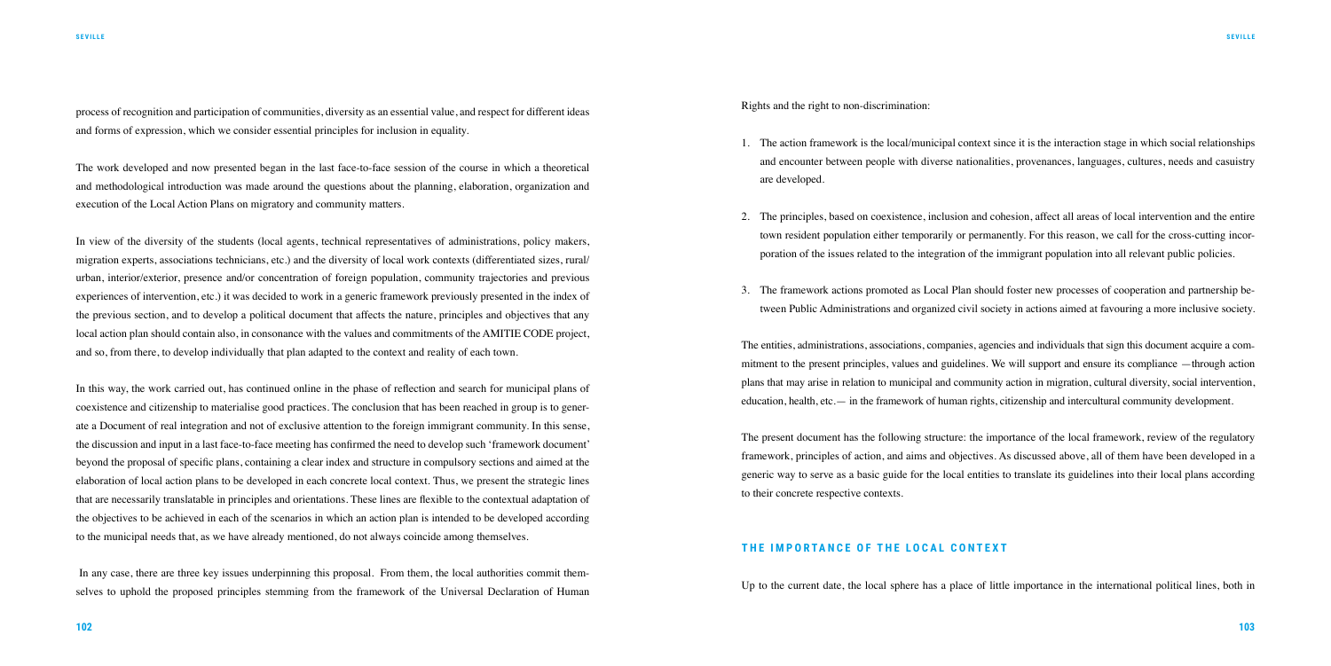process of recognition and participation of communities, diversity as an essential value, and respect for different ideas and forms of expression, which we consider essential principles for inclusion in equality.

The work developed and now presented began in the last face-to-face session of the course in which a theoretical and methodological introduction was made around the questions about the planning, elaboration, organization and execution of the Local Action Plans on migratory and community matters.

In view of the diversity of the students (local agents, technical representatives of administrations, policy makers, migration experts, associations technicians, etc.) and the diversity of local work contexts (differentiated sizes, rural/urban, interior/exterior, presence and/or concentration of foreign population, community trajectories and previous experiences of intervention, etc.) it was decided to work in a generic framework previously presented in the index of the previous section, and to develop a political document that affects the nature, principles and objectives that any local action plan should contain also, in consonance with the values and commitments of the AMITIE CODE project, and so, from there, to develop individually that plan adapted to the context and reality of each town.

In this way, the work carried out, has continued online in the phase of reflection and search for municipal plans of coexistence and citizenship to materialise good practices. The conclusion that has been reached in group is to generate a Document of real integration and not of exclusive attention to the foreign immigrant community. In this sense, the discussion and input in a last face-to-face meeting has confirmed the need to develop such 'framework document' beyond the proposal of specific plans, containing a clear index and structure in compulsory sections and aimed at the elaboration of local action plans to be developed in each concrete local context. Thus, we present the strategic lines that are necessarily translatable in principles and orientations. These lines are flexible to the contextual adaptation of the objectives to be achieved in each of the scenarios in which an action plan is intended to be developed according to the municipal needs that, as we have already mentioned, do not always coincide among themselves.

In any case, there are three key issues underpinning this proposal. From them, the local authorities commit themselves to uphold the proposed principles stemming from the framework of the Universal Declaration of Human Rights and the right to non-discrimination:

1. The action framework is the local/municipal context since it is the interaction stage in which social relationships and encounter between people with diverse nationalities, provenances, languages, cultures, needs and casuistry are developed.

2. The principles, based on coexistence, inclusion and cohesion, affect all areas of local intervention and the entire town resident population either temporarily or permanently. For this reason, we call for the cross-cutting incorporation of the issues related to the integration of the immigrant population into all relevant public policies.

3. The framework actions promoted as Local Plan should foster new processes of cooperation and partnership between Public Administrations and organized civil society in actions aimed at favouring a more inclusive society.

The entities, administrations, associations, companies, agencies and individuals that sign this document acquire a commitment to the present principles, values and guidelines. We will support and ensure its compliance —through action plans that may arise in relation to municipal and community action in migration, cultural diversity, social intervention, education, health, etc.— in the framework of human rights, citizenship and intercultural community development.

The present document has the following structure: the importance of the local framework, review of the regulatory framework, principles of action, and aims and objectives. As discussed above, all of them have been developed in a generic way to serve as a basic guide for the local entities to translate its guidelines into their local plans according to their concrete respective contexts.

## THE IMPORTANCE OF THE LOCAL CONTEXT

Up to the current date, the local sphere has a place of little importance in the international political lines, both in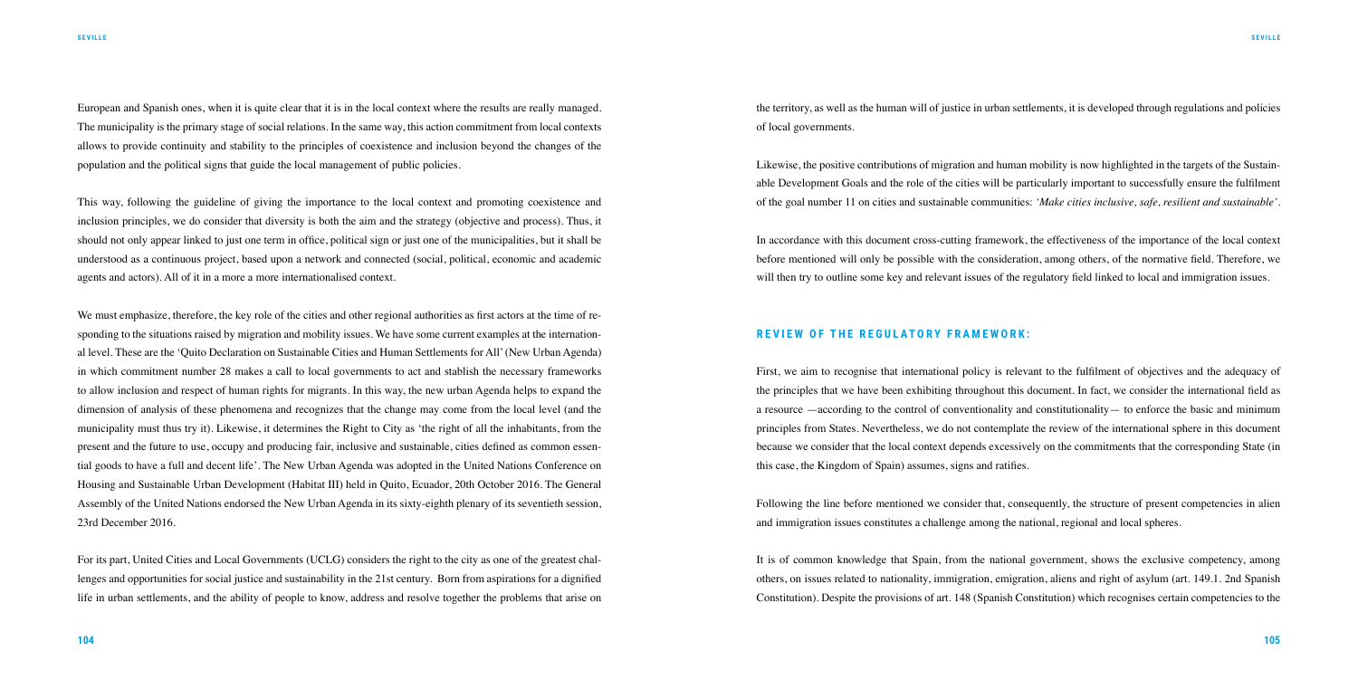European and Spanish ones, when it is quite clear that it is in the local context where the results are really managed. The municipality is the primary stage of social relations. In the same way, this action commitment from local contexts allows to provide continuity and stability to the principles of coexistence and inclusion beyond the changes of the population and the political signs that guide the local management of public policies.

This way, following the guideline of giving the importance to the local context and promoting coexistence and inclusion principles, we do consider that diversity is both the aim and the strategy (objective and process). Thus, it should not only appear linked to just one term in office, political sign or just one of the municipalities, but it shall be understood as a continuous project, based upon a network and connected (social, political, economic and academic agents and actors). All of it in a more a more internationalised context.

We must emphasize, therefore, the key role of the cities and other regional authorities as first actors at the time of responding to the situations raised by migration and mobility issues. We have some current examples at the international level. These are the 'Quito Declaration on Sustainable Cities and Human Settlements for All' (New Urban Agenda) in which commitment number 28 makes a call to local governments to act and stablish the necessary frameworks to allow inclusion and respect of human rights for migrants. In this way, the new urban Agenda helps to expand the dimension of analysis of these phenomena and recognizes that the change may come from the local level (and the municipality must thus try it). Likewise, it determines the Right to City as 'the right of all the inhabitants, from the present and the future to use, occupy and producing fair, inclusive and sustainable, cities defined as common essential goods to have a full and decent life'. The New Urban Agenda was adopted in the United Nations Conference on Housing and Sustainable Urban Development (Habitat III) held in Quito, Ecuador, 20th October 2016. The General Assembly of the United Nations endorsed the New Urban Agenda in its sixty-eighth plenary of its seventieth session, 23rd December 2016.

For its part, United Cities and Local Governments (UCLG) considers the right to the city as one of the greatest challenges and opportunities for social justice and sustainability in the 21st century. Born from aspirations for a dignified life in urban settlements, and the ability of people to know, address and resolve together the problems that arise on the territory, as well as the human will of justice in urban settlements, it is developed through regulations and policies of local governments.

Likewise, the positive contributions of migration and human mobility is now highlighted in the targets of the Sustainable Development Goals and the role of the cities will be particularly important to successfully ensure the fulfilment of the goal number 11 on cities and sustainable communities: *'Make cities inclusive, safe, resilient and sustainable'*.

In accordance with this document cross-cutting framework, the effectiveness of the importance of the local context before mentioned will only be possible with the consideration, among others, of the normative field. Therefore, we will then try to outline some key and relevant issues of the regulatory field linked to local and immigration issues.

## REVIEW OF THE REGULATORY FRAMEWORK:

First, we aim to recognise that international policy is relevant to the fulfilment of objectives and the adequacy of the principles that we have been exhibiting throughout this document. In fact, we consider the international field as a resource —according to the control of conventionality and constitutionality— to enforce the basic and minimum principles from States. Nevertheless, we do not contemplate the review of the international sphere in this document because we consider that the local context depends excessively on the commitments that the corresponding State (in this case, the Kingdom of Spain) assumes, signs and ratifies.

Following the line before mentioned we consider that, consequently, the structure of present competencies in alien and immigration issues constitutes a challenge among the national, regional and local spheres.

It is of common knowledge that Spain, from the national government, shows the exclusive competency, among others, on issues related to nationality, immigration, emigration, aliens and right of asylum (art. 149.1. 2nd Spanish Constitution). Despite the provisions of art. 148 (Spanish Constitution) which recognises certain competencies to the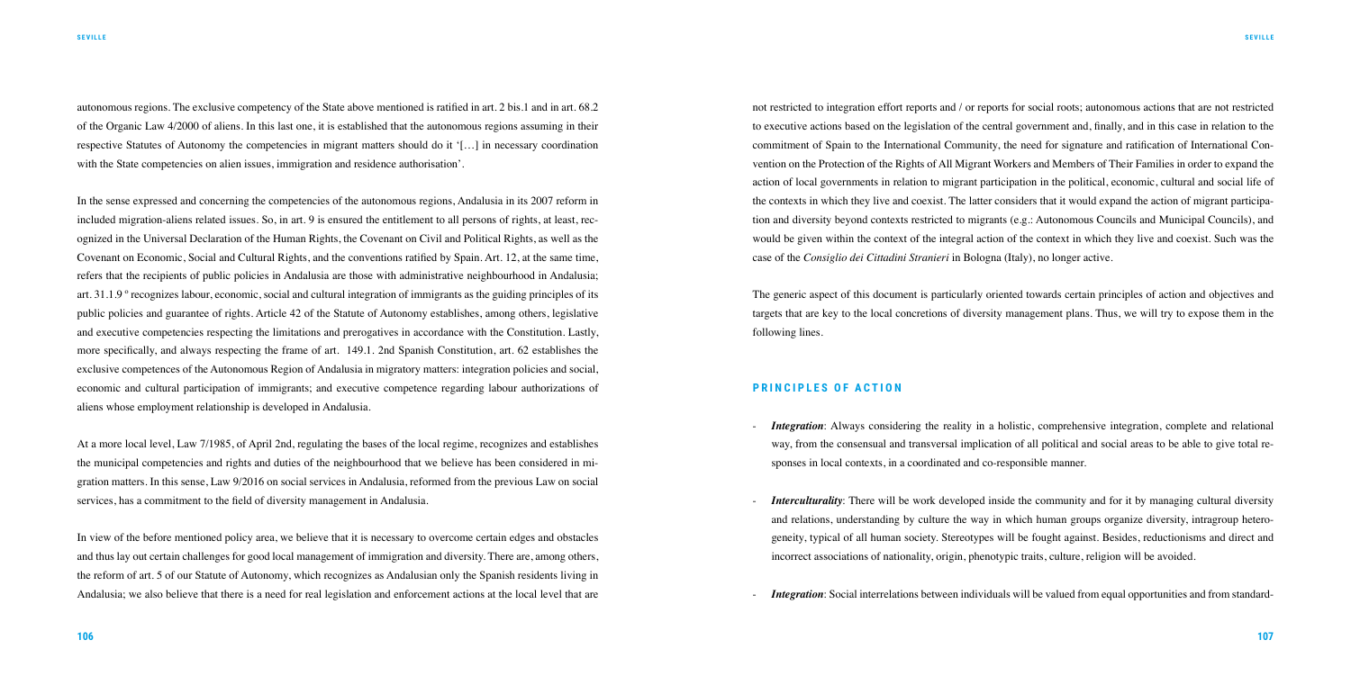autonomous regions. The exclusive competency of the State above mentioned is ratified in art. 2 bis.1 and in art. 68.2 of the Organic Law 4/2000 of aliens. In this last one, it is established that the autonomous regions assuming in their respective Statutes of Autonomy the competencies in migrant matters should do it '[…] in necessary coordination with the State competencies on alien issues, immigration and residence authorisation'.

In the sense expressed and concerning the competencies of the autonomous regions, Andalusia in its 2007 reform in included migration-aliens related issues. So, in art. 9 is ensured the entitlement to all persons of rights, at least, recognized in the Universal Declaration of the Human Rights, the Covenant on Civil and Political Rights, as well as the Covenant on Economic, Social and Cultural Rights, and the conventions ratified by Spain. Art. 12, at the same time, refers that the recipients of public policies in Andalusia are those with administrative neighbourhood in Andalusia; art. 31.1.9 º recognizes labour, economic, social and cultural integration of immigrants as the guiding principles of its public policies and guarantee of rights. Article 42 of the Statute of Autonomy establishes, among others, legislative and executive competencies respecting the limitations and prerogatives in accordance with the Constitution. Lastly, more specifically, and always respecting the frame of art. 149.1. 2nd Spanish Constitution, art. 62 establishes the exclusive competences of the Autonomous Region of Andalusia in migratory matters: integration policies and social, economic and cultural participation of immigrants; and executive competence regarding labour authorizations of aliens whose employment relationship is developed in Andalusia.

At a more local level, Law 7/1985, of April 2nd, regulating the bases of the local regime, recognizes and establishes the municipal competencies and rights and duties of the neighbourhood that we believe has been considered in migration matters. In this sense, Law 9/2016 on social services in Andalusia, reformed from the previous Law on social services, has a commitment to the field of diversity management in Andalusia.

In view of the before mentioned policy area, we believe that it is necessary to overcome certain edges and obstacles and thus lay out certain challenges for good local management of immigration and diversity. There are, among others, the reform of art. 5 of our Statute of Autonomy, which recognizes as Andalusian only the Spanish residents living in Andalusia; we also believe that there is a need for real legislation and enforcement actions at the local level that are not restricted to integration effort reports and / or reports for social roots; autonomous actions that are not restricted to executive actions based on the legislation of the central government and, finally, and in this case in relation to the commitment of Spain to the International Community, the need for signature and ratification of International Convention on the Protection of the Rights of All Migrant Workers and Members of Their Families in order to expand the action of local governments in relation to migrant participation in the political, economic, cultural and social life of the contexts in which they live and coexist. The latter considers that it would expand the action of migrant participation and diversity beyond contexts restricted to migrants (e.g.: Autonomous Councils and Municipal Councils), and would be given within the context of the integral action of the context in which they live and coexist. Such was the case of the *Consiglio dei Cittadini Stranieri* in Bologna (Italy), no longer active.

The generic aspect of this document is particularly oriented towards certain principles of action and objectives and targets that are key to the local concretions of diversity management plans. Thus, we will try to expose them in the following lines.

## PRINCIPLES OF ACTION

- ***Integration***: Always considering the reality in a holistic, comprehensive integration, complete and relational way, from the consensual and transversal implication of all political and social areas to be able to give total responses in local contexts, in a coordinated and co-responsible manner.

- ***Interculturality***: There will be work developed inside the community and for it by managing cultural diversity and relations, understanding by culture the way in which human groups organize diversity, intragroup heterogeneity, typical of all human society. Stereotypes will be fought against. Besides, reductionisms and direct and incorrect associations of nationality, origin, phenotypic traits, culture, religion will be avoided.

- ***Integration***: Social interrelations between individuals will be valued from equal opportunities and from standard-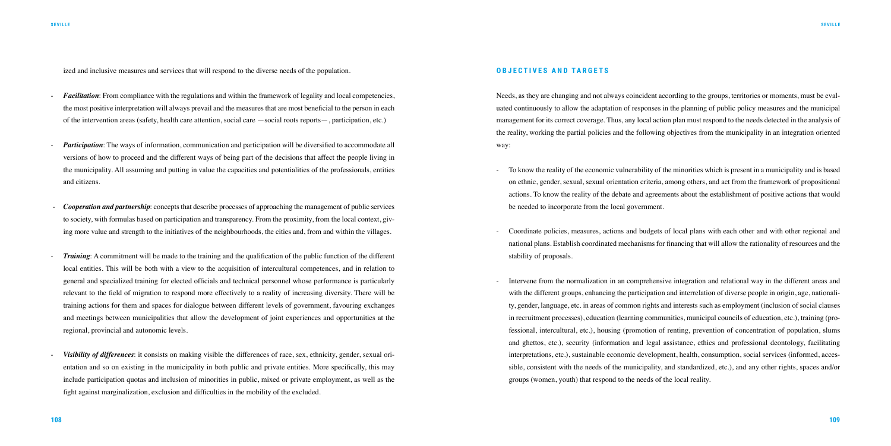ized and inclusive measures and services that will respond to the diverse needs of the population.

- ***Facilitation***: From compliance with the regulations and within the framework of legality and local competencies, the most positive interpretation will always prevail and the measures that are most beneficial to the person in each of the intervention areas (safety, health care attention, social care —social roots reports—, participation, etc.)

- ***Participation***: The ways of information, communication and participation will be diversified to accommodate all versions of how to proceed and the different ways of being part of the decisions that affect the people living in the municipality. All assuming and putting in value the capacities and potentialities of the professionals, entities and citizens.

- ***Cooperation and partnership***: concepts that describe processes of approaching the management of public services to society, with formulas based on participation and transparency. From the proximity, from the local context, giving more value and strength to the initiatives of the neighbourhoods, the cities and, from and within the villages.

- ***Training***: A commitment will be made to the training and the qualification of the public function of the different local entities. This will be both with a view to the acquisition of intercultural competences, and in relation to general and specialized training for elected officials and technical personnel whose performance is particularly relevant to the field of migration to respond more effectively to a reality of increasing diversity. There will be training actions for them and spaces for dialogue between different levels of government, favouring exchanges and meetings between municipalities that allow the development of joint experiences and opportunities at the regional, provincial and autonomic levels.

- ***Visibility of differences***: it consists on making visible the differences of race, sex, ethnicity, gender, sexual orientation and so on existing in the municipality in both public and private entities. More specifically, this may include participation quotas and inclusion of minorities in public, mixed or private employment, as well as the fight against marginalization, exclusion and difficulties in the mobility of the excluded.

## OBJECTIVES AND TARGETS

Needs, as they are changing and not always coincident according to the groups, territories or moments, must be evaluated continuously to allow the adaptation of responses in the planning of public policy measures and the municipal management for its correct coverage. Thus, any local action plan must respond to the needs detected in the analysis of the reality, working the partial policies and the following objectives from the municipality in an integration oriented way:

- To know the reality of the economic vulnerability of the minorities which is present in a municipality and is based on ethnic, gender, sexual, sexual orientation criteria, among others, and act from the framework of propositional actions. To know the reality of the debate and agreements about the establishment of positive actions that would be needed to incorporate from the local government.

- Coordinate policies, measures, actions and budgets of local plans with each other and with other regional and national plans. Establish coordinated mechanisms for financing that will allow the rationality of resources and the stability of proposals.

- Intervene from the normalization in an comprehensive integration and relational way in the different areas and with the different groups, enhancing the participation and interrelation of diverse people in origin, age, nationality, gender, language, etc. in areas of common rights and interests such as employment (inclusion of social clauses in recruitment processes), education (learning communities, municipal councils of education, etc.), training (professional, intercultural, etc.), housing (promotion of renting, prevention of concentration of population, slums and ghettos, etc.), security (information and legal assistance, ethics and professional deontology, facilitating interpretations, etc.), sustainable economic development, health, consumption, social services (informed, accessible, consistent with the needs of the municipality, and standardized, etc.), and any other rights, spaces and/or groups (women, youth) that respond to the needs of the local reality.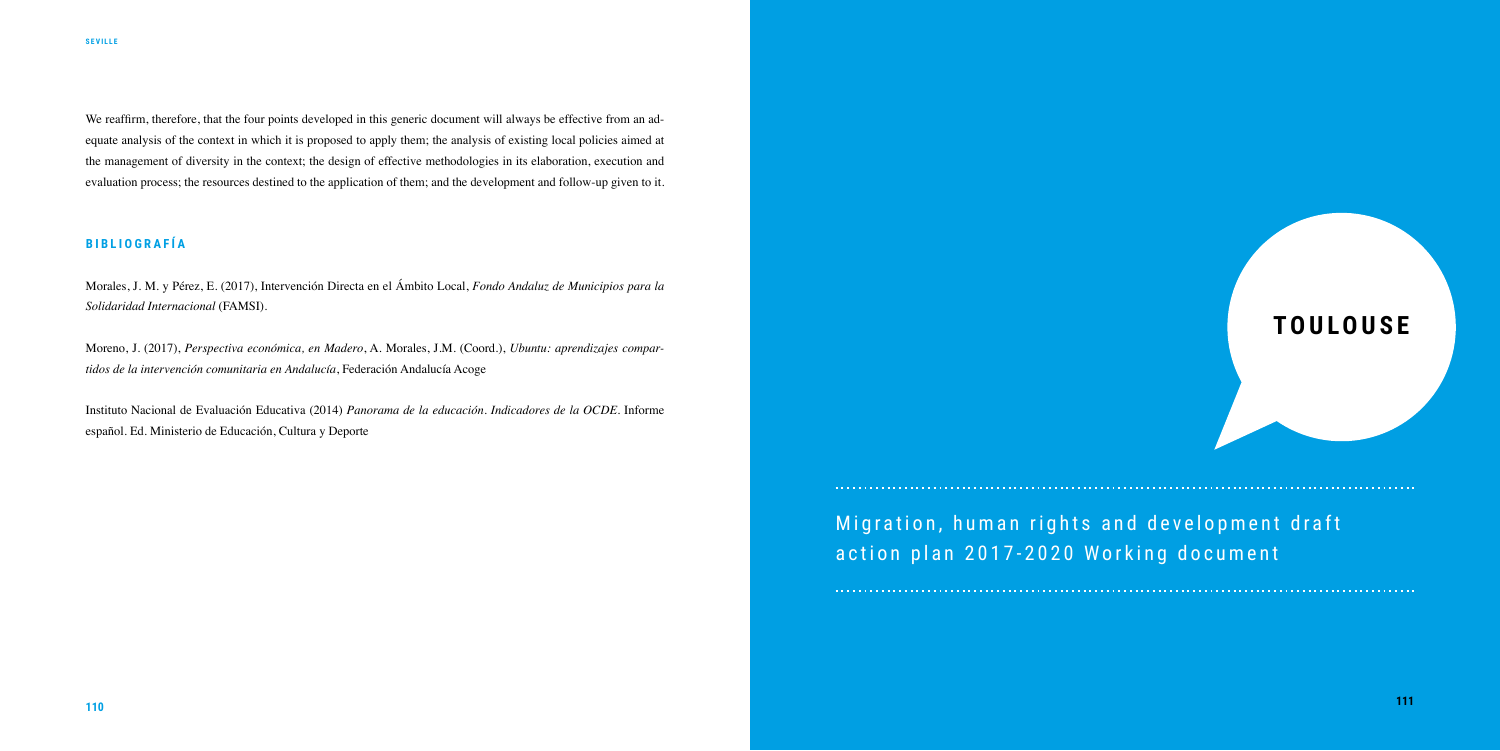We reaffirm, therefore, that the four points developed in this generic document will always be effective from an adequate analysis of the context in which it is proposed to apply them; the analysis of existing local policies aimed at the management of diversity in the context; the design of effective methodologies in its elaboration, execution and evaluation process; the resources destined to the application of them; and the development and follow-up given to it.

## BIBLIOGRAFÍA

Morales, J. M. y Pérez, E. (2017), Intervención Directa en el Ámbito Local, *Fondo Andaluz de Municipios para la Solidaridad Internacional* (FAMSI).

Moreno, J. (2017), *Perspectiva económica, en Madero*, A. Morales, J.M. (Coord.), *Ubuntu: aprendizajes compartidos de la intervención comunitaria en Andalucía*, Federación Andalucía Acoge

Instituto Nacional de Evaluación Educativa (2014) *Panorama de la educación. Indicadores de la OCDE.* Informe español. Ed. Ministerio de Educación, Cultura y Deporte

# TOULOUSE

## Migration, human rights and development draft action plan 2017-2020 Working document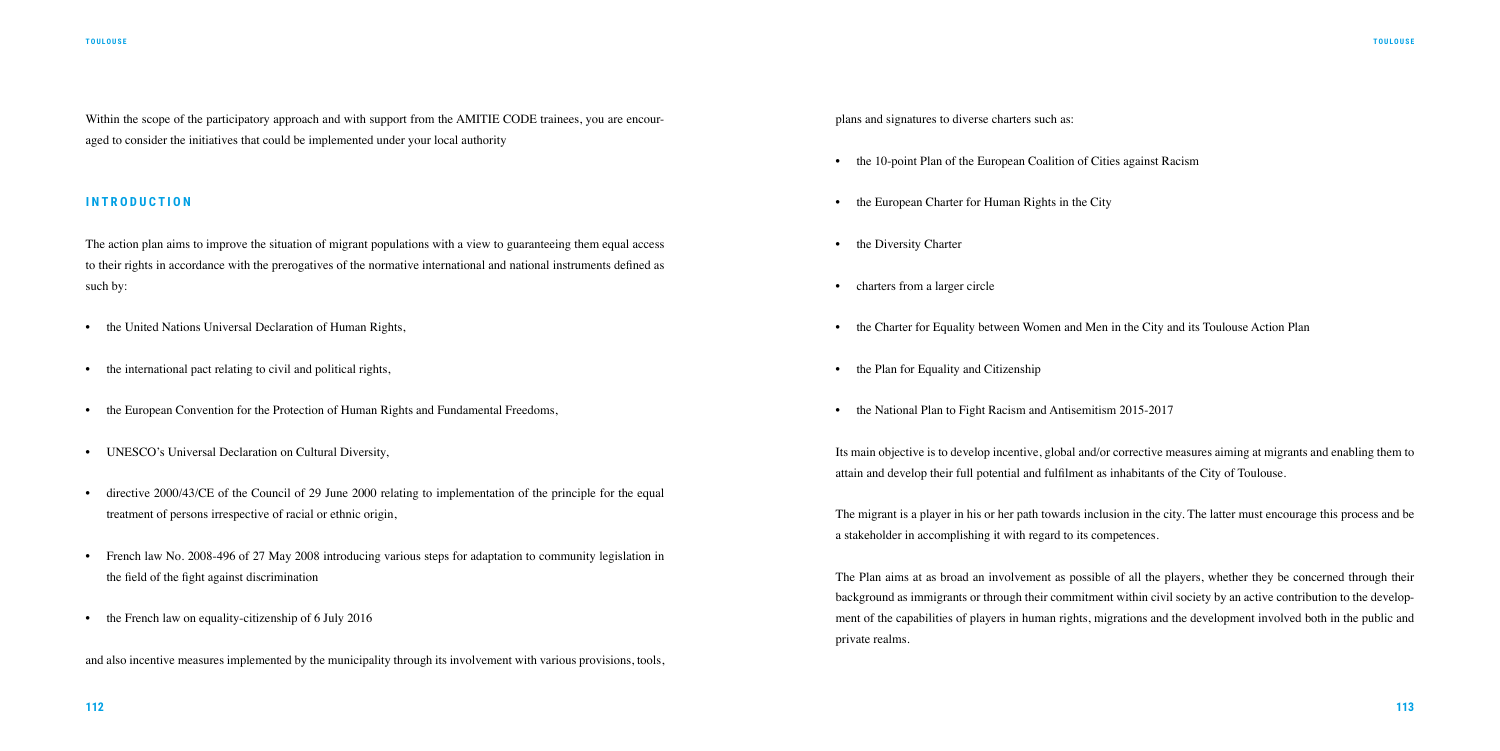Within the scope of the participatory approach and with support from the AMITIE CODE trainees, you are encouraged to consider the initiatives that could be implemented under your local authority

## INTRODUCTION

The action plan aims to improve the situation of migrant populations with a view to guaranteeing them equal access to their rights in accordance with the prerogatives of the normative international and national instruments defined as such by:

- the United Nations Universal Declaration of Human Rights,
- the international pact relating to civil and political rights,
- the European Convention for the Protection of Human Rights and Fundamental Freedoms,
- UNESCO's Universal Declaration on Cultural Diversity,
- directive 2000/43/CE of the Council of 29 June 2000 relating to implementation of the principle for the equal treatment of persons irrespective of racial or ethnic origin,
- French law No. 2008-496 of 27 May 2008 introducing various steps for adaptation to community legislation in the field of the fight against discrimination
- the French law on equality-citizenship of 6 July 2016

and also incentive measures implemented by the municipality through its involvement with various provisions, tools, plans and signatures to diverse charters such as:

- the 10-point Plan of the European Coalition of Cities against Racism
- the European Charter for Human Rights in the City
- the Diversity Charter
- charters from a larger circle
- the Charter for Equality between Women and Men in the City and its Toulouse Action Plan
- the Plan for Equality and Citizenship
- the National Plan to Fight Racism and Antisemitism 2015-2017

Its main objective is to develop incentive, global and/or corrective measures aiming at migrants and enabling them to attain and develop their full potential and fulfilment as inhabitants of the City of Toulouse.

The migrant is a player in his or her path towards inclusion in the city. The latter must encourage this process and be a stakeholder in accomplishing it with regard to its competences.

The Plan aims at as broad an involvement as possible of all the players, whether they be concerned through their background as immigrants or through their commitment within civil society by an active contribution to the development of the capabilities of players in human rights, migrations and the development involved both in the public and private realms.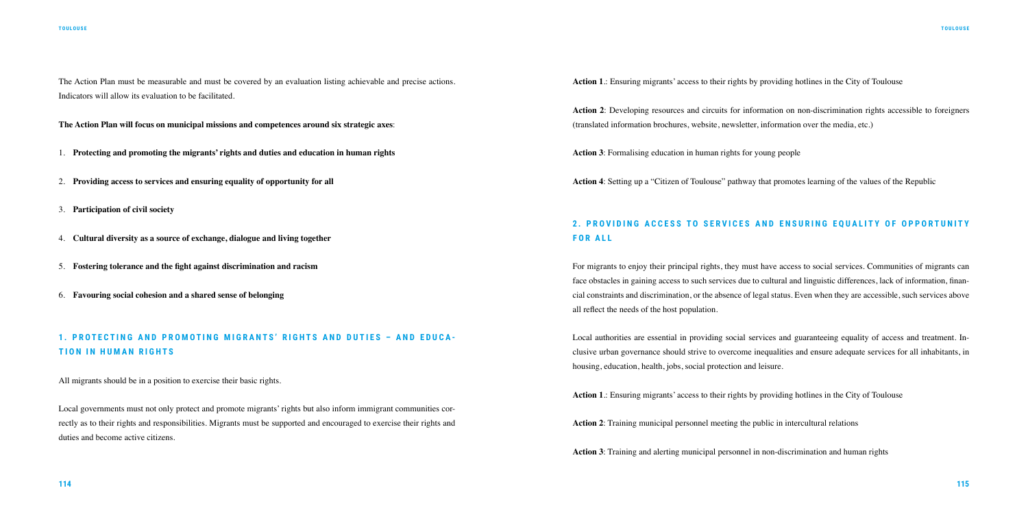The Action Plan must be measurable and must be covered by an evaluation listing achievable and precise actions. Indicators will allow its evaluation to be facilitated.

**The Action Plan will focus on municipal missions and competences around six strategic axes**:

1. **Protecting and promoting the migrants' rights and duties and education in human rights**
2. **Providing access to services and ensuring equality of opportunity for all**
3. **Participation of civil society**
4. **Cultural diversity as a source of exchange, dialogue and living together**
5. **Fostering tolerance and the fight against discrimination and racism**
6. **Favouring social cohesion and a shared sense of belonging**

## 1. PROTECTING AND PROMOTING MIGRANTS' RIGHTS AND DUTIES – AND EDUCATION IN HUMAN RIGHTS

All migrants should be in a position to exercise their basic rights.

Local governments must not only protect and promote migrants' rights but also inform immigrant communities correctly as to their rights and responsibilities. Migrants must be supported and encouraged to exercise their rights and duties and become active citizens.

**Action 1**.: Ensuring migrants' access to their rights by providing hotlines in the City of Toulouse

**Action 2**: Developing resources and circuits for information on non-discrimination rights accessible to foreigners (translated information brochures, website, newsletter, information over the media, etc.)

**Action 3**: Formalising education in human rights for young people

**Action 4**: Setting up a "Citizen of Toulouse" pathway that promotes learning of the values of the Republic

## 2. PROVIDING ACCESS TO SERVICES AND ENSURING EQUALITY OF OPPORTUNITY FOR ALL

For migrants to enjoy their principal rights, they must have access to social services. Communities of migrants can face obstacles in gaining access to such services due to cultural and linguistic differences, lack of information, financial constraints and discrimination, or the absence of legal status. Even when they are accessible, such services above all reflect the needs of the host population.

Local authorities are essential in providing social services and guaranteeing equality of access and treatment. Inclusive urban governance should strive to overcome inequalities and ensure adequate services for all inhabitants, in housing, education, health, jobs, social protection and leisure.

**Action 1**.: Ensuring migrants' access to their rights by providing hotlines in the City of Toulouse

**Action 2**: Training municipal personnel meeting the public in intercultural relations

**Action 3**: Training and alerting municipal personnel in non-discrimination and human rights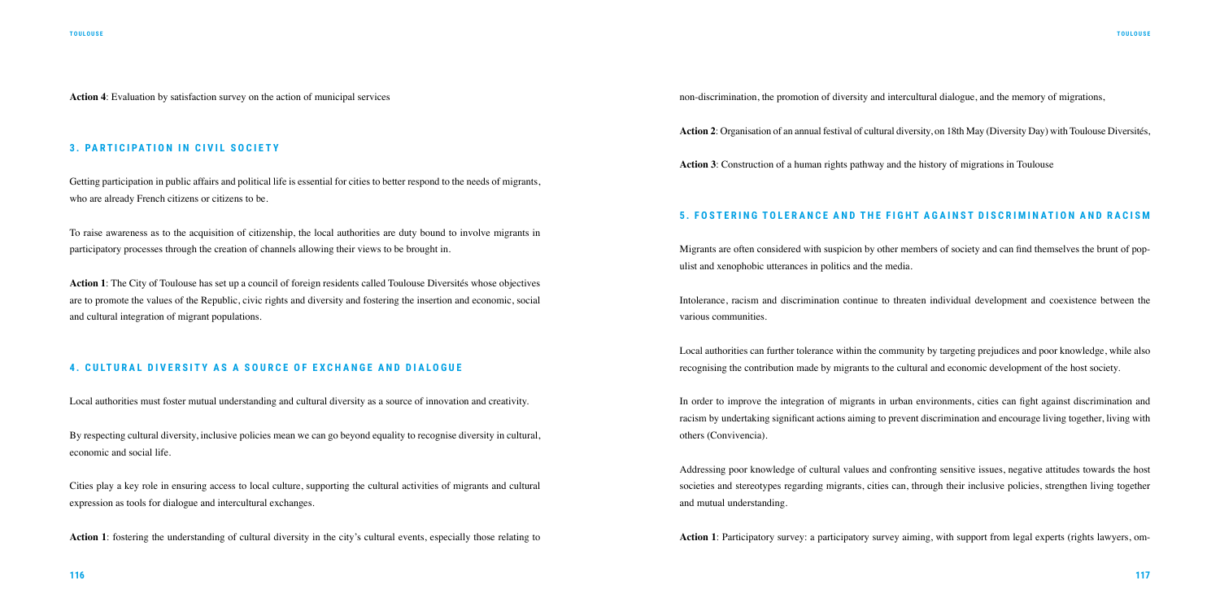**Action 4**: Evaluation by satisfaction survey on the action of municipal services

## 3. PARTICIPATION IN CIVIL SOCIETY

Getting participation in public affairs and political life is essential for cities to better respond to the needs of migrants, who are already French citizens or citizens to be.

To raise awareness as to the acquisition of citizenship, the local authorities are duty bound to involve migrants in participatory processes through the creation of channels allowing their views to be brought in.

**Action 1**: The City of Toulouse has set up a council of foreign residents called Toulouse Diversités whose objectives are to promote the values of the Republic, civic rights and diversity and fostering the insertion and economic, social and cultural integration of migrant populations.

## 4. CULTURAL DIVERSITY AS A SOURCE OF EXCHANGE AND DIALOGUE

Local authorities must foster mutual understanding and cultural diversity as a source of innovation and creativity.

By respecting cultural diversity, inclusive policies mean we can go beyond equality to recognise diversity in cultural, economic and social life.

Cities play a key role in ensuring access to local culture, supporting the cultural activities of migrants and cultural expression as tools for dialogue and intercultural exchanges.

**Action 1**: fostering the understanding of cultural diversity in the city's cultural events, especially those relating to non-discrimination, the promotion of diversity and intercultural dialogue, and the memory of migrations,

**Action 2**: Organisation of an annual festival of cultural diversity, on 18th May (Diversity Day) with Toulouse Diversités,

**Action 3**: Construction of a human rights pathway and the history of migrations in Toulouse

## 5. FOSTERING TOLERANCE AND THE FIGHT AGAINST DISCRIMINATION AND RACISM

Migrants are often considered with suspicion by other members of society and can find themselves the brunt of populist and xenophobic utterances in politics and the media.

Intolerance, racism and discrimination continue to threaten individual development and coexistence between the various communities.

Local authorities can further tolerance within the community by targeting prejudices and poor knowledge, while also recognising the contribution made by migrants to the cultural and economic development of the host society.

In order to improve the integration of migrants in urban environments, cities can fight against discrimination and racism by undertaking significant actions aiming to prevent discrimination and encourage living together, living with others (Convivencia).

Addressing poor knowledge of cultural values and confronting sensitive issues, negative attitudes towards the host societies and stereotypes regarding migrants, cities can, through their inclusive policies, strengthen living together and mutual understanding.

**Action 1**: Participatory survey: a participatory survey aiming, with support from legal experts (rights lawyers, om-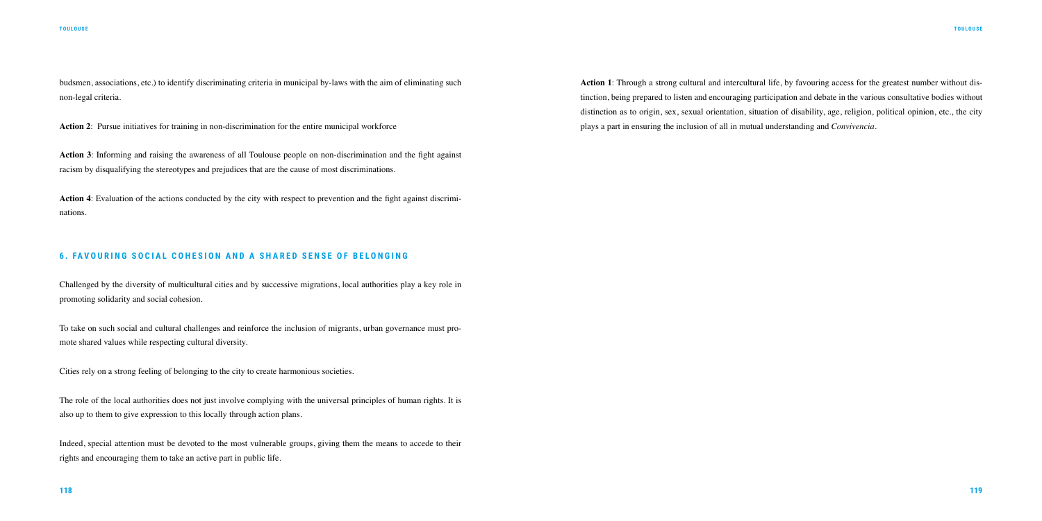budsmen, associations, etc.) to identify discriminating criteria in municipal by-laws with the aim of eliminating such non-legal criteria.

**Action 2**: Pursue initiatives for training in non-discrimination for the entire municipal workforce

**Action 3**: Informing and raising the awareness of all Toulouse people on non-discrimination and the fight against racism by disqualifying the stereotypes and prejudices that are the cause of most discriminations.

**Action 4**: Evaluation of the actions conducted by the city with respect to prevention and the fight against discriminations.

## 6. FAVOURING SOCIAL COHESION AND A SHARED SENSE OF BELONGING

Challenged by the diversity of multicultural cities and by successive migrations, local authorities play a key role in promoting solidarity and social cohesion.

To take on such social and cultural challenges and reinforce the inclusion of migrants, urban governance must promote shared values while respecting cultural diversity.

Cities rely on a strong feeling of belonging to the city to create harmonious societies.

The role of the local authorities does not just involve complying with the universal principles of human rights. It is also up to them to give expression to this locally through action plans.

Indeed, special attention must be devoted to the most vulnerable groups, giving them the means to accede to their rights and encouraging them to take an active part in public life.

**Action 1**: Through a strong cultural and intercultural life, by favouring access for the greatest number without distinction, being prepared to listen and encouraging participation and debate in the various consultative bodies without distinction as to origin, sex, sexual orientation, situation of disability, age, religion, political opinion, etc., the city plays a part in ensuring the inclusion of all in mutual understanding and *Convivencia*.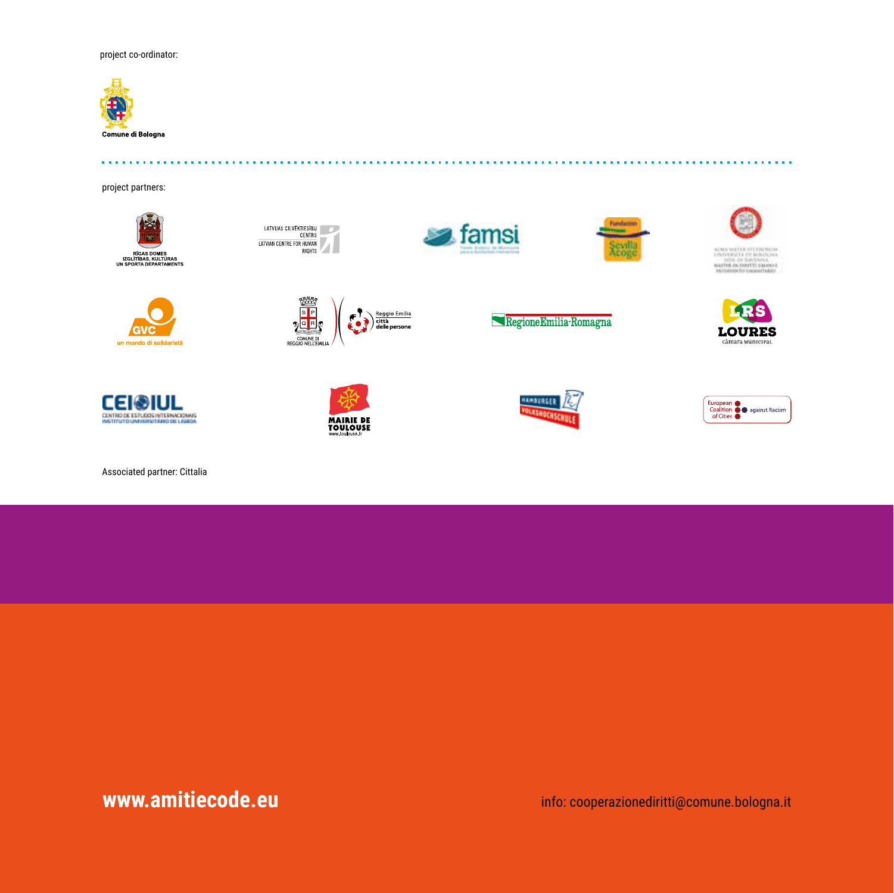project co-ordinator:

Comune di Bologna

project partners:

RĪGAS DOMES IZGLĪTĪBAS, KULTŪRAS UN SPORTA DEPARTAMENTS

LATVIJAS CILVĒKTIESĪBU CENTRS
LATVIAN CENTRE FOR HUMAN RIGHTS

famsi

Fundación Sevilla Acoge

GVC
un mondo di solidarietà

COMUNE DI REGGIO NELL'EMILIA
Reggio Emilia città delle persone

RegioneEmilia-Romagna

LOURES
câmara municipal

CEI-IUL
CENTRO DE ESTUDOS INTERNACIONAIS
INSTITUTO UNIVERSITÁRIO DE LISBOA

MAIRIE DE TOULOUSE
www.toulouse.fr

HAMBURGER VOLKSHOCHSCHULE

European Coalition of Cities against Racism

Associated partner: Cittalia

**www.amitiecode.eu**

info: cooperazionediritti@comune.bologna.it